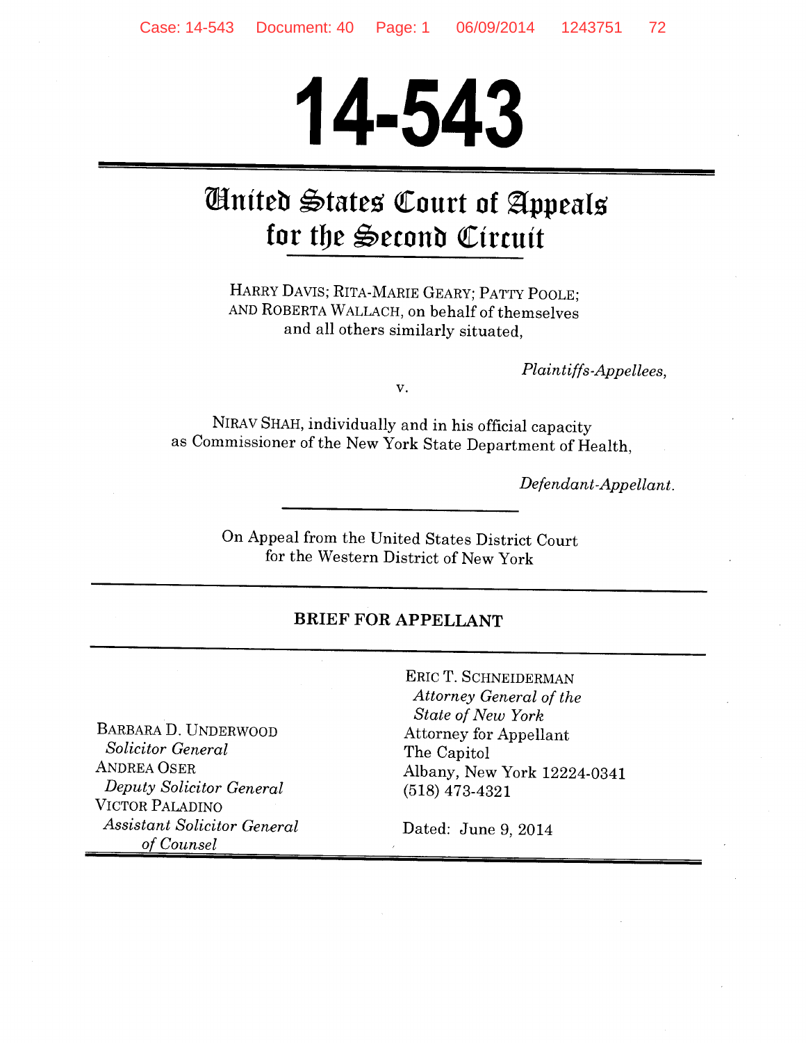# 14-543

## United States Court of Appeals for the Second Circuit

HARRY DAVIS; RITA-MARIE GEARY; PATTY POOLE; AND ROBERTA WALLACH, on behalf of themselves and all others similarly situated,

*Plaintiffs-Appellees,*

v.

NIRAV SHAH, individually and in his official capacity as Commissioner of the New York State Department of Health,

*Defendant-Appellant.*

On Appeal from the United States District Court for the Western District of New York

### BRIEF FOR APPELLANT

BARBARA D. UNDERWOOD
*Solicitor General*
ANDREA OSER
*Deputy Solicitor General*
VICTOR PALADINO
*Assistant Solicitor General*
*of Counsel*

ERIC T. SCHNEIDERMAN
*Attorney General of the State of New York*
Attorney for Appellant
The Capitol
Albany, New York 12224-0341
(518) 473-4321

Dated: June 9, 2014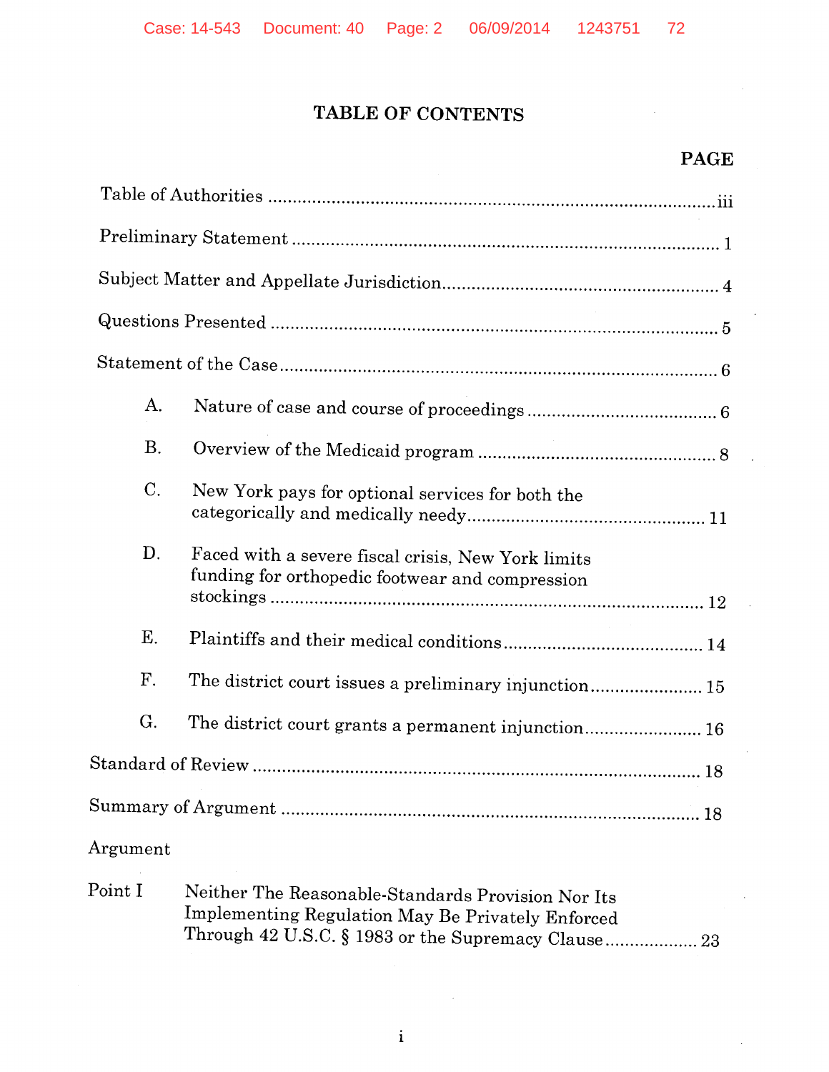# TABLE OF CONTENTS

| | PAGE |
|---|---|
| Table of Authorities | iii |
| Preliminary Statement | 1 |
| Subject Matter and Appellate Jurisdiction | 4 |
| Questions Presented | 5 |
| Statement of the Case | 6 |
| A. Nature of case and course of proceedings | 6 |
| B. Overview of the Medicaid program | 8 |
| C. New York pays for optional services for both the categorically and medically needy | 11 |
| D. Faced with a severe fiscal crisis, New York limits funding for orthopedic footwear and compression stockings | 12 |
| E. Plaintiffs and their medical conditions | 14 |
| F. The district court issues a preliminary injunction | 15 |
| G. The district court grants a permanent injunction | 16 |
| Standard of Review | 18 |
| Summary of Argument | 18 |
| Argument | |
| Point I Neither The Reasonable-Standards Provision Nor Its Implementing Regulation May Be Privately Enforced Through 42 U.S.C. § 1983 or the Supremacy Clause | 23 |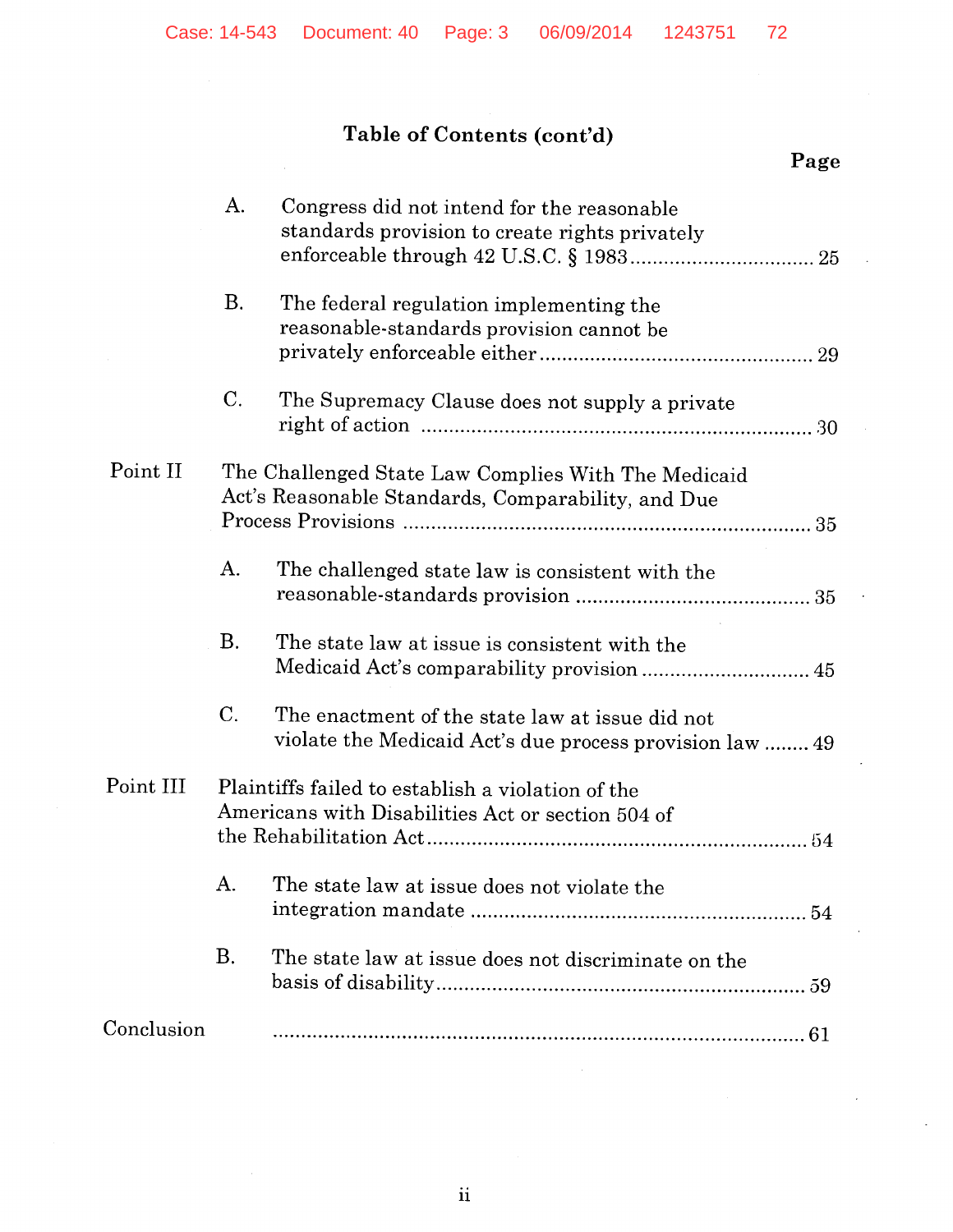## Table of Contents (cont'd)

| | | | Page |
|---|---|---|---|
| | A. | Congress did not intend for the reasonable standards provision to create rights privately enforceable through 42 U.S.C. § 1983 | 25 |
| | B. | The federal regulation implementing the reasonable-standards provision cannot be privately enforceable either | 29 |
| | C. | The Supremacy Clause does not supply a private right of action | 30 |
| Point II | The Challenged State Law Complies With The Medicaid Act's Reasonable Standards, Comparability, and Due Process Provisions | | 35 |
| | A. | The challenged state law is consistent with the reasonable-standards provision | 35 |
| | B. | The state law at issue is consistent with the Medicaid Act's comparability provision | 45 |
| | C. | The enactment of the state law at issue did not violate the Medicaid Act's due process provision law | 49 |
| Point III | Plaintiffs failed to establish a violation of the Americans with Disabilities Act or section 504 of the Rehabilitation Act | | 54 |
| | A. | The state law at issue does not violate the integration mandate | 54 |
| | B. | The state law at issue does not discriminate on the basis of disability | 59 |
| Conclusion | | | 61 |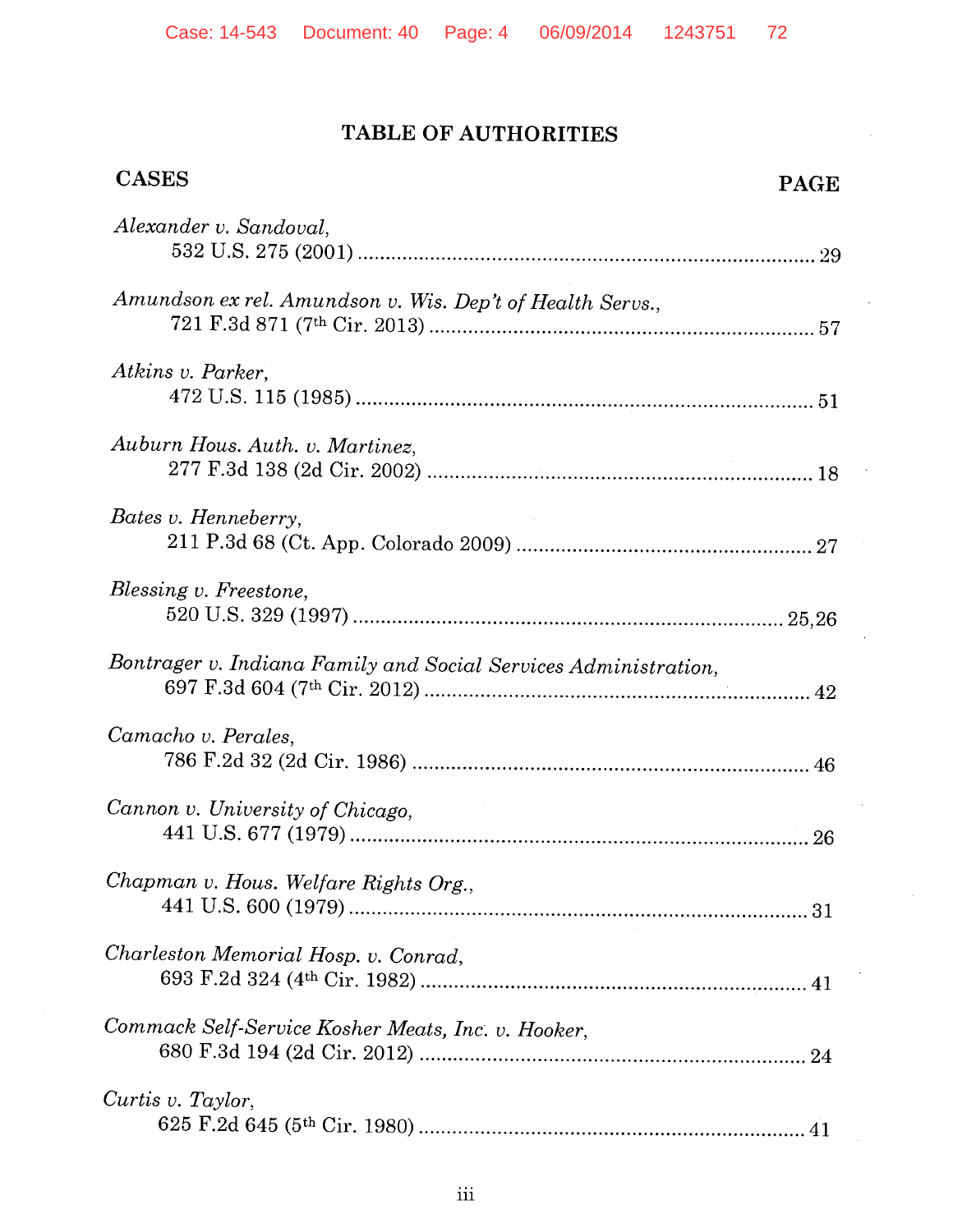## TABLE OF AUTHORITIES

**CASES** **PAGE**

*Alexander v. Sandoval*,
532 U.S. 275 (2001) .................................................................................. 29

*Amundson ex rel. Amundson v. Wis. Dep't of Health Servs.*,
721 F.3d 871 (7th Cir. 2013) ..................................................................... 57

*Atkins v. Parker*,
472 U.S. 115 (1985) .................................................................................. 51

*Auburn Hous. Auth. v. Martinez*,
277 F.3d 138 (2d Cir. 2002) ...................................................................... 18

*Bates v. Henneberry*,
211 P.3d 68 (Ct. App. Colorado 2009) ..................................................... 27

*Blessing v. Freestone*,
520 U.S. 329 (1997) .............................................................................. 25,26

*Bontrager v. Indiana Family and Social Services Administration*,
697 F.3d 604 (7th Cir. 2012) ..................................................................... 42

*Camacho v. Perales*,
786 F.2d 32 (2d Cir. 1986) ........................................................................ 46

*Cannon v. University of Chicago*,
441 U.S. 677 (1979) .................................................................................. 26

*Chapman v. Hous. Welfare Rights Org.*,
441 U.S. 600 (1979) .................................................................................. 31

*Charleston Memorial Hosp. v. Conrad*,
693 F.2d 324 (4th Cir. 1982) ..................................................................... 41

*Commack Self-Service Kosher Meats, Inc. v. Hooker*,
680 F.3d 194 (2d Cir. 2012) ...................................................................... 24

*Curtis v. Taylor*,
625 F.2d 645 (5th Cir. 1980) ..................................................................... 41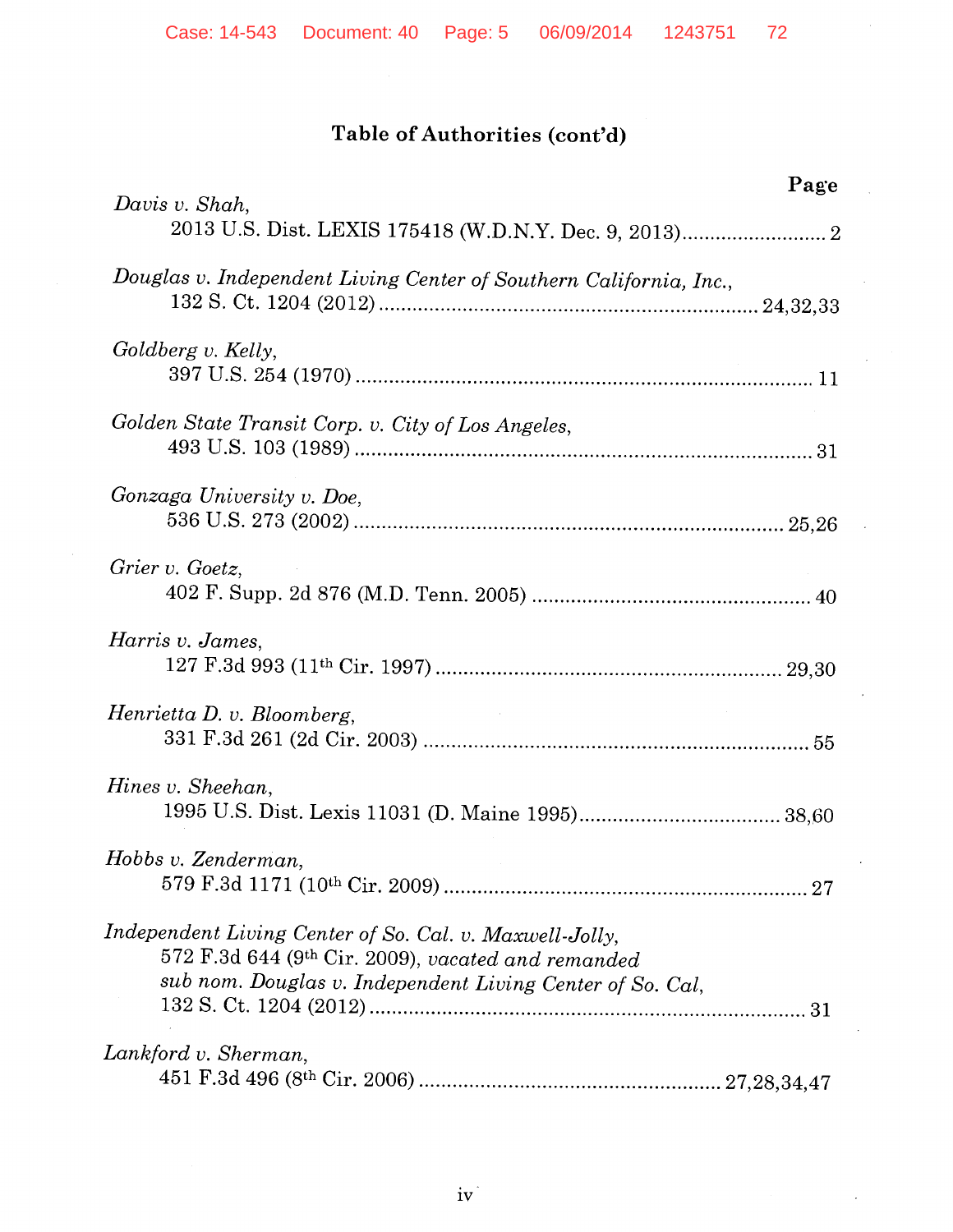## Table of Authorities (cont'd)

**Page**

*Davis v. Shah*,
2013 U.S. Dist. LEXIS 175418 (W.D.N.Y. Dec. 9, 2013) .......................... 2

*Douglas v. Independent Living Center of Southern California, Inc.*,
132 S. Ct. 1204 (2012) .................................................................. 24,32,33

*Goldberg v. Kelly*,
397 U.S. 254 (1970) ................................................................................ 11

*Golden State Transit Corp. v. City of Los Angeles*,
493 U.S. 103 (1989) ................................................................................ 31

*Gonzaga University v. Doe*,
536 U.S. 273 (2002) ........................................................................... 25,26

*Grier v. Goetz*,
402 F. Supp. 2d 876 (M.D. Tenn. 2005) ................................................ 40

*Harris v. James*,
127 F.3d 993 (11th Cir. 1997) ............................................................. 29,30

*Henrietta D. v. Bloomberg*,
331 F.3d 261 (2d Cir. 2003) .................................................................... 55

*Hines v. Sheehan*,
1995 U.S. Dist. Lexis 11031 (D. Maine 1995) .................................... 38,60

*Hobbs v. Zenderman*,
579 F.3d 1171 (10th Cir. 2009) ................................................................ 27

*Independent Living Center of So. Cal. v. Maxwell-Jolly*,
572 F.3d 644 (9th Cir. 2009), *vacated and remanded sub nom. Douglas v. Independent Living Center of So. Cal*,
132 S. Ct. 1204 (2012) ............................................................................. 31

*Lankford v. Sherman*,
451 F.3d 496 (8th Cir. 2006) ..................................................... 27,28,34,47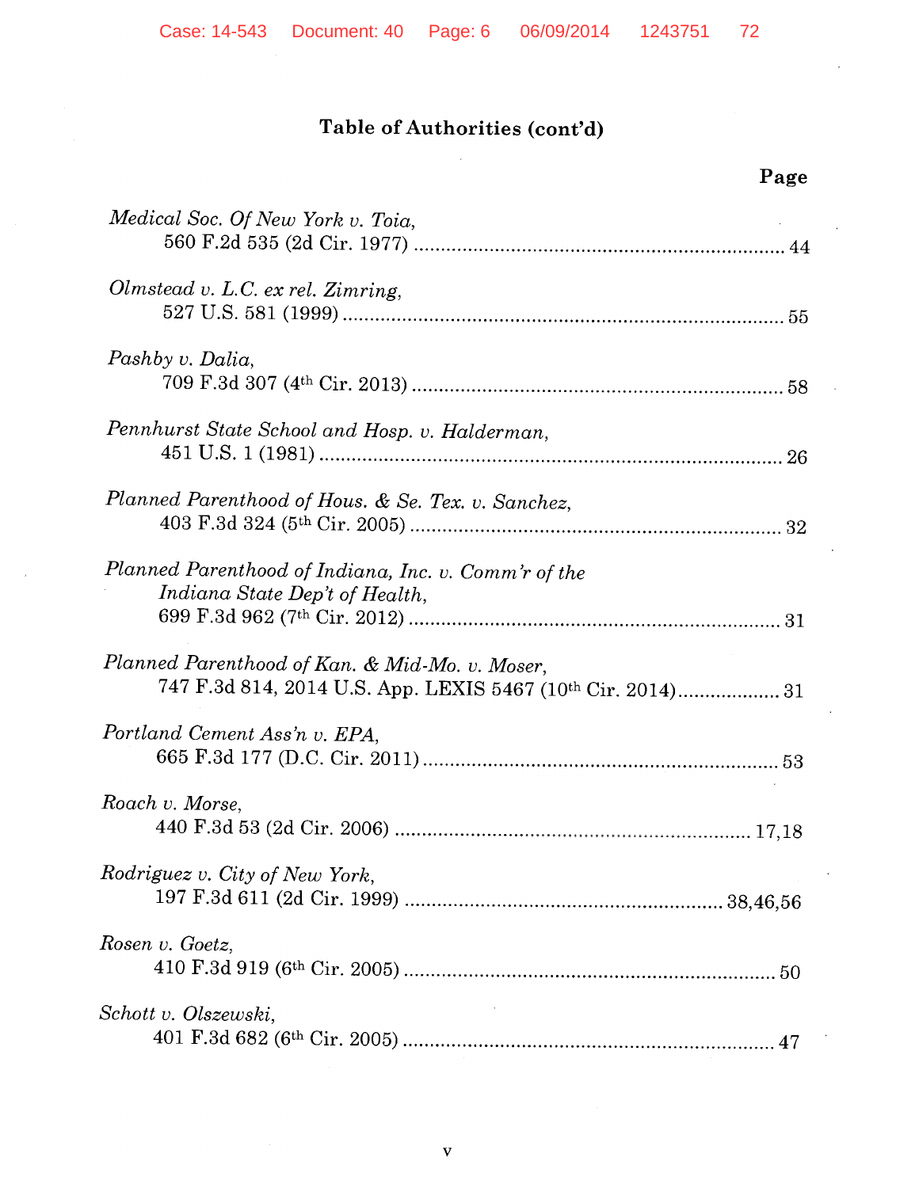## Table of Authorities (cont'd)

**Page**

*Medical Soc. Of New York v. Toia*,
560 F.2d 535 (2d Cir. 1977) ........................................................................ 44

*Olmstead v. L.C. ex rel. Zimring*,
527 U.S. 581 (1999) .................................................................................... 55

*Pashby v. Dalia*,
709 F.3d 307 (4th Cir. 2013) ........................................................................ 58

*Pennhurst State School and Hosp. v. Halderman*,
451 U.S. 1 (1981) ........................................................................................ 26

*Planned Parenthood of Hous. & Se. Tex. v. Sanchez*,
403 F.3d 324 (5th Cir. 2005) ........................................................................ 32

*Planned Parenthood of Indiana, Inc. v. Comm'r of the Indiana State Dep't of Health*,
699 F.3d 962 (7th Cir. 2012) ........................................................................ 31

*Planned Parenthood of Kan. & Mid-Mo. v. Moser*,
747 F.3d 814, 2014 U.S. App. LEXIS 5467 (10th Cir. 2014) .................. 31

*Portland Cement Ass'n v. EPA*,
665 F.3d 177 (D.C. Cir. 2011) .................................................................... 53

*Roach v. Morse*,
440 F.3d 53 (2d Cir. 2006) ................................................................... 17,18

*Rodriguez v. City of New York*,
197 F.3d 611 (2d Cir. 1999) .............................................................. 38,46,56

*Rosen v. Goetz*,
410 F.3d 919 (6th Cir. 2005) ........................................................................ 50

*Schott v. Olszewski*,
401 F.3d 682 (6th Cir. 2005) ........................................................................ 47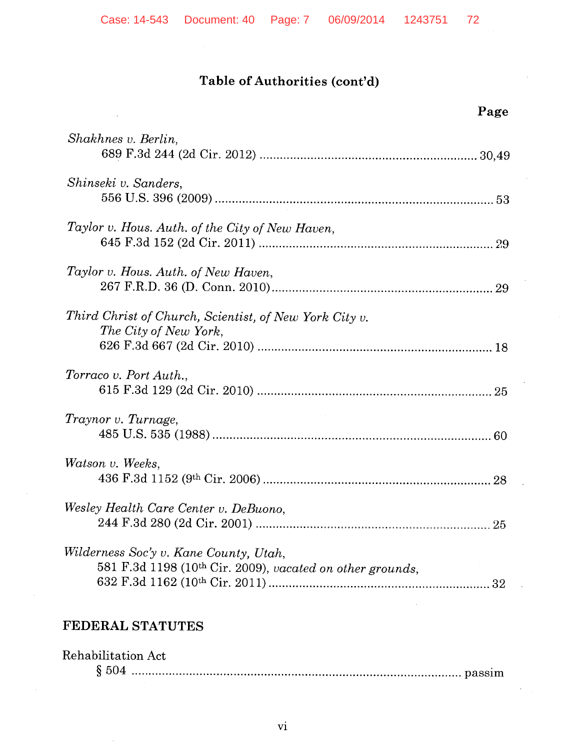## Table of Authorities (cont'd)

**Page**

*Shakhnes v. Berlin*,
689 F.3d 244 (2d Cir. 2012) ........................................ 30,49

*Shinseki v. Sanders*,
556 U.S. 396 (2009) ........................................ 53

*Taylor v. Hous. Auth. of the City of New Haven*,
645 F.3d 152 (2d Cir. 2011) ........................................ 29

*Taylor v. Hous. Auth. of New Haven*,
267 F.R.D. 36 (D. Conn. 2010) ........................................ 29

*Third Christ of Church, Scientist, of New York City v. The City of New York*,
626 F.3d 667 (2d Cir. 2010) ........................................ 18

*Torraco v. Port Auth.*,
615 F.3d 129 (2d Cir. 2010) ........................................ 25

*Traynor v. Turnage*,
485 U.S. 535 (1988) ........................................ 60

*Watson v. Weeks*,
436 F.3d 1152 (9th Cir. 2006) ........................................ 28

*Wesley Health Care Center v. DeBuono*,
244 F.3d 280 (2d Cir. 2001) ........................................ 25

*Wilderness Soc'y v. Kane County, Utah*,
581 F.3d 1198 (10th Cir. 2009), *vacated on other grounds*,
632 F.3d 1162 (10th Cir. 2011) ........................................ 32

## FEDERAL STATUTES

Rehabilitation Act
§ 504 ........................................ passim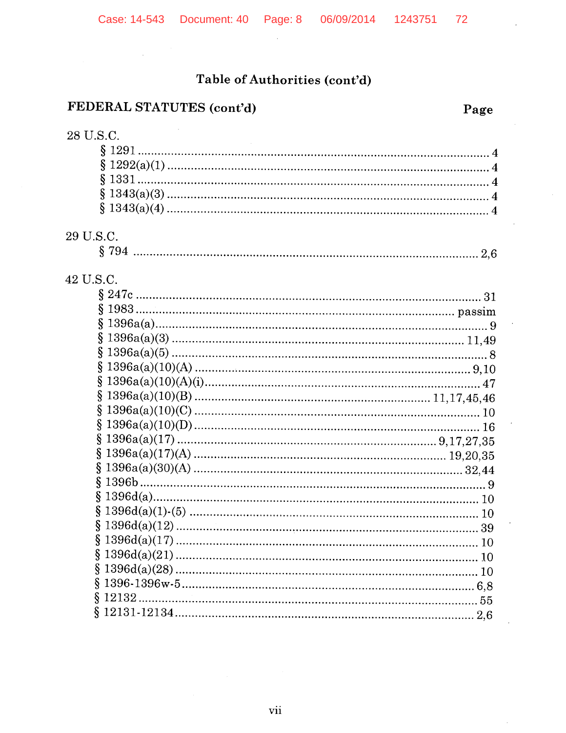## Table of Authorities (cont'd)

### FEDERAL STATUTES (cont'd)

| | Page |
|---|---|
| **28 U.S.C.** | |
| § 1291 | 4 |
| § 1292(a)(1) | 4 |
| § 1331 | 4 |
| § 1343(a)(3) | 4 |
| § 1343(a)(4) | 4 |
| **29 U.S.C.** | |
| § 794 | 2,6 |
| **42 U.S.C.** | |
| § 247c | 31 |
| § 1983 | passim |
| § 1396a(a) | 9 |
| § 1396a(a)(3) | 11,49 |
| § 1396a(a)(5) | 8 |
| § 1396a(a)(10)(A) | 9,10 |
| § 1396a(a)(10)(A)(i) | 47 |
| § 1396a(a)(10)(B) | 11,17,45,46 |
| § 1396a(a)(10)(C) | 10 |
| § 1396a(a)(10)(D) | 16 |
| § 1396a(a)(17) | 9,17,27,35 |
| § 1396a(a)(17)(A) | 19,20,35 |
| § 1396a(a)(30)(A) | 32,44 |
| § 1396b | 9 |
| § 1396d(a) | 10 |
| § 1396d(a)(1)-(5) | 10 |
| § 1396d(a)(12) | 39 |
| § 1396d(a)(17) | 10 |
| § 1396d(a)(21) | 10 |
| § 1396d(a)(28) | 10 |
| § 1396-1396w-5 | 6,8 |
| § 12132 | 55 |
| § 12131-12134 | 2,6 |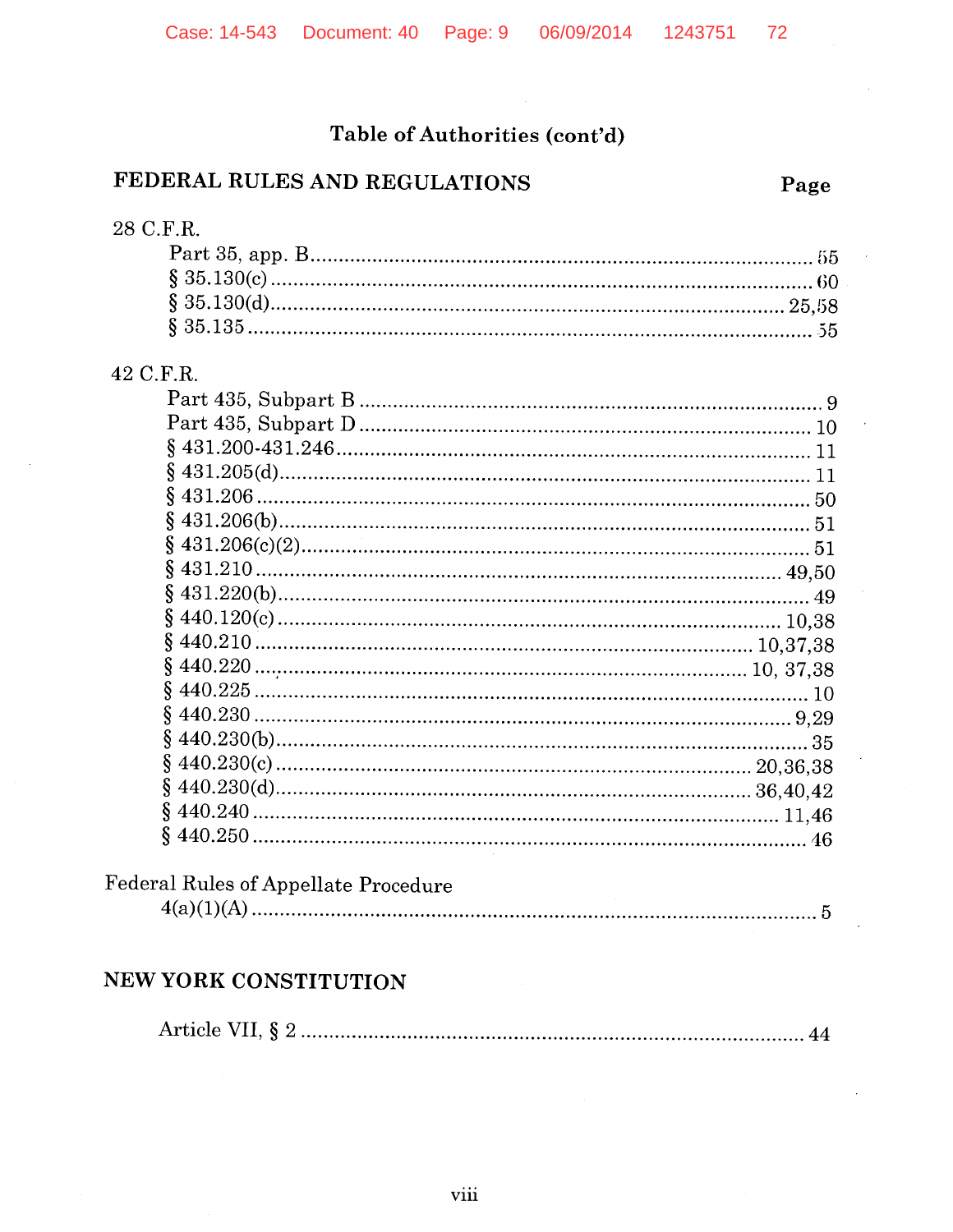## Table of Authorities (cont'd)

### FEDERAL RULES AND REGULATIONS

| | Page |
|---|---|
| **28 C.F.R.** | |
| Part 35, app. B | 55 |
| § 35.130(c) | 60 |
| § 35.130(d) | 25,58 |
| § 35.135 | 55 |
| **42 C.F.R.** | |
| Part 435, Subpart B | 9 |
| Part 435, Subpart D | 10 |
| § 431.200-431.246 | 11 |
| § 431.205(d) | 11 |
| § 431.206 | 50 |
| § 431.206(b) | 51 |
| § 431.206(c)(2) | 51 |
| § 431.210 | 49,50 |
| § 431.220(b) | 49 |
| § 440.120(c) | 10,38 |
| § 440.210 | 10,37,38 |
| § 440.220 | 10, 37,38 |
| § 440.225 | 10 |
| § 440.230 | 9,29 |
| § 440.230(b) | 35 |
| § 440.230(c) | 20,36,38 |
| § 440.230(d) | 36,40,42 |
| § 440.240 | 11,46 |
| § 440.250 | 46 |
| **Federal Rules of Appellate Procedure** | |
| 4(a)(1)(A) | 5 |

### NEW YORK CONSTITUTION

| | |
|---|---|
| Article VII, § 2 | 44 |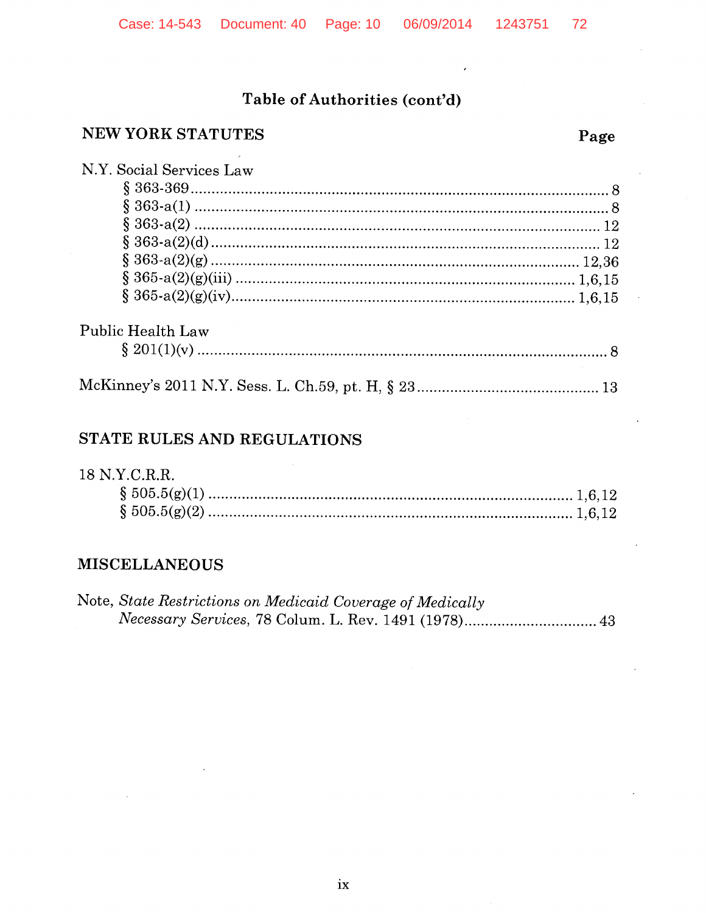## Table of Authorities (cont'd)

**NEW YORK STATUTES** — **Page**

N.Y. Social Services Law

- § 363-369 .......... 8
- § 363-a(1) .......... 8
- § 363-a(2) .......... 12
- § 363-a(2)(d) .......... 12
- § 363-a(2)(g) .......... 12,36
- § 365-a(2)(g)(iii) .......... 1,6,15
- § 365-a(2)(g)(iv) .......... 1,6,15

Public Health Law

- § 201(1)(v) .......... 8

McKinney's 2011 N.Y. Sess. L. Ch.59, pt. H, § 23 .......... 13

**STATE RULES AND REGULATIONS**

18 N.Y.C.R.R.

- § 505.5(g)(1) .......... 1,6,12
- § 505.5(g)(2) .......... 1,6,12

**MISCELLANEOUS**

Note, *State Restrictions on Medicaid Coverage of Medically Necessary Services*, 78 Colum. L. Rev. 1491 (1978) .......... 43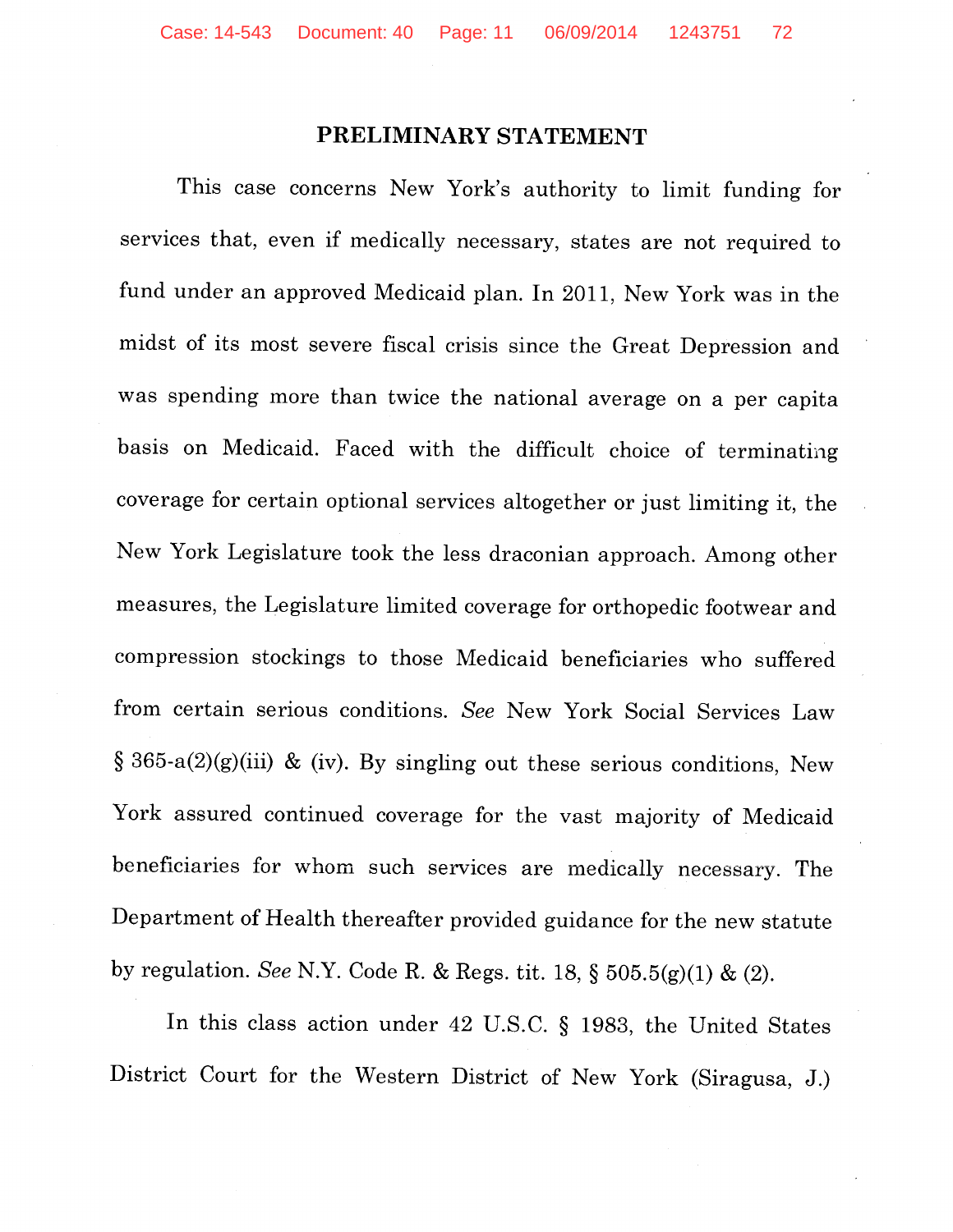# PRELIMINARY STATEMENT

This case concerns New York's authority to limit funding for services that, even if medically necessary, states are not required to fund under an approved Medicaid plan. In 2011, New York was in the midst of its most severe fiscal crisis since the Great Depression and was spending more than twice the national average on a per capita basis on Medicaid. Faced with the difficult choice of terminating coverage for certain optional services altogether or just limiting it, the New York Legislature took the less draconian approach. Among other measures, the Legislature limited coverage for orthopedic footwear and compression stockings to those Medicaid beneficiaries who suffered from certain serious conditions. *See* New York Social Services Law § 365-a(2)(g)(iii) & (iv). By singling out these serious conditions, New York assured continued coverage for the vast majority of Medicaid beneficiaries for whom such services are medically necessary. The Department of Health thereafter provided guidance for the new statute by regulation. *See* N.Y. Code R. & Regs. tit. 18, § 505.5(g)(1) & (2).

In this class action under 42 U.S.C. § 1983, the United States District Court for the Western District of New York (Siragusa, J.)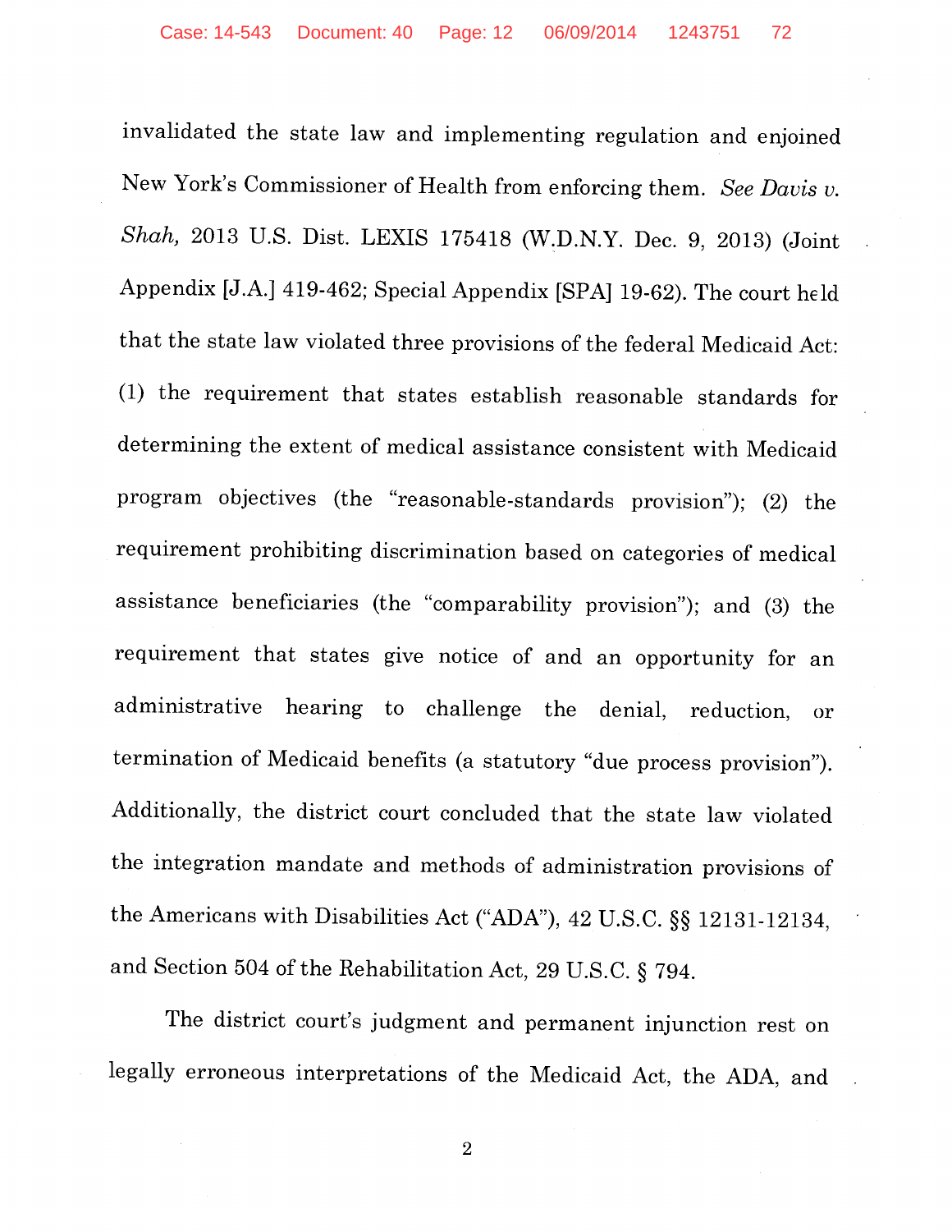invalidated the state law and implementing regulation and enjoined New York's Commissioner of Health from enforcing them. *See Davis v. Shah*, 2013 U.S. Dist. LEXIS 175418 (W.D.N.Y. Dec. 9, 2013) (Joint Appendix [J.A.] 419-462; Special Appendix [SPA] 19-62). The court held that the state law violated three provisions of the federal Medicaid Act: (1) the requirement that states establish reasonable standards for determining the extent of medical assistance consistent with Medicaid program objectives (the "reasonable-standards provision"); (2) the requirement prohibiting discrimination based on categories of medical assistance beneficiaries (the "comparability provision"); and (3) the requirement that states give notice of and an opportunity for an administrative hearing to challenge the denial, reduction, or termination of Medicaid benefits (a statutory "due process provision"). Additionally, the district court concluded that the state law violated the integration mandate and methods of administration provisions of the Americans with Disabilities Act ("ADA"), 42 U.S.C. §§ 12131-12134, and Section 504 of the Rehabilitation Act, 29 U.S.C. § 794.

The district court's judgment and permanent injunction rest on legally erroneous interpretations of the Medicaid Act, the ADA, and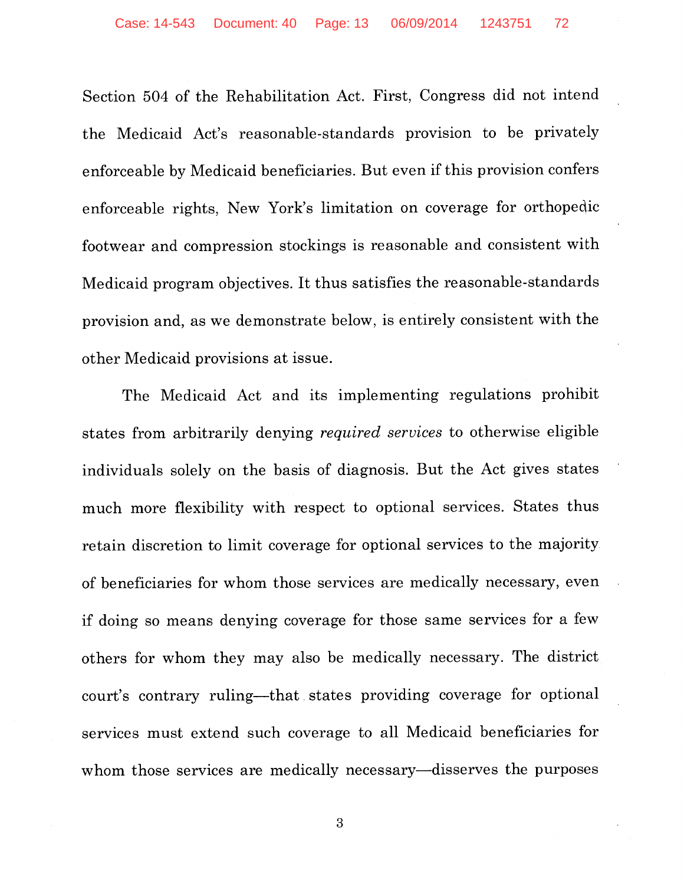Section 504 of the Rehabilitation Act. First, Congress did not intend the Medicaid Act's reasonable-standards provision to be privately enforceable by Medicaid beneficiaries. But even if this provision confers enforceable rights, New York's limitation on coverage for orthopedic footwear and compression stockings is reasonable and consistent with Medicaid program objectives. It thus satisfies the reasonable-standards provision and, as we demonstrate below, is entirely consistent with the other Medicaid provisions at issue.

The Medicaid Act and its implementing regulations prohibit states from arbitrarily denying *required services* to otherwise eligible individuals solely on the basis of diagnosis. But the Act gives states much more flexibility with respect to optional services. States thus retain discretion to limit coverage for optional services to the majority of beneficiaries for whom those services are medically necessary, even if doing so means denying coverage for those same services for a few others for whom they may also be medically necessary. The district court's contrary ruling—that states providing coverage for optional services must extend such coverage to all Medicaid beneficiaries for whom those services are medically necessary—disserves the purposes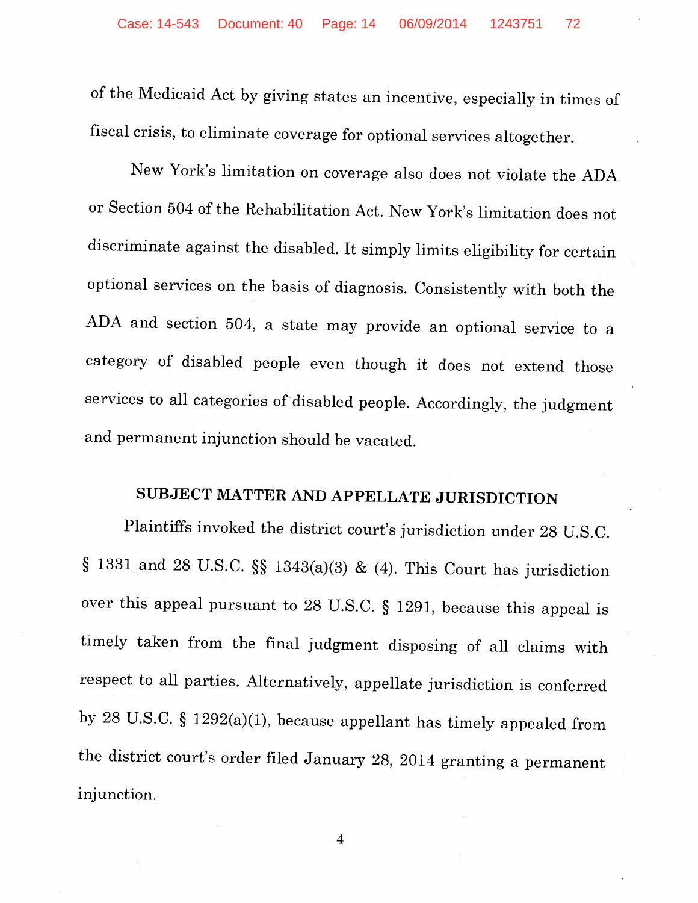of the Medicaid Act by giving states an incentive, especially in times of fiscal crisis, to eliminate coverage for optional services altogether.

New York's limitation on coverage also does not violate the ADA or Section 504 of the Rehabilitation Act. New York's limitation does not discriminate against the disabled. It simply limits eligibility for certain optional services on the basis of diagnosis. Consistently with both the ADA and section 504, a state may provide an optional service to a category of disabled people even though it does not extend those services to all categories of disabled people. Accordingly, the judgment and permanent injunction should be vacated.

## SUBJECT MATTER AND APPELLATE JURISDICTION

Plaintiffs invoked the district court's jurisdiction under 28 U.S.C. § 1331 and 28 U.S.C. §§ 1343(a)(3) & (4). This Court has jurisdiction over this appeal pursuant to 28 U.S.C. § 1291, because this appeal is timely taken from the final judgment disposing of all claims with respect to all parties. Alternatively, appellate jurisdiction is conferred by 28 U.S.C. § 1292(a)(1), because appellant has timely appealed from the district court's order filed January 28, 2014 granting a permanent injunction.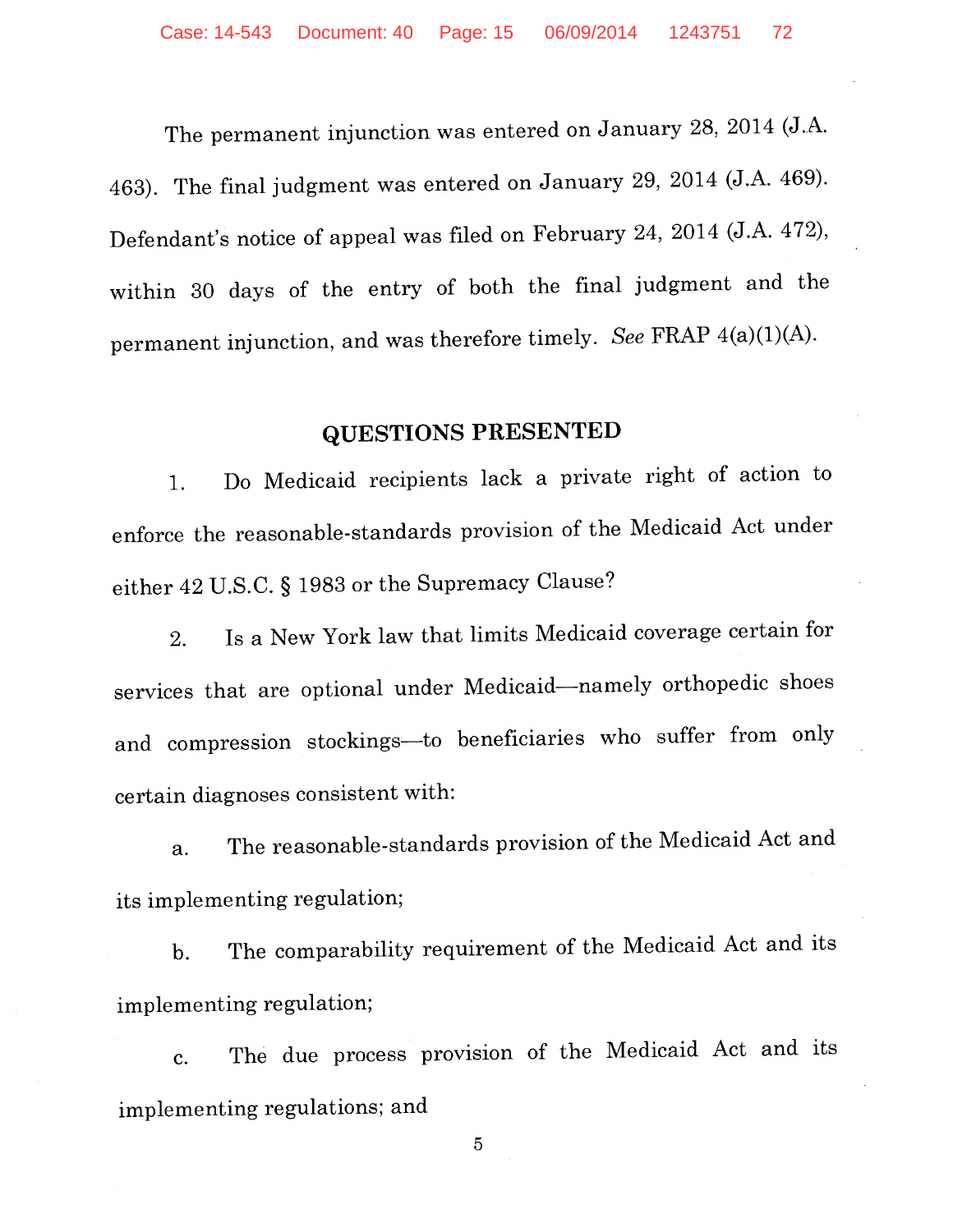The permanent injunction was entered on January 28, 2014 (J.A. 463). The final judgment was entered on January 29, 2014 (J.A. 469). Defendant's notice of appeal was filed on February 24, 2014 (J.A. 472), within 30 days of the entry of both the final judgment and the permanent injunction, and was therefore timely. *See* FRAP 4(a)(1)(A).

## QUESTIONS PRESENTED

1. Do Medicaid recipients lack a private right of action to enforce the reasonable-standards provision of the Medicaid Act under either 42 U.S.C. § 1983 or the Supremacy Clause?

2. Is a New York law that limits Medicaid coverage certain for services that are optional under Medicaid—namely orthopedic shoes and compression stockings—to beneficiaries who suffer from only certain diagnoses consistent with:

   a. The reasonable-standards provision of the Medicaid Act and its implementing regulation;

   b. The comparability requirement of the Medicaid Act and its implementing regulation;

   c. The due process provision of the Medicaid Act and its implementing regulations; and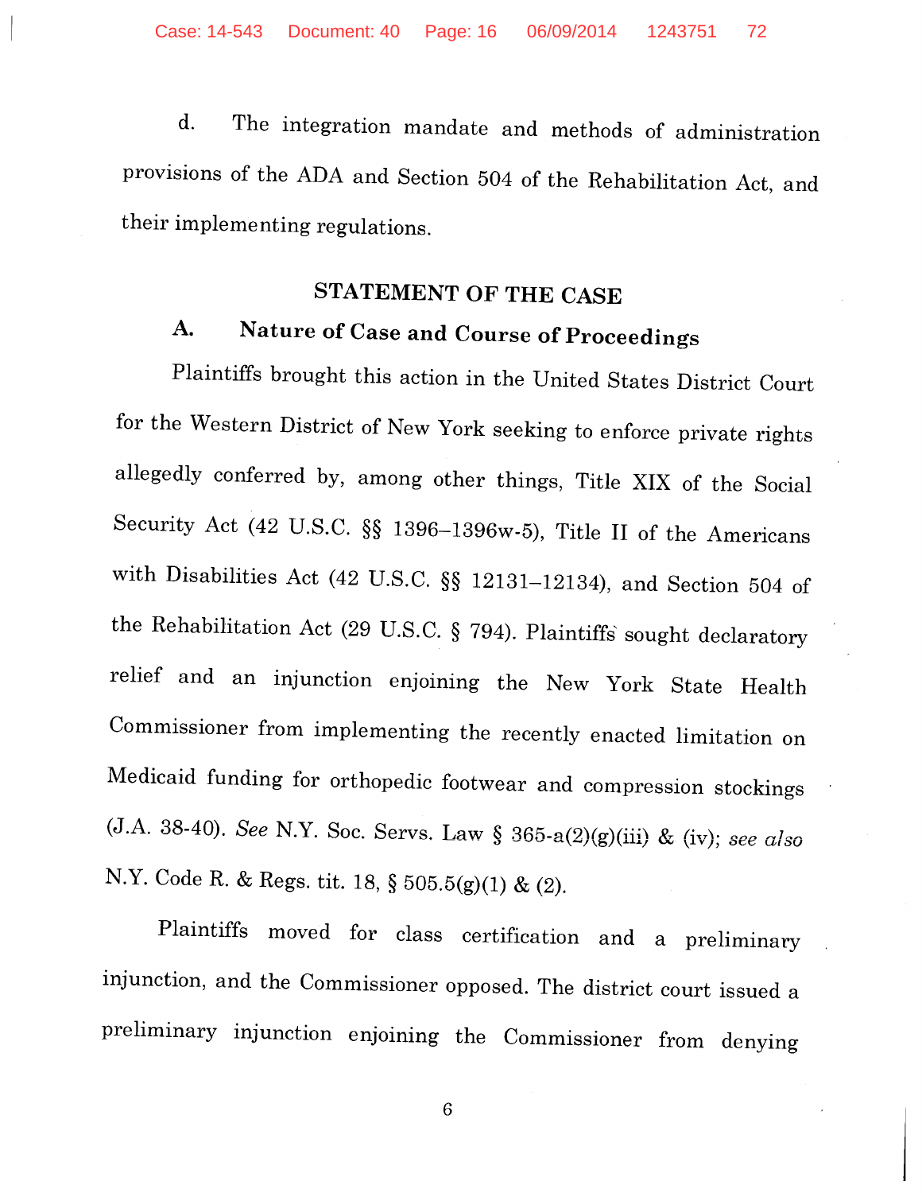d. The integration mandate and methods of administration provisions of the ADA and Section 504 of the Rehabilitation Act, and their implementing regulations.

## STATEMENT OF THE CASE

### A. Nature of Case and Course of Proceedings

Plaintiffs brought this action in the United States District Court for the Western District of New York seeking to enforce private rights allegedly conferred by, among other things, Title XIX of the Social Security Act (42 U.S.C. §§ 1396–1396w-5), Title II of the Americans with Disabilities Act (42 U.S.C. §§ 12131–12134), and Section 504 of the Rehabilitation Act (29 U.S.C. § 794). Plaintiffs sought declaratory relief and an injunction enjoining the New York State Health Commissioner from implementing the recently enacted limitation on Medicaid funding for orthopedic footwear and compression stockings (J.A. 38-40). *See* N.Y. Soc. Servs. Law § 365-a(2)(g)(iii) & (iv); *see also* N.Y. Code R. & Regs. tit. 18, § 505.5(g)(1) & (2).

Plaintiffs moved for class certification and a preliminary injunction, and the Commissioner opposed. The district court issued a preliminary injunction enjoining the Commissioner from denying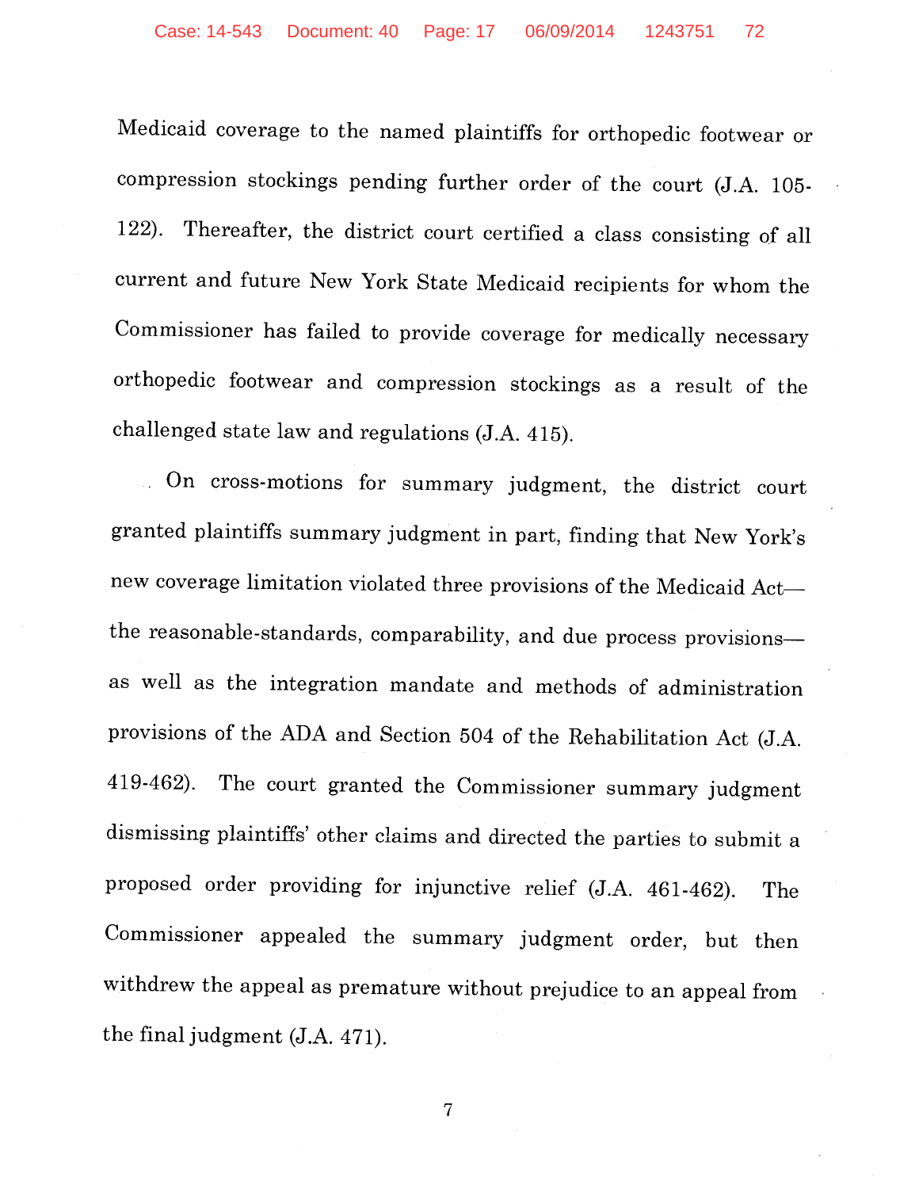Medicaid coverage to the named plaintiffs for orthopedic footwear or compression stockings pending further order of the court (J.A. 105-122). Thereafter, the district court certified a class consisting of all current and future New York State Medicaid recipients for whom the Commissioner has failed to provide coverage for medically necessary orthopedic footwear and compression stockings as a result of the challenged state law and regulations (J.A. 415).

On cross-motions for summary judgment, the district court granted plaintiffs summary judgment in part, finding that New York's new coverage limitation violated three provisions of the Medicaid Act—the reasonable-standards, comparability, and due process provisions—as well as the integration mandate and methods of administration provisions of the ADA and Section 504 of the Rehabilitation Act (J.A. 419-462). The court granted the Commissioner summary judgment dismissing plaintiffs' other claims and directed the parties to submit a proposed order providing for injunctive relief (J.A. 461-462). The Commissioner appealed the summary judgment order, but then withdrew the appeal as premature without prejudice to an appeal from the final judgment (J.A. 471).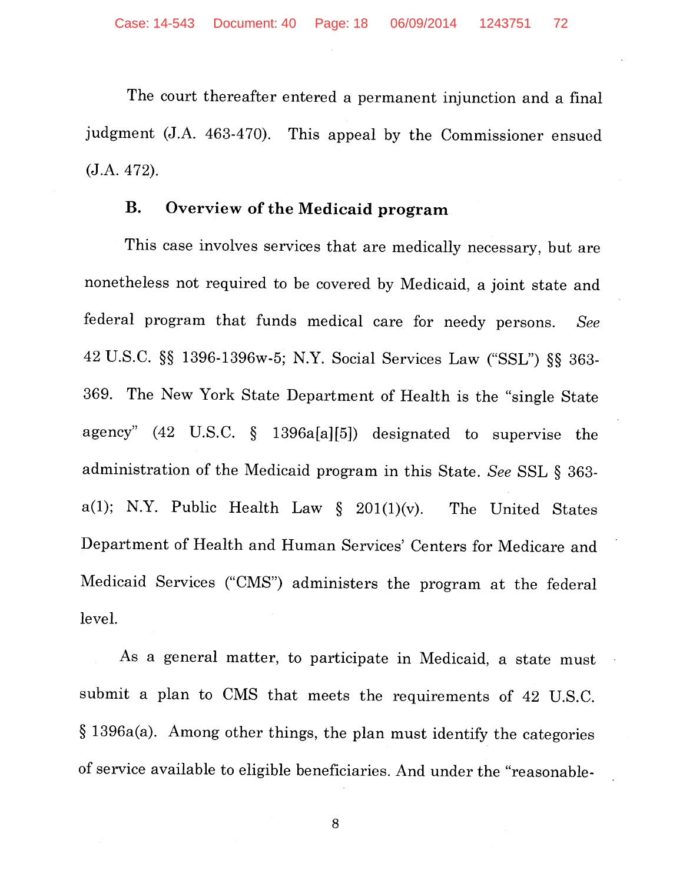The court thereafter entered a permanent injunction and a final judgment (J.A. 463-470). This appeal by the Commissioner ensued (J.A. 472).

### B. Overview of the Medicaid program

This case involves services that are medically necessary, but are nonetheless not required to be covered by Medicaid, a joint state and federal program that funds medical care for needy persons. *See* 42 U.S.C. §§ 1396-1396w-5; N.Y. Social Services Law ("SSL") §§ 363-369. The New York State Department of Health is the "single State agency" (42 U.S.C. § 1396a[a][5]) designated to supervise the administration of the Medicaid program in this State. *See* SSL § 363-a(1); N.Y. Public Health Law § 201(1)(v). The United States Department of Health and Human Services' Centers for Medicare and Medicaid Services ("CMS") administers the program at the federal level.

As a general matter, to participate in Medicaid, a state must submit a plan to CMS that meets the requirements of 42 U.S.C. § 1396a(a). Among other things, the plan must identify the categories of service available to eligible beneficiaries. And under the "reasonable-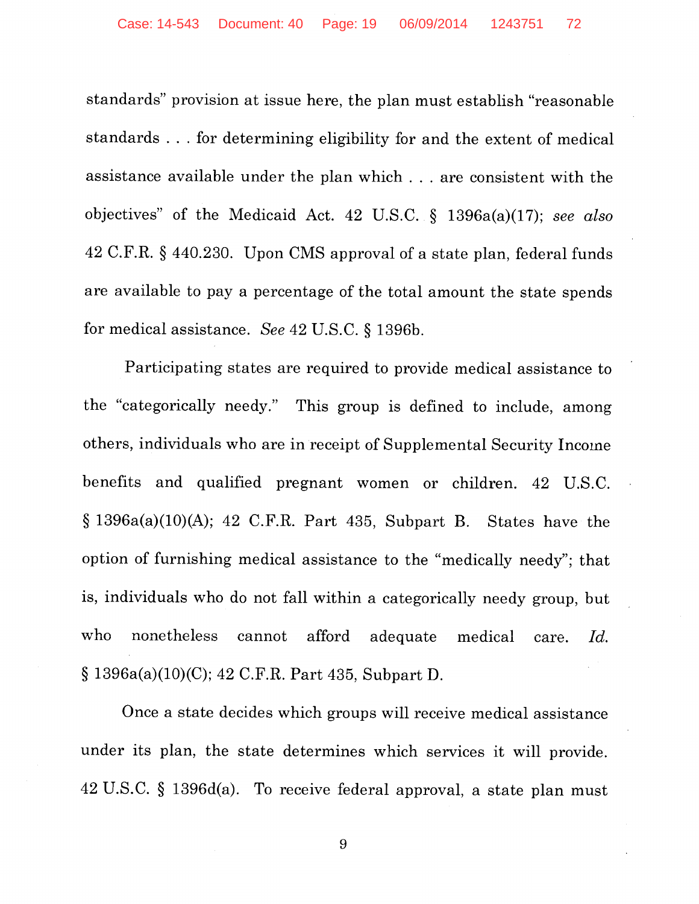standards" provision at issue here, the plan must establish "reasonable standards . . . for determining eligibility for and the extent of medical assistance available under the plan which . . . are consistent with the objectives" of the Medicaid Act. 42 U.S.C. § 1396a(a)(17); *see also* 42 C.F.R. § 440.230. Upon CMS approval of a state plan, federal funds are available to pay a percentage of the total amount the state spends for medical assistance. *See* 42 U.S.C. § 1396b.

Participating states are required to provide medical assistance to the "categorically needy." This group is defined to include, among others, individuals who are in receipt of Supplemental Security Income benefits and qualified pregnant women or children. 42 U.S.C. § 1396a(a)(10)(A); 42 C.F.R. Part 435, Subpart B. States have the option of furnishing medical assistance to the "medically needy"; that is, individuals who do not fall within a categorically needy group, but who nonetheless cannot afford adequate medical care. *Id.* § 1396a(a)(10)(C); 42 C.F.R. Part 435, Subpart D.

Once a state decides which groups will receive medical assistance under its plan, the state determines which services it will provide. 42 U.S.C. § 1396d(a). To receive federal approval, a state plan must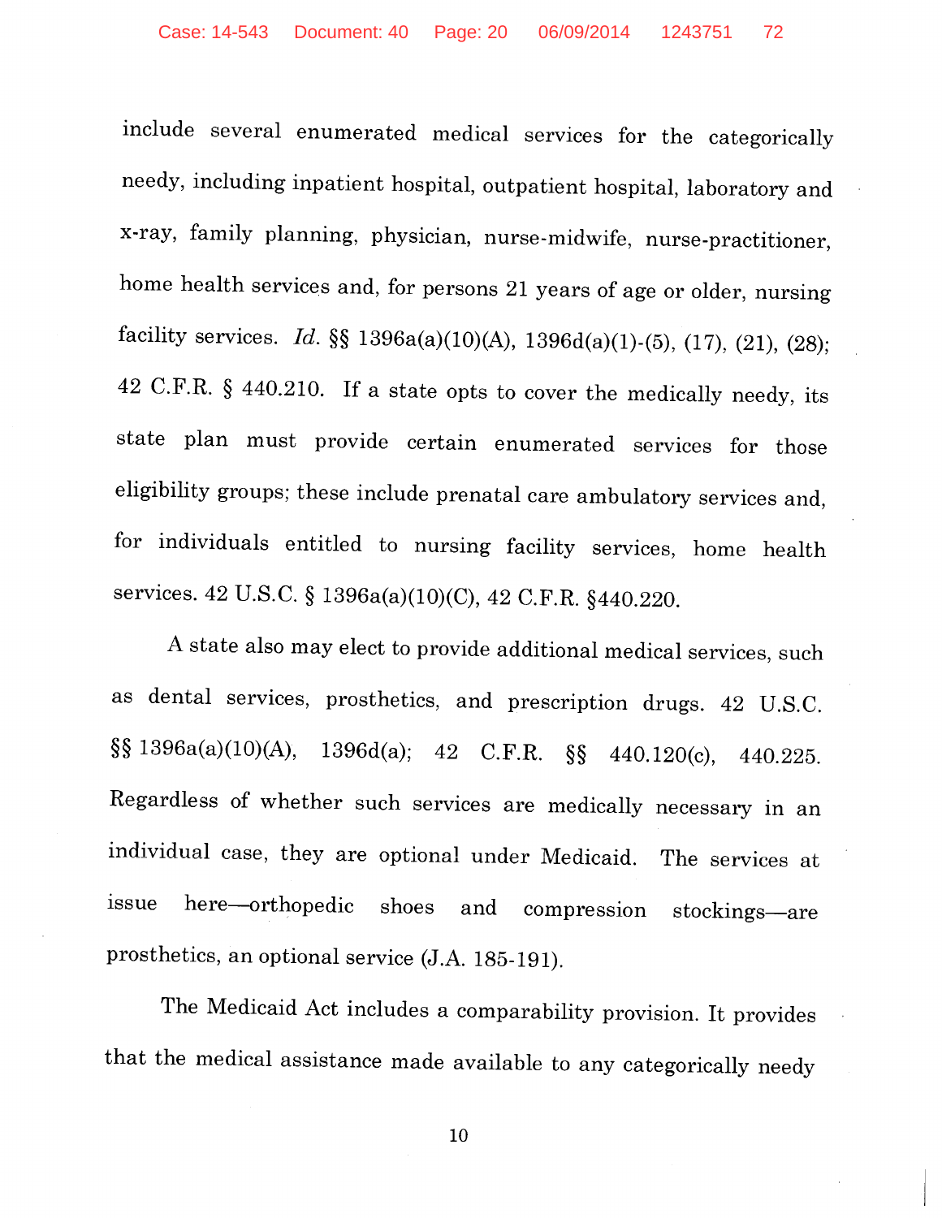include several enumerated medical services for the categorically needy, including inpatient hospital, outpatient hospital, laboratory and x-ray, family planning, physician, nurse-midwife, nurse-practitioner, home health services and, for persons 21 years of age or older, nursing facility services. *Id.* §§ 1396a(a)(10)(A), 1396d(a)(1)-(5), (17), (21), (28); 42 C.F.R. § 440.210. If a state opts to cover the medically needy, its state plan must provide certain enumerated services for those eligibility groups; these include prenatal care ambulatory services and, for individuals entitled to nursing facility services, home health services. 42 U.S.C. § 1396a(a)(10)(C), 42 C.F.R. §440.220.

A state also may elect to provide additional medical services, such as dental services, prosthetics, and prescription drugs. 42 U.S.C. §§ 1396a(a)(10)(A), 1396d(a); 42 C.F.R. §§ 440.120(c), 440.225. Regardless of whether such services are medically necessary in an individual case, they are optional under Medicaid. The services at issue here—orthopedic shoes and compression stockings—are prosthetics, an optional service (J.A. 185-191).

The Medicaid Act includes a comparability provision. It provides that the medical assistance made available to any categorically needy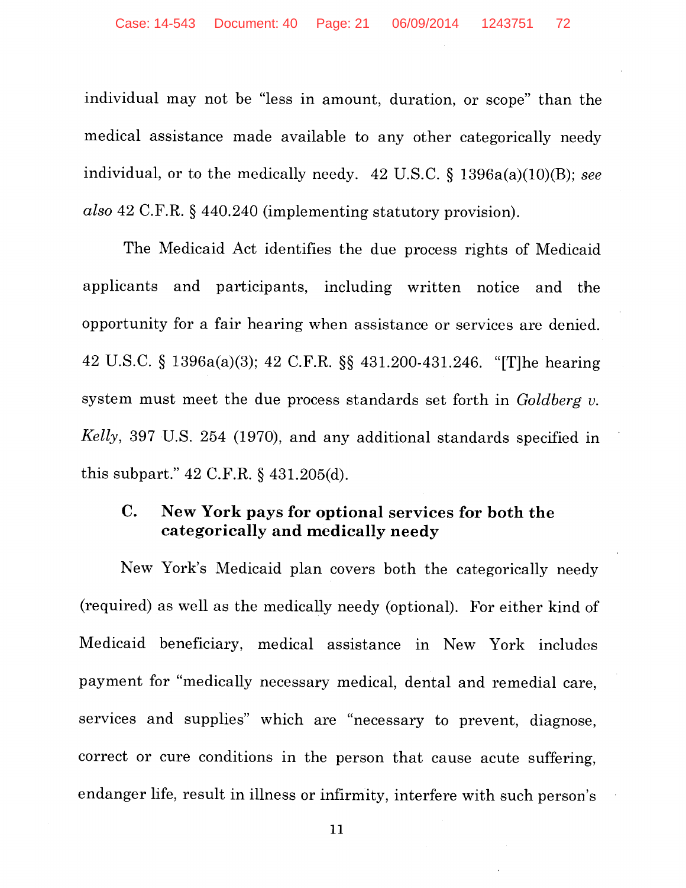individual may not be "less in amount, duration, or scope" than the medical assistance made available to any other categorically needy individual, or to the medically needy. 42 U.S.C. § 1396a(a)(10)(B); *see also* 42 C.F.R. § 440.240 (implementing statutory provision).

The Medicaid Act identifies the due process rights of Medicaid applicants and participants, including written notice and the opportunity for a fair hearing when assistance or services are denied. 42 U.S.C. § 1396a(a)(3); 42 C.F.R. §§ 431.200-431.246. "[T]he hearing system must meet the due process standards set forth in *Goldberg v. Kelly*, 397 U.S. 254 (1970), and any additional standards specified in this subpart." 42 C.F.R. § 431.205(d).

### C. New York pays for optional services for both the categorically and medically needy

New York's Medicaid plan covers both the categorically needy (required) as well as the medically needy (optional). For either kind of Medicaid beneficiary, medical assistance in New York includes payment for "medically necessary medical, dental and remedial care, services and supplies" which are "necessary to prevent, diagnose, correct or cure conditions in the person that cause acute suffering, endanger life, result in illness or infirmity, interfere with such person's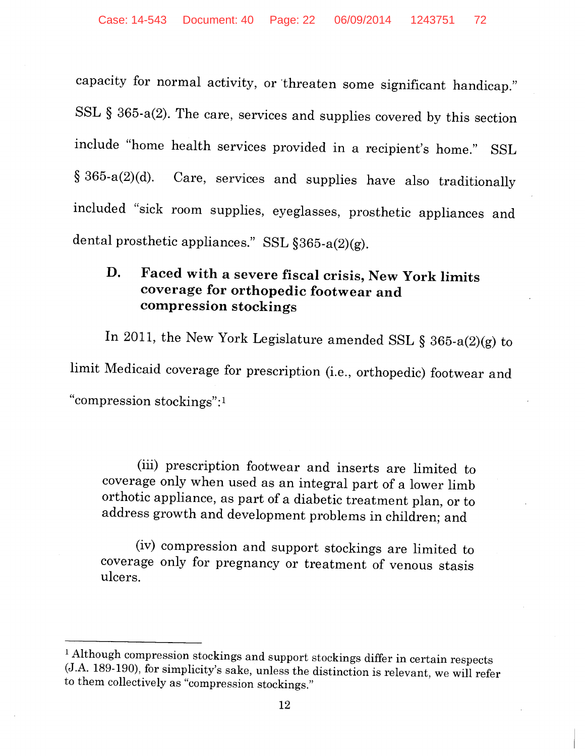capacity for normal activity, or threaten some significant handicap." SSL § 365-a(2). The care, services and supplies covered by this section include "home health services provided in a recipient's home." SSL § 365-a(2)(d). Care, services and supplies have also traditionally included "sick room supplies, eyeglasses, prosthetic appliances and dental prosthetic appliances." SSL §365-a(2)(g).

### D. Faced with a severe fiscal crisis, New York limits coverage for orthopedic footwear and compression stockings

In 2011, the New York Legislature amended SSL § 365-a(2)(g) to limit Medicaid coverage for prescription (i.e., orthopedic) footwear and "compression stockings":[1]

> (iii) prescription footwear and inserts are limited to coverage only when used as an integral part of a lower limb orthotic appliance, as part of a diabetic treatment plan, or to address growth and development problems in children; and
>
> (iv) compression and support stockings are limited to coverage only for pregnancy or treatment of venous stasis ulcers.

---

[1] Although compression stockings and support stockings differ in certain respects (J.A. 189-190), for simplicity's sake, unless the distinction is relevant, we will refer to them collectively as "compression stockings."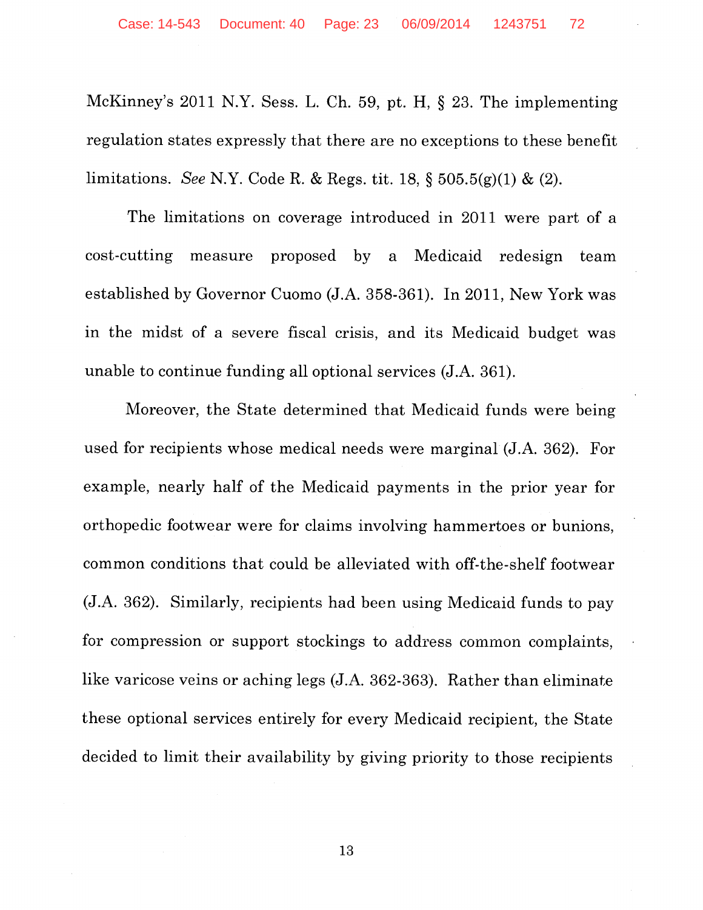McKinney's 2011 N.Y. Sess. L. Ch. 59, pt. H, § 23. The implementing regulation states expressly that there are no exceptions to these benefit limitations. *See* N.Y. Code R. & Regs. tit. 18, § 505.5(g)(1) & (2).

The limitations on coverage introduced in 2011 were part of a cost-cutting measure proposed by a Medicaid redesign team established by Governor Cuomo (J.A. 358-361). In 2011, New York was in the midst of a severe fiscal crisis, and its Medicaid budget was unable to continue funding all optional services (J.A. 361).

Moreover, the State determined that Medicaid funds were being used for recipients whose medical needs were marginal (J.A. 362). For example, nearly half of the Medicaid payments in the prior year for orthopedic footwear were for claims involving hammertoes or bunions, common conditions that could be alleviated with off-the-shelf footwear (J.A. 362). Similarly, recipients had been using Medicaid funds to pay for compression or support stockings to address common complaints, like varicose veins or aching legs (J.A. 362-363). Rather than eliminate these optional services entirely for every Medicaid recipient, the State decided to limit their availability by giving priority to those recipients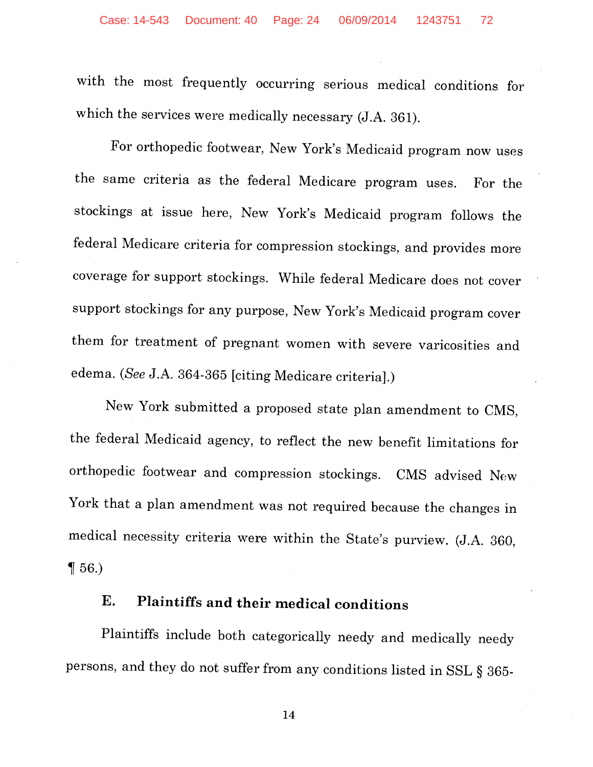with the most frequently occurring serious medical conditions for which the services were medically necessary (J.A. 361).

For orthopedic footwear, New York's Medicaid program now uses the same criteria as the federal Medicare program uses. For the stockings at issue here, New York's Medicaid program follows the federal Medicare criteria for compression stockings, and provides more coverage for support stockings. While federal Medicare does not cover support stockings for any purpose, New York's Medicaid program cover them for treatment of pregnant women with severe varicosities and edema. (*See* J.A. 364-365 [citing Medicare criteria].)

New York submitted a proposed state plan amendment to CMS, the federal Medicaid agency, to reflect the new benefit limitations for orthopedic footwear and compression stockings. CMS advised New York that a plan amendment was not required because the changes in medical necessity criteria were within the State's purview. (J.A. 360, ¶ 56.)

## E. Plaintiffs and their medical conditions

Plaintiffs include both categorically needy and medically needy persons, and they do not suffer from any conditions listed in SSL § 365-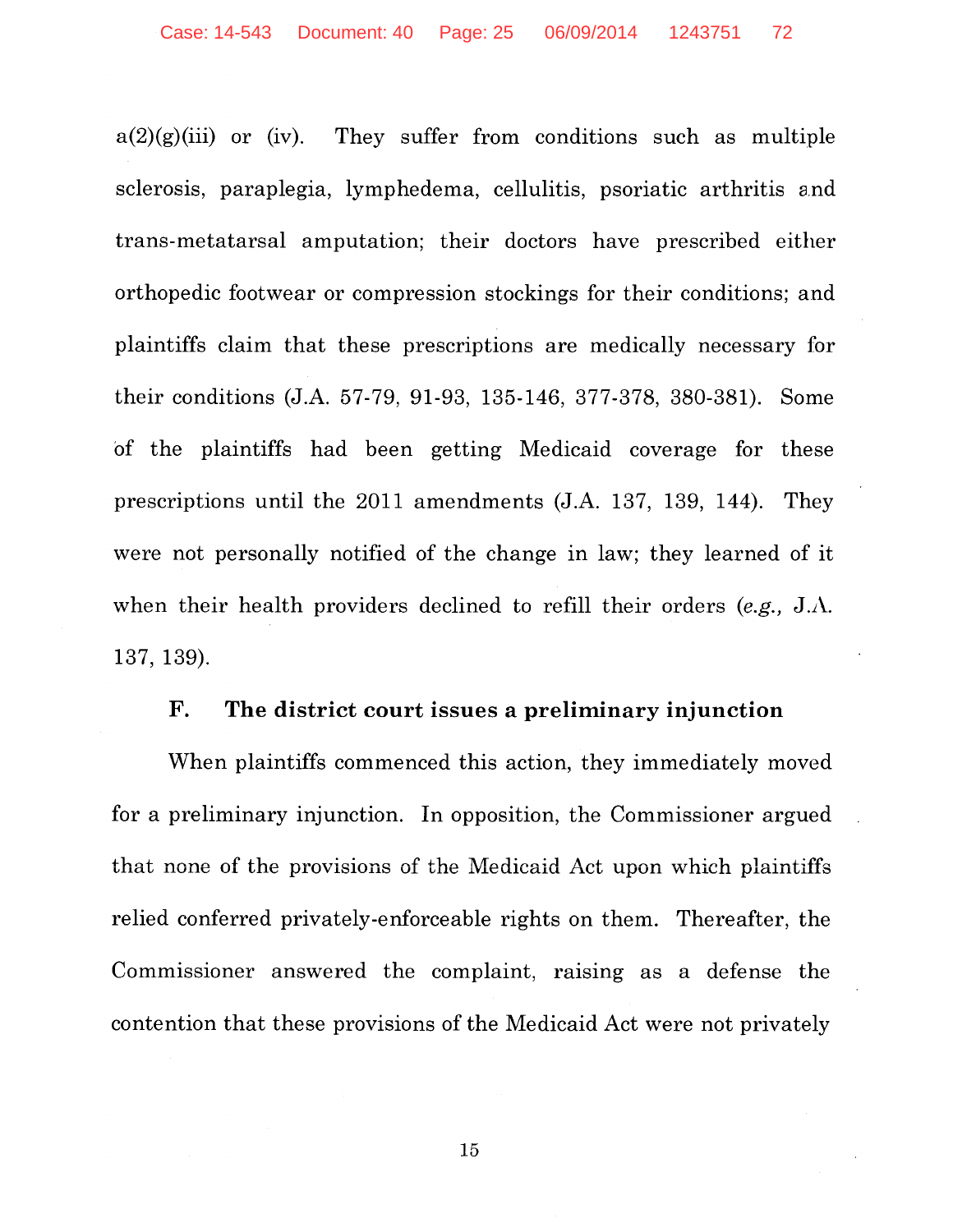a(2)(g)(iii) or (iv). They suffer from conditions such as multiple sclerosis, paraplegia, lymphedema, cellulitis, psoriatic arthritis and trans-metatarsal amputation; their doctors have prescribed either orthopedic footwear or compression stockings for their conditions; and plaintiffs claim that these prescriptions are medically necessary for their conditions (J.A. 57-79, 91-93, 135-146, 377-378, 380-381). Some of the plaintiffs had been getting Medicaid coverage for these prescriptions until the 2011 amendments (J.A. 137, 139, 144). They were not personally notified of the change in law; they learned of it when their health providers declined to refill their orders (*e.g.,* J.A. 137, 139).

### F. The district court issues a preliminary injunction

When plaintiffs commenced this action, they immediately moved for a preliminary injunction. In opposition, the Commissioner argued that none of the provisions of the Medicaid Act upon which plaintiffs relied conferred privately-enforceable rights on them. Thereafter, the Commissioner answered the complaint, raising as a defense the contention that these provisions of the Medicaid Act were not privately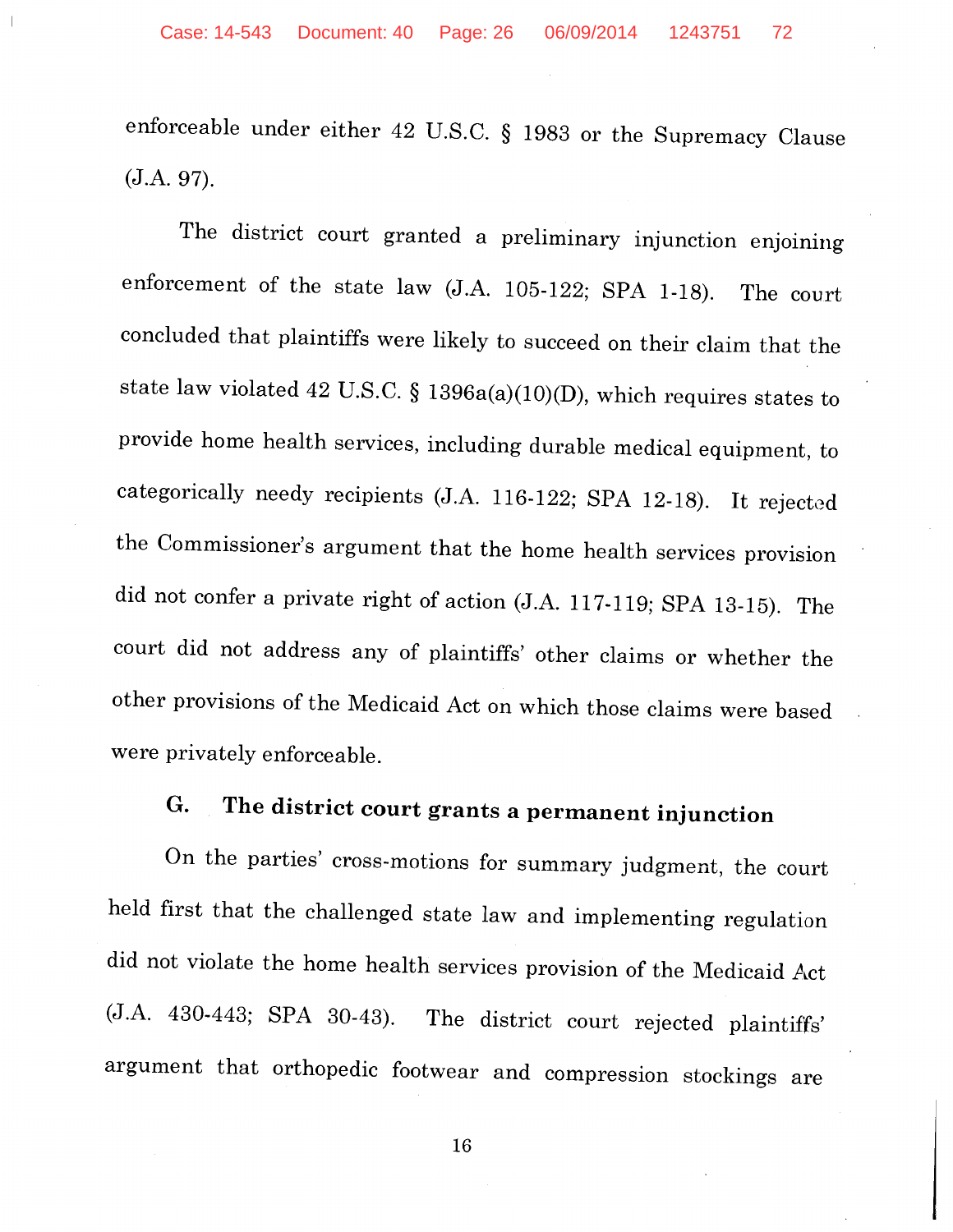enforceable under either 42 U.S.C. § 1983 or the Supremacy Clause (J.A. 97).

The district court granted a preliminary injunction enjoining enforcement of the state law (J.A. 105-122; SPA 1-18). The court concluded that plaintiffs were likely to succeed on their claim that the state law violated 42 U.S.C. § 1396a(a)(10)(D), which requires states to provide home health services, including durable medical equipment, to categorically needy recipients (J.A. 116-122; SPA 12-18). It rejected the Commissioner's argument that the home health services provision did not confer a private right of action (J.A. 117-119; SPA 13-15). The court did not address any of plaintiffs' other claims or whether the other provisions of the Medicaid Act on which those claims were based were privately enforceable.

### G. The district court grants a permanent injunction

On the parties' cross-motions for summary judgment, the court held first that the challenged state law and implementing regulation did not violate the home health services provision of the Medicaid Act (J.A. 430-443; SPA 30-43). The district court rejected plaintiffs' argument that orthopedic footwear and compression stockings are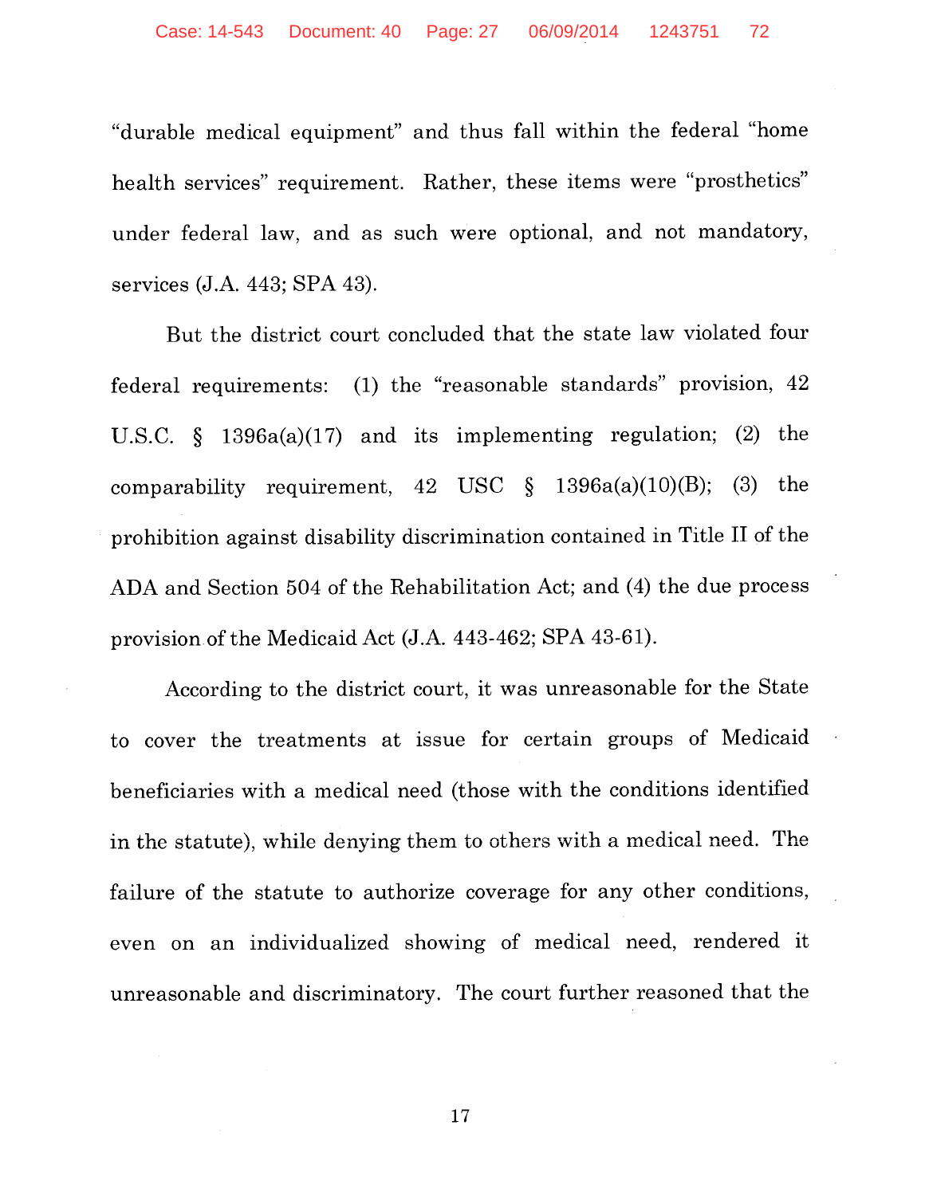"durable medical equipment" and thus fall within the federal "home health services" requirement. Rather, these items were "prosthetics" under federal law, and as such were optional, and not mandatory, services (J.A. 443; SPA 43).

But the district court concluded that the state law violated four federal requirements: (1) the "reasonable standards" provision, 42 U.S.C. § 1396a(a)(17) and its implementing regulation; (2) the comparability requirement, 42 USC § 1396a(a)(10)(B); (3) the prohibition against disability discrimination contained in Title II of the ADA and Section 504 of the Rehabilitation Act; and (4) the due process provision of the Medicaid Act (J.A. 443-462; SPA 43-61).

According to the district court, it was unreasonable for the State to cover the treatments at issue for certain groups of Medicaid beneficiaries with a medical need (those with the conditions identified in the statute), while denying them to others with a medical need. The failure of the statute to authorize coverage for any other conditions, even on an individualized showing of medical need, rendered it unreasonable and discriminatory. The court further reasoned that the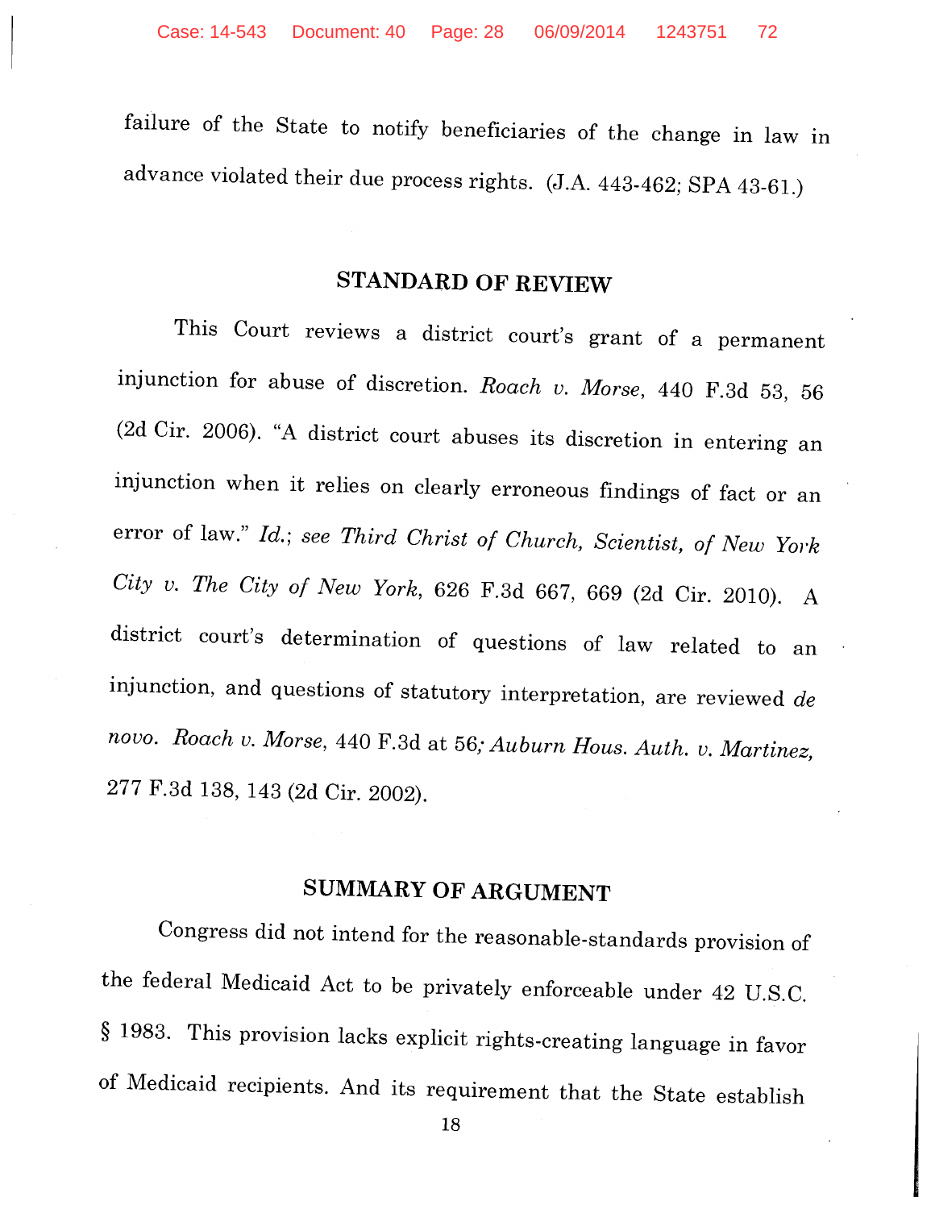failure of the State to notify beneficiaries of the change in law in advance violated their due process rights. (J.A. 443-462; SPA 43-61.)

## STANDARD OF REVIEW

This Court reviews a district court's grant of a permanent injunction for abuse of discretion. *Roach v. Morse*, 440 F.3d 53, 56 (2d Cir. 2006). "A district court abuses its discretion in entering an injunction when it relies on clearly erroneous findings of fact or an error of law." *Id.*; *see Third Christ of Church, Scientist, of New York City v. The City of New York*, 626 F.3d 667, 669 (2d Cir. 2010). A district court's determination of questions of law related to an injunction, and questions of statutory interpretation, are reviewed *de novo*. *Roach v. Morse*, 440 F.3d at 56; *Auburn Hous. Auth. v. Martinez*, 277 F.3d 138, 143 (2d Cir. 2002).

## SUMMARY OF ARGUMENT

Congress did not intend for the reasonable-standards provision of the federal Medicaid Act to be privately enforceable under 42 U.S.C. § 1983. This provision lacks explicit rights-creating language in favor of Medicaid recipients. And its requirement that the State establish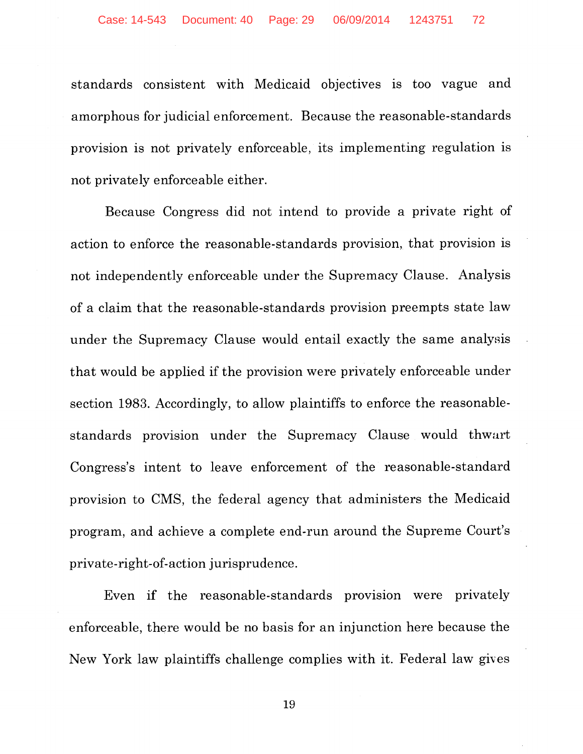standards consistent with Medicaid objectives is too vague and amorphous for judicial enforcement. Because the reasonable-standards provision is not privately enforceable, its implementing regulation is not privately enforceable either.

Because Congress did not intend to provide a private right of action to enforce the reasonable-standards provision, that provision is not independently enforceable under the Supremacy Clause. Analysis of a claim that the reasonable-standards provision preempts state law under the Supremacy Clause would entail exactly the same analysis that would be applied if the provision were privately enforceable under section 1983. Accordingly, to allow plaintiffs to enforce the reasonable-standards provision under the Supremacy Clause would thwart Congress's intent to leave enforcement of the reasonable-standard provision to CMS, the federal agency that administers the Medicaid program, and achieve a complete end-run around the Supreme Court's private-right-of-action jurisprudence.

Even if the reasonable-standards provision were privately enforceable, there would be no basis for an injunction here because the New York law plaintiffs challenge complies with it. Federal law gives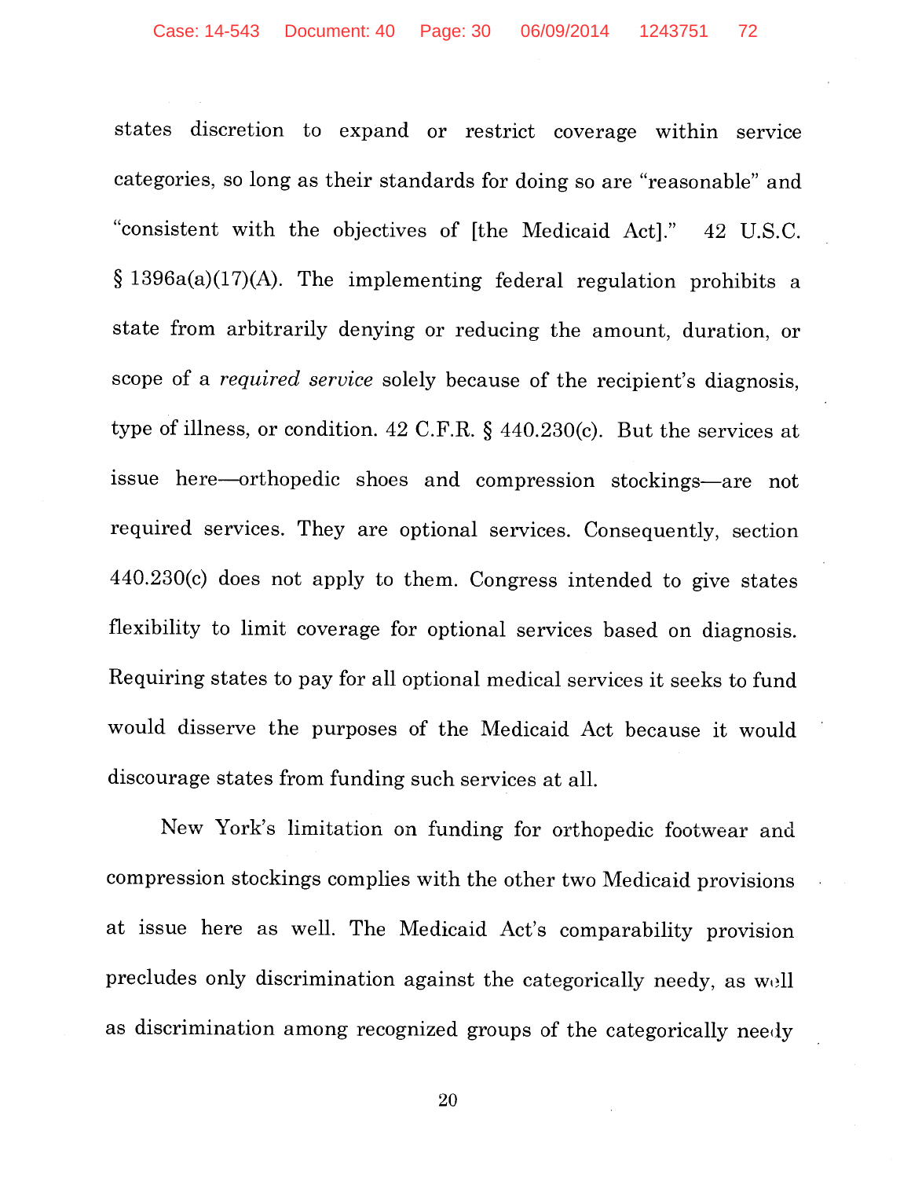states discretion to expand or restrict coverage within service categories, so long as their standards for doing so are "reasonable" and "consistent with the objectives of [the Medicaid Act]." 42 U.S.C. § 1396a(a)(17)(A). The implementing federal regulation prohibits a state from arbitrarily denying or reducing the amount, duration, or scope of a *required service* solely because of the recipient's diagnosis, type of illness, or condition. 42 C.F.R. § 440.230(c). But the services at issue here—orthopedic shoes and compression stockings—are not required services. They are optional services. Consequently, section 440.230(c) does not apply to them. Congress intended to give states flexibility to limit coverage for optional services based on diagnosis. Requiring states to pay for all optional medical services it seeks to fund would disserve the purposes of the Medicaid Act because it would discourage states from funding such services at all.

New York's limitation on funding for orthopedic footwear and compression stockings complies with the other two Medicaid provisions at issue here as well. The Medicaid Act's comparability provision precludes only discrimination against the categorically needy, as well as discrimination among recognized groups of the categorically needy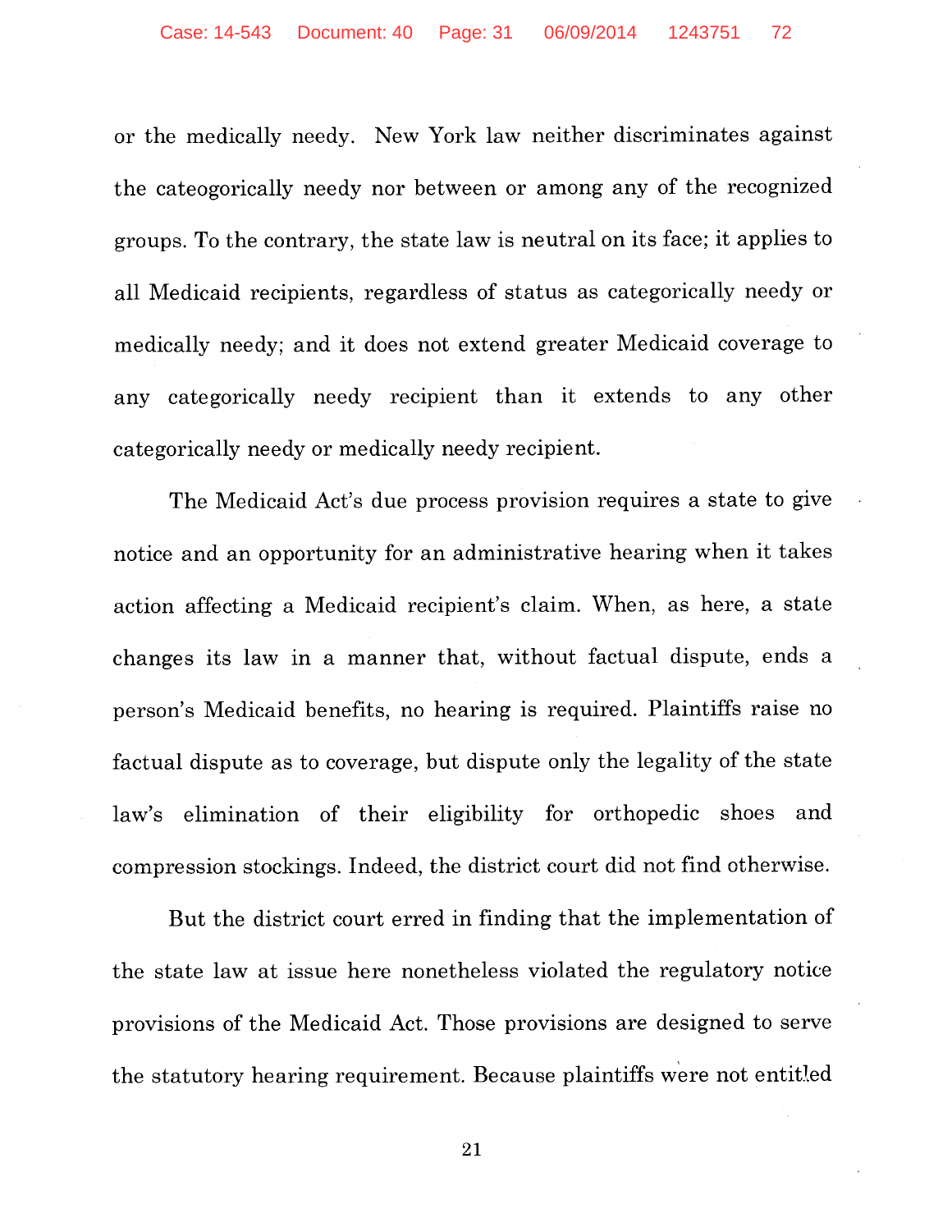or the medically needy. New York law neither discriminates against the cateogorically needy nor between or among any of the recognized groups. To the contrary, the state law is neutral on its face; it applies to all Medicaid recipients, regardless of status as categorically needy or medically needy; and it does not extend greater Medicaid coverage to any categorically needy recipient than it extends to any other categorically needy or medically needy recipient.

The Medicaid Act's due process provision requires a state to give notice and an opportunity for an administrative hearing when it takes action affecting a Medicaid recipient's claim. When, as here, a state changes its law in a manner that, without factual dispute, ends a person's Medicaid benefits, no hearing is required. Plaintiffs raise no factual dispute as to coverage, but dispute only the legality of the state law's elimination of their eligibility for orthopedic shoes and compression stockings. Indeed, the district court did not find otherwise.

But the district court erred in finding that the implementation of the state law at issue here nonetheless violated the regulatory notice provisions of the Medicaid Act. Those provisions are designed to serve the statutory hearing requirement. Because plaintiffs were not entitled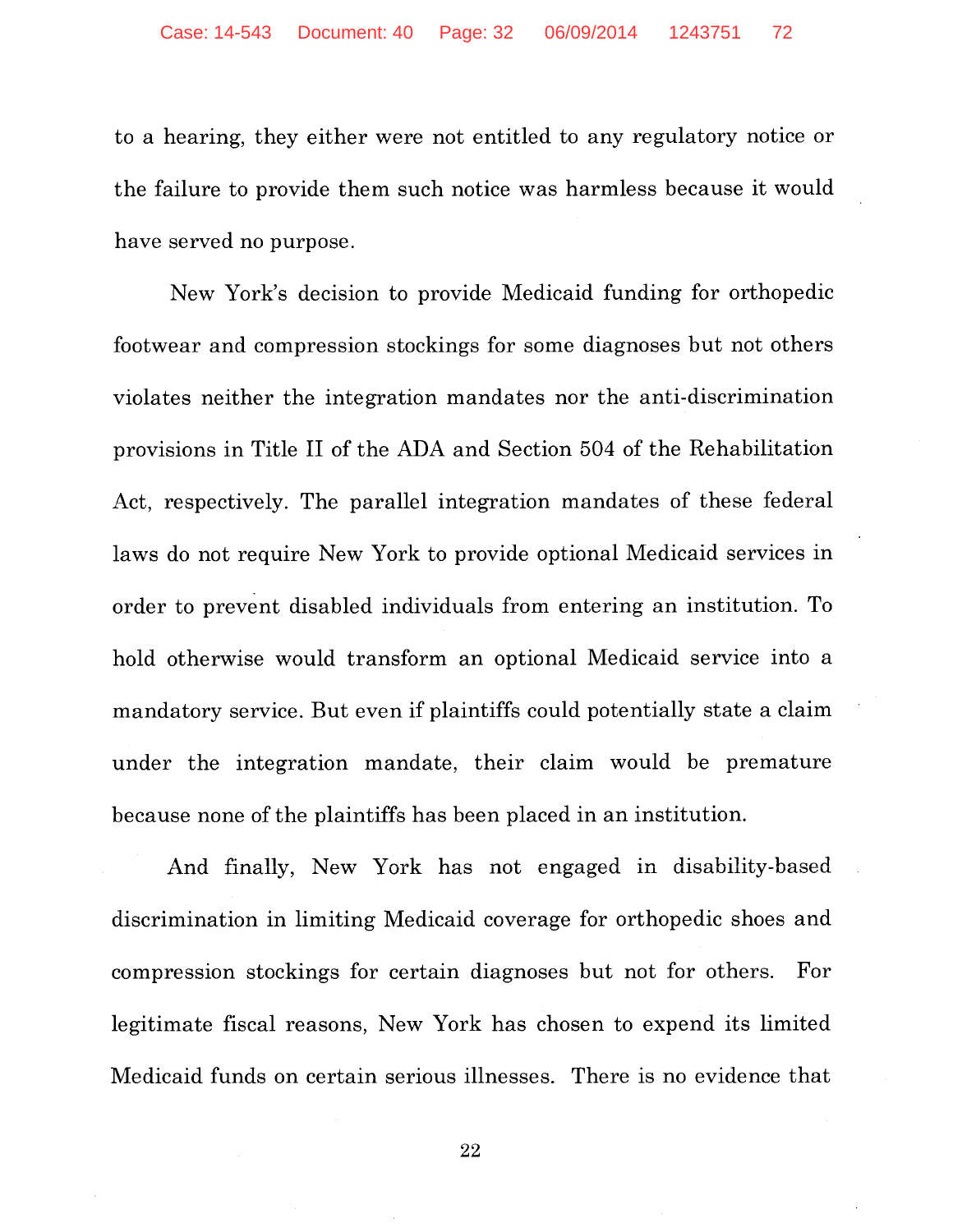to a hearing, they either were not entitled to any regulatory notice or the failure to provide them such notice was harmless because it would have served no purpose.

New York's decision to provide Medicaid funding for orthopedic footwear and compression stockings for some diagnoses but not others violates neither the integration mandates nor the anti-discrimination provisions in Title II of the ADA and Section 504 of the Rehabilitation Act, respectively. The parallel integration mandates of these federal laws do not require New York to provide optional Medicaid services in order to prevent disabled individuals from entering an institution. To hold otherwise would transform an optional Medicaid service into a mandatory service. But even if plaintiffs could potentially state a claim under the integration mandate, their claim would be premature because none of the plaintiffs has been placed in an institution.

And finally, New York has not engaged in disability-based discrimination in limiting Medicaid coverage for orthopedic shoes and compression stockings for certain diagnoses but not for others. For legitimate fiscal reasons, New York has chosen to expend its limited Medicaid funds on certain serious illnesses. There is no evidence that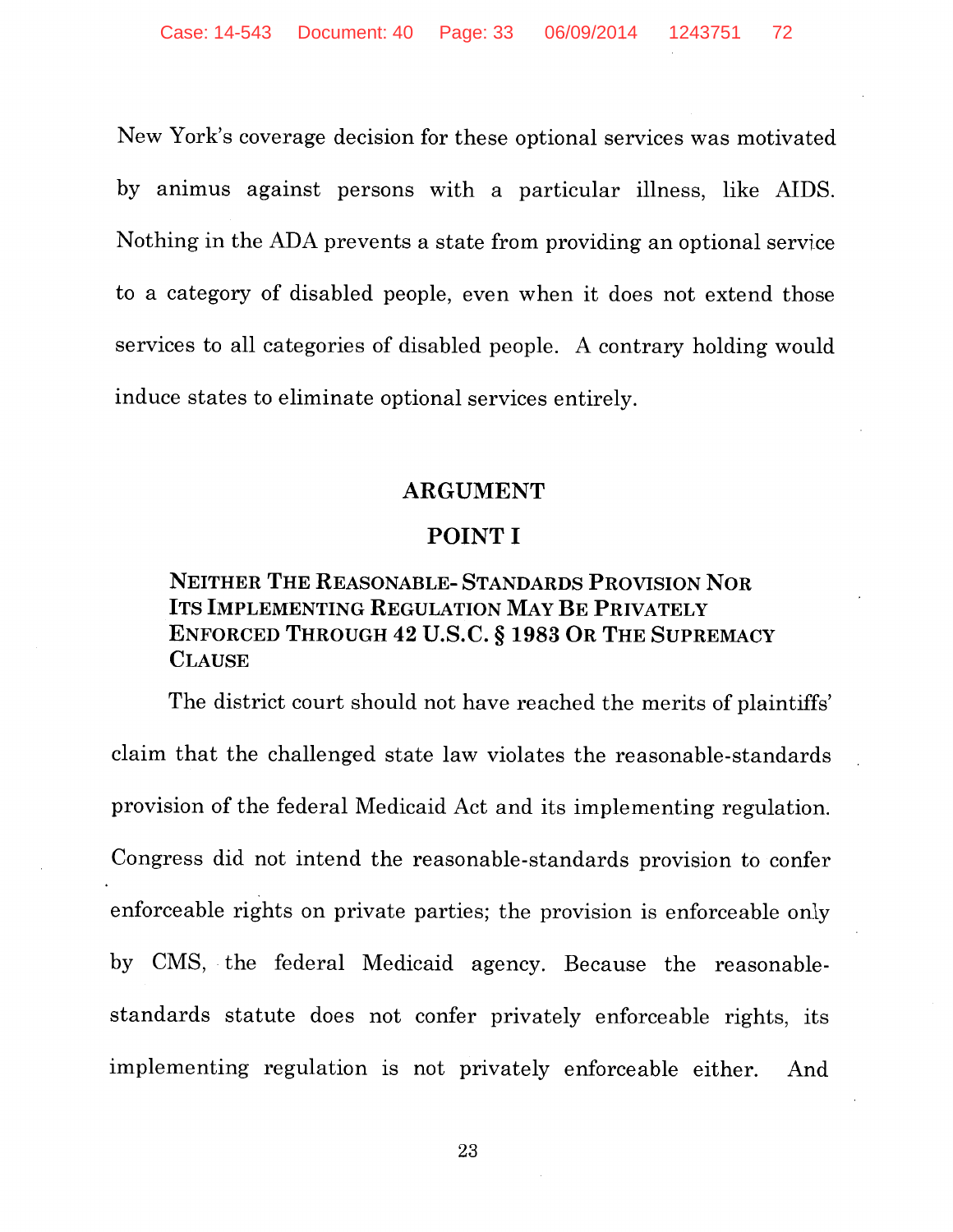New York's coverage decision for these optional services was motivated by animus against persons with a particular illness, like AIDS. Nothing in the ADA prevents a state from providing an optional service to a category of disabled people, even when it does not extend those services to all categories of disabled people. A contrary holding would induce states to eliminate optional services entirely.

## ARGUMENT

## POINT I

### NEITHER THE REASONABLE- STANDARDS PROVISION NOR ITS IMPLEMENTING REGULATION MAY BE PRIVATELY ENFORCED THROUGH 42 U.S.C. § 1983 OR THE SUPREMACY CLAUSE

The district court should not have reached the merits of plaintiffs' claim that the challenged state law violates the reasonable-standards provision of the federal Medicaid Act and its implementing regulation. Congress did not intend the reasonable-standards provision to confer enforceable rights on private parties; the provision is enforceable only by CMS, the federal Medicaid agency. Because the reasonable-standards statute does not confer privately enforceable rights, its implementing regulation is not privately enforceable either. And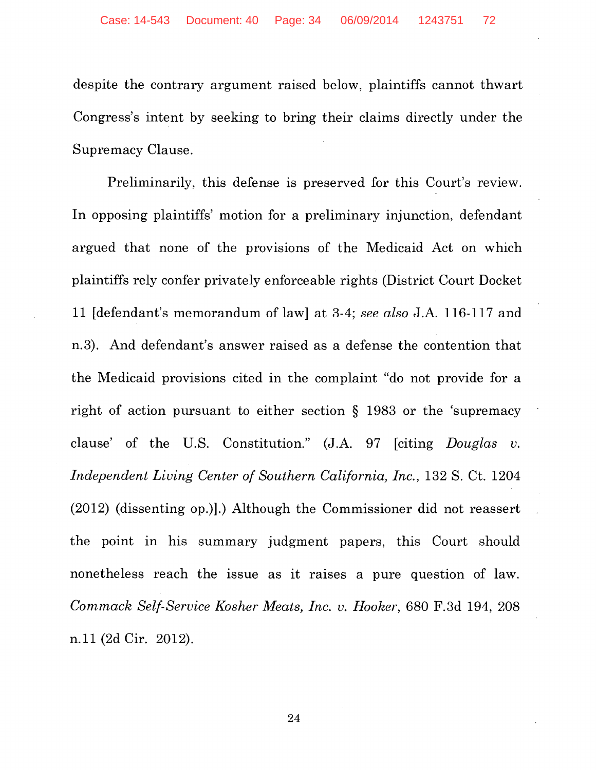despite the contrary argument raised below, plaintiffs cannot thwart Congress's intent by seeking to bring their claims directly under the Supremacy Clause.

Preliminarily, this defense is preserved for this Court's review. In opposing plaintiffs' motion for a preliminary injunction, defendant argued that none of the provisions of the Medicaid Act on which plaintiffs rely confer privately enforceable rights (District Court Docket 11 [defendant's memorandum of law] at 3-4; *see also* J.A. 116-117 and n.3). And defendant's answer raised as a defense the contention that the Medicaid provisions cited in the complaint "do not provide for a right of action pursuant to either section § 1983 or the 'supremacy clause' of the U.S. Constitution." (J.A. 97 [citing *Douglas v. Independent Living Center of Southern California, Inc.*, 132 S. Ct. 1204 (2012) (dissenting op.)].) Although the Commissioner did not reassert the point in his summary judgment papers, this Court should nonetheless reach the issue as it raises a pure question of law. *Commack Self-Service Kosher Meats, Inc. v. Hooker*, 680 F.3d 194, 208 n.11 (2d Cir. 2012).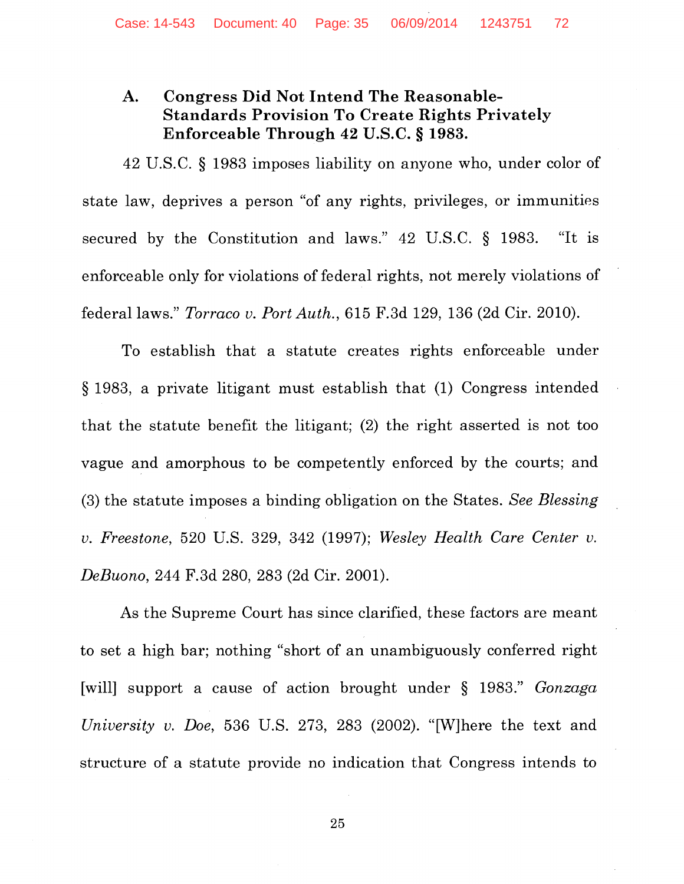### A. Congress Did Not Intend The Reasonable-Standards Provision To Create Rights Privately Enforceable Through 42 U.S.C. § 1983.

42 U.S.C. § 1983 imposes liability on anyone who, under color of state law, deprives a person "of any rights, privileges, or immunities secured by the Constitution and laws." 42 U.S.C. § 1983. "It is enforceable only for violations of federal rights, not merely violations of federal laws." *Torraco v. Port Auth.*, 615 F.3d 129, 136 (2d Cir. 2010).

To establish that a statute creates rights enforceable under § 1983, a private litigant must establish that (1) Congress intended that the statute benefit the litigant; (2) the right asserted is not too vague and amorphous to be competently enforced by the courts; and (3) the statute imposes a binding obligation on the States. *See Blessing v. Freestone*, 520 U.S. 329, 342 (1997); *Wesley Health Care Center v. DeBuono*, 244 F.3d 280, 283 (2d Cir. 2001).

As the Supreme Court has since clarified, these factors are meant to set a high bar; nothing "short of an unambiguously conferred right [will] support a cause of action brought under § 1983." *Gonzaga University v. Doe*, 536 U.S. 273, 283 (2002). "[W]here the text and structure of a statute provide no indication that Congress intends to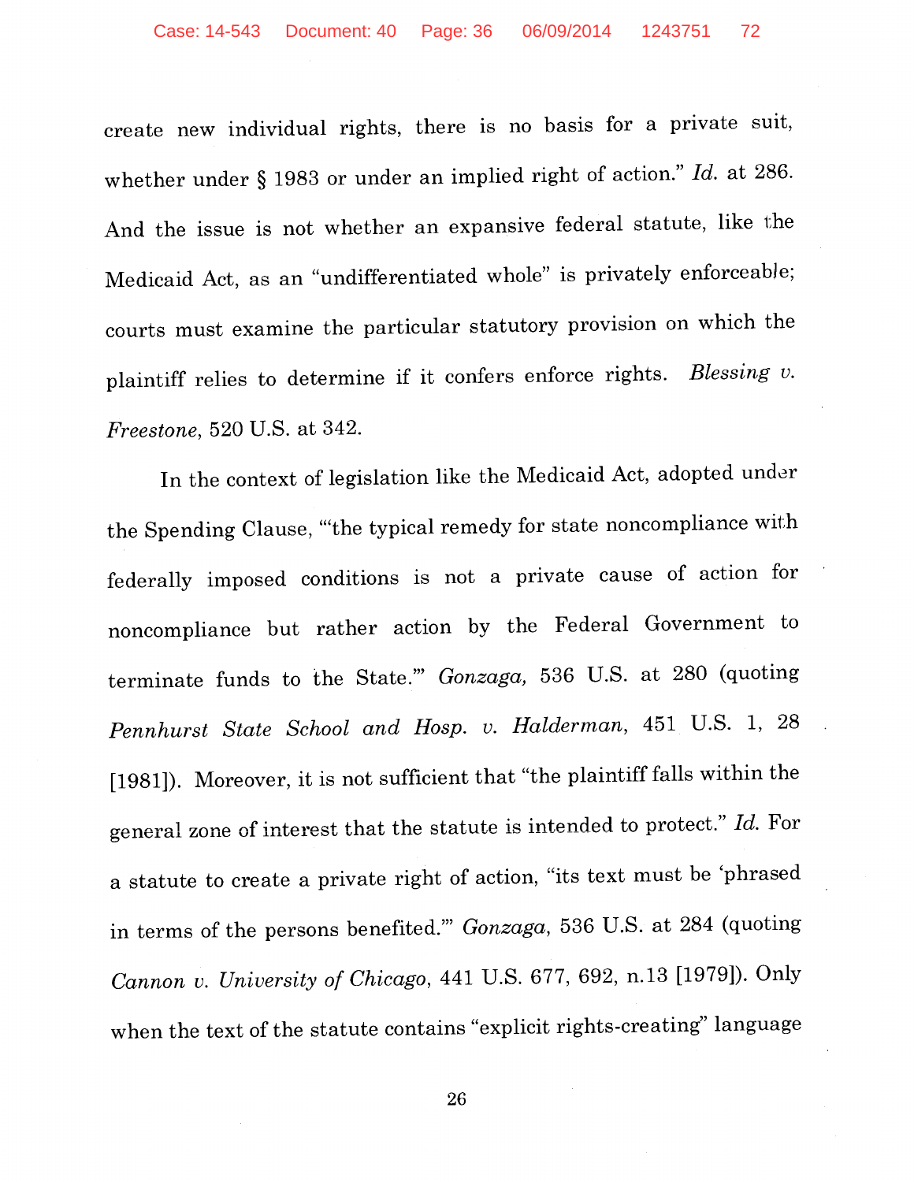create new individual rights, there is no basis for a private suit, whether under § 1983 or under an implied right of action." *Id.* at 286. And the issue is not whether an expansive federal statute, like the Medicaid Act, as an "undifferentiated whole" is privately enforceable; courts must examine the particular statutory provision on which the plaintiff relies to determine if it confers enforce rights. *Blessing v. Freestone*, 520 U.S. at 342.

In the context of legislation like the Medicaid Act, adopted under the Spending Clause, "'the typical remedy for state noncompliance with federally imposed conditions is not a private cause of action for noncompliance but rather action by the Federal Government to terminate funds to the State.'" *Gonzaga,* 536 U.S. at 280 (quoting *Pennhurst State School and Hosp. v. Halderman*, 451 U.S. 1, 28 [1981]). Moreover, it is not sufficient that "the plaintiff falls within the general zone of interest that the statute is intended to protect." *Id.* For a statute to create a private right of action, "its text must be 'phrased in terms of the persons benefited.'" *Gonzaga*, 536 U.S. at 284 (quoting *Cannon v. University of Chicago*, 441 U.S. 677, 692, n.13 [1979]). Only when the text of the statute contains "explicit rights-creating" language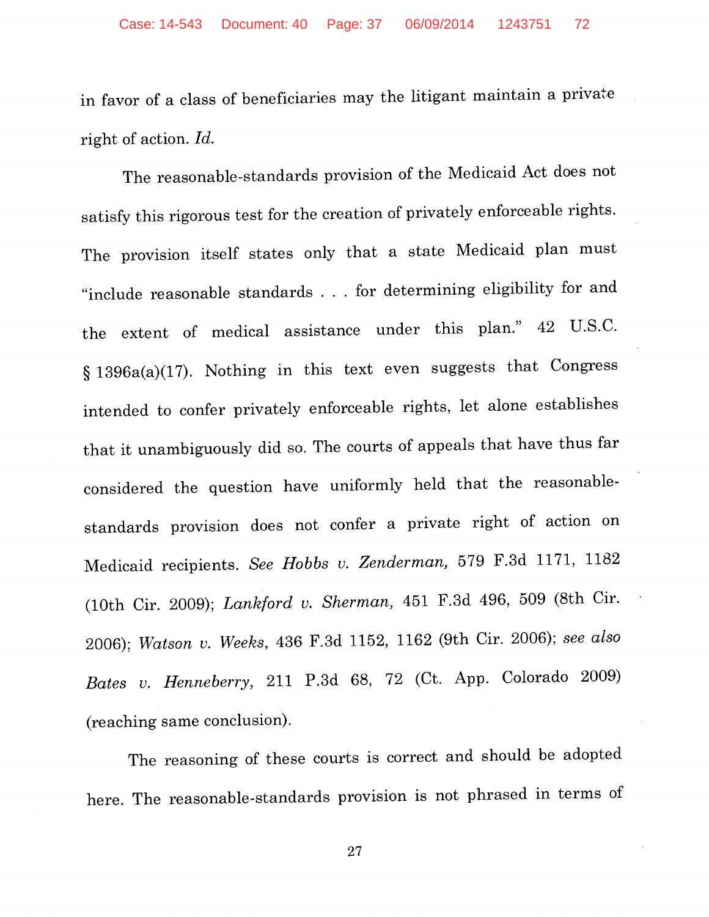in favor of a class of beneficiaries may the litigant maintain a private right of action. *Id.*

The reasonable-standards provision of the Medicaid Act does not satisfy this rigorous test for the creation of privately enforceable rights. The provision itself states only that a state Medicaid plan must "include reasonable standards . . . for determining eligibility for and the extent of medical assistance under this plan." 42 U.S.C. § 1396a(a)(17). Nothing in this text even suggests that Congress intended to confer privately enforceable rights, let alone establishes that it unambiguously did so. The courts of appeals that have thus far considered the question have uniformly held that the reasonable-standards provision does not confer a private right of action on Medicaid recipients. *See Hobbs v. Zenderman,* 579 F.3d 1171, 1182 (10th Cir. 2009); *Lankford v. Sherman,* 451 F.3d 496, 509 (8th Cir. 2006); *Watson v. Weeks*, 436 F.3d 1152, 1162 (9th Cir. 2006); *see also Bates v. Henneberry,* 211 P.3d 68, 72 (Ct. App. Colorado 2009) (reaching same conclusion).

The reasoning of these courts is correct and should be adopted here. The reasonable-standards provision is not phrased in terms of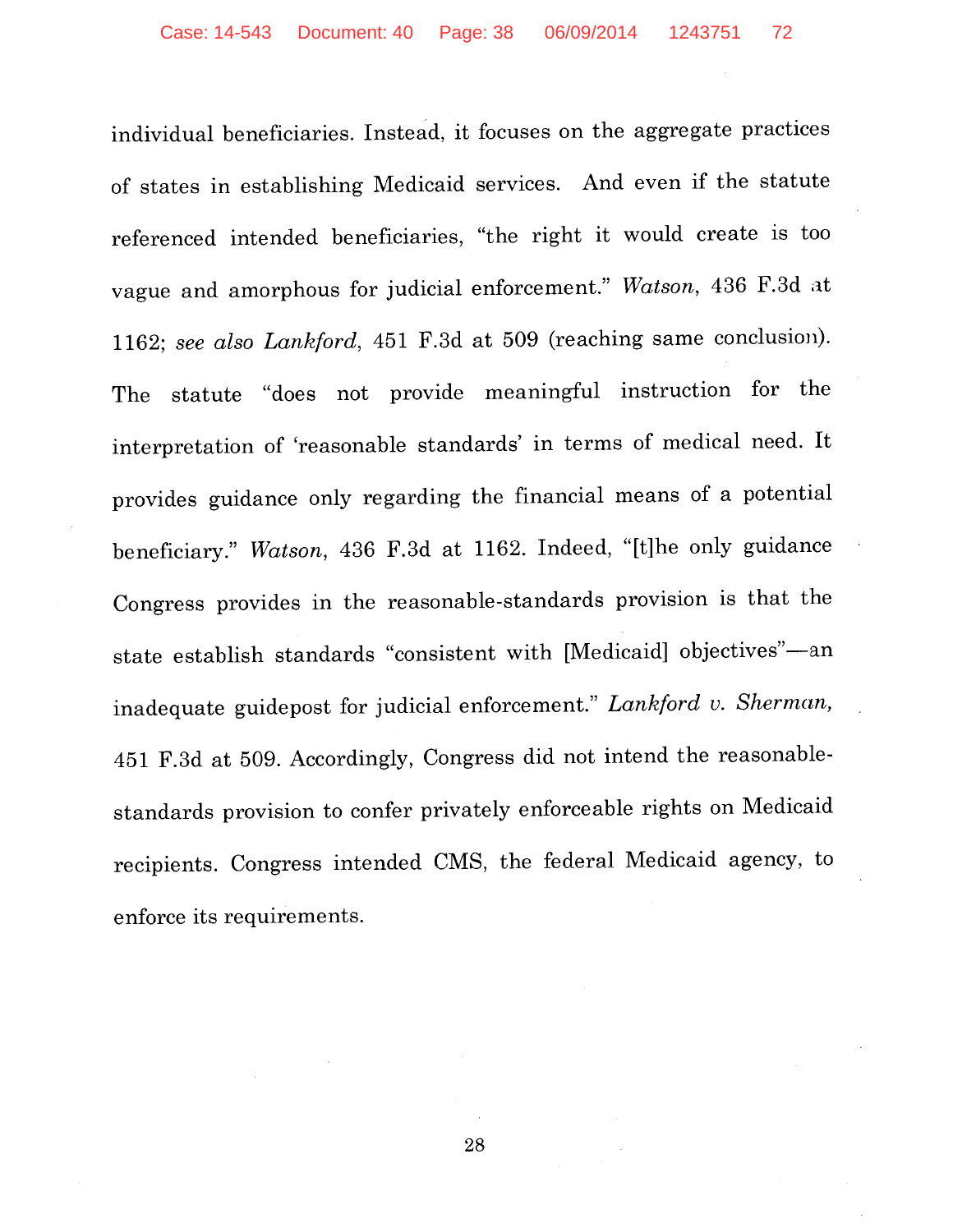individual beneficiaries. Instead, it focuses on the aggregate practices of states in establishing Medicaid services. And even if the statute referenced intended beneficiaries, "the right it would create is too vague and amorphous for judicial enforcement." *Watson*, 436 F.3d at 1162; *see also Lankford*, 451 F.3d at 509 (reaching same conclusion). The statute "does not provide meaningful instruction for the interpretation of 'reasonable standards' in terms of medical need. It provides guidance only regarding the financial means of a potential beneficiary." *Watson*, 436 F.3d at 1162. Indeed, "[t]he only guidance Congress provides in the reasonable-standards provision is that the state establish standards "consistent with [Medicaid] objectives"—an inadequate guidepost for judicial enforcement." *Lankford v. Sherman*, 451 F.3d at 509. Accordingly, Congress did not intend the reasonable-standards provision to confer privately enforceable rights on Medicaid recipients. Congress intended CMS, the federal Medicaid agency, to enforce its requirements.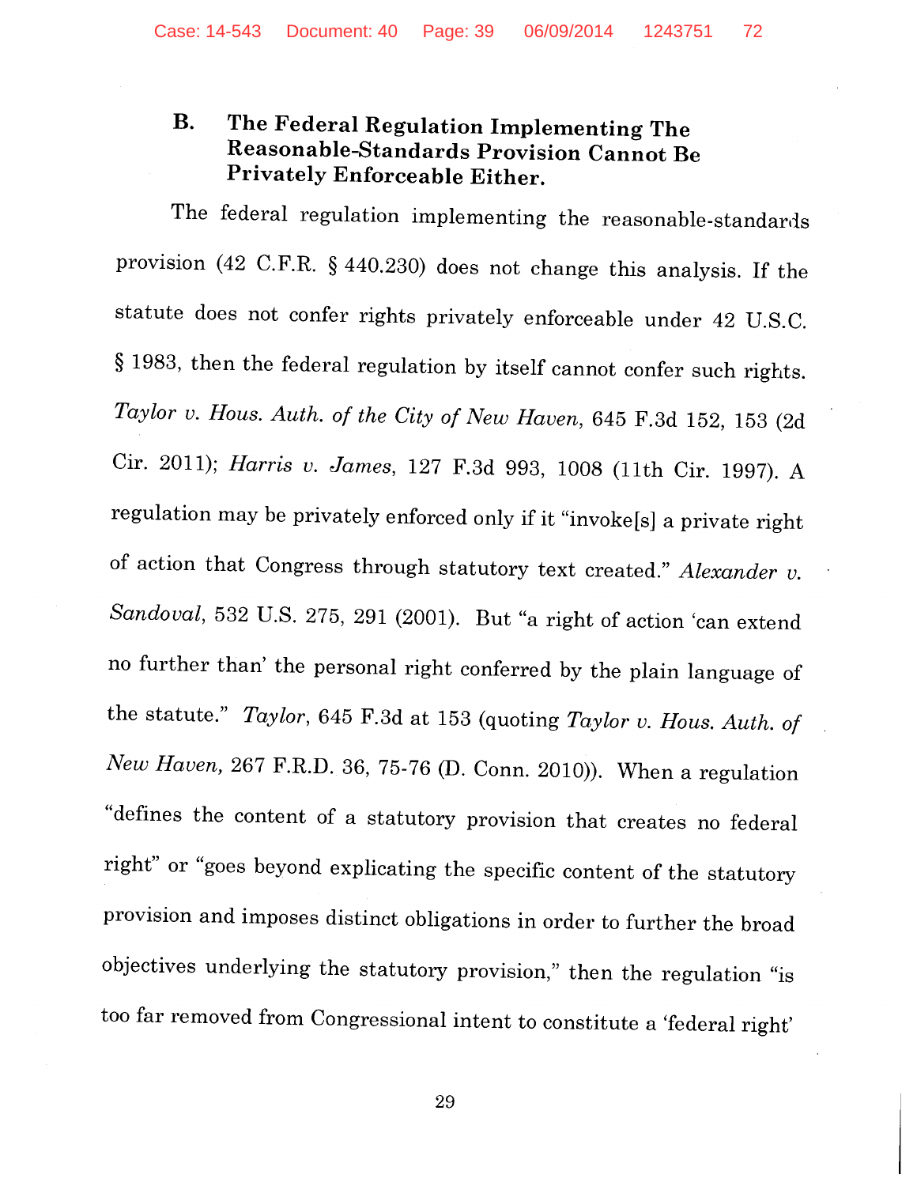### B. The Federal Regulation Implementing The Reasonable-Standards Provision Cannot Be Privately Enforceable Either.

The federal regulation implementing the reasonable-standards provision (42 C.F.R. § 440.230) does not change this analysis. If the statute does not confer rights privately enforceable under 42 U.S.C. § 1983, then the federal regulation by itself cannot confer such rights. *Taylor v. Hous. Auth. of the City of New Haven*, 645 F.3d 152, 153 (2d Cir. 2011); *Harris v. James*, 127 F.3d 993, 1008 (11th Cir. 1997). A regulation may be privately enforced only if it "invoke[s] a private right of action that Congress through statutory text created." *Alexander v. Sandoval*, 532 U.S. 275, 291 (2001). But "a right of action 'can extend no further than' the personal right conferred by the plain language of the statute." *Taylor*, 645 F.3d at 153 (quoting *Taylor v. Hous. Auth. of New Haven*, 267 F.R.D. 36, 75-76 (D. Conn. 2010)). When a regulation "defines the content of a statutory provision that creates no federal right" or "goes beyond explicating the specific content of the statutory provision and imposes distinct obligations in order to further the broad objectives underlying the statutory provision," then the regulation "is too far removed from Congressional intent to constitute a 'federal right'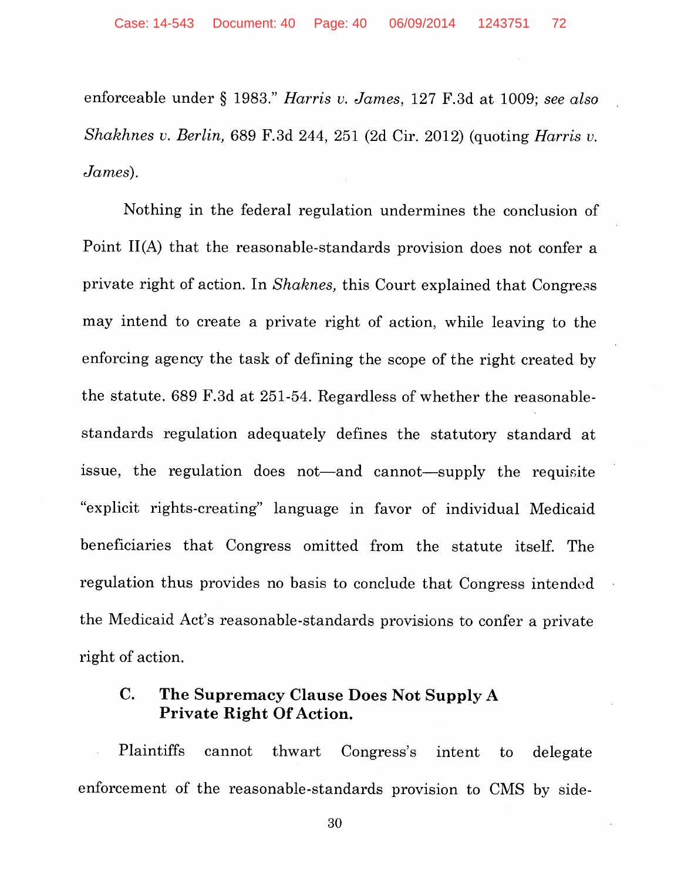enforceable under § 1983." *Harris v. James*, 127 F.3d at 1009; *see also Shakhnes v. Berlin*, 689 F.3d 244, 251 (2d Cir. 2012) (quoting *Harris v. James*).

Nothing in the federal regulation undermines the conclusion of Point II(A) that the reasonable-standards provision does not confer a private right of action. In *Shaknes*, this Court explained that Congress may intend to create a private right of action, while leaving to the enforcing agency the task of defining the scope of the right created by the statute. 689 F.3d at 251-54. Regardless of whether the reasonable-standards regulation adequately defines the statutory standard at issue, the regulation does not—and cannot—supply the requisite "explicit rights-creating" language in favor of individual Medicaid beneficiaries that Congress omitted from the statute itself. The regulation thus provides no basis to conclude that Congress intended the Medicaid Act's reasonable-standards provisions to confer a private right of action.

### C. The Supremacy Clause Does Not Supply A Private Right Of Action.

Plaintiffs cannot thwart Congress's intent to delegate enforcement of the reasonable-standards provision to CMS by side-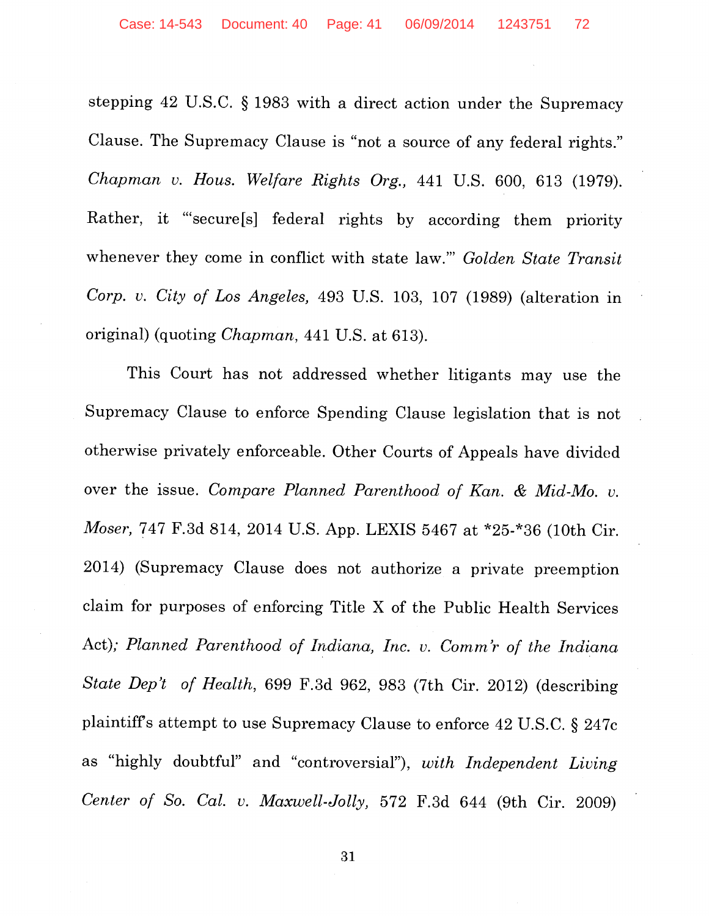stepping 42 U.S.C. § 1983 with a direct action under the Supremacy Clause. The Supremacy Clause is "not a source of any federal rights." *Chapman v. Hous. Welfare Rights Org.*, 441 U.S. 600, 613 (1979). Rather, it "'secure[s] federal rights by according them priority whenever they come in conflict with state law.'" *Golden State Transit Corp. v. City of Los Angeles*, 493 U.S. 103, 107 (1989) (alteration in original) (quoting *Chapman*, 441 U.S. at 613).

This Court has not addressed whether litigants may use the Supremacy Clause to enforce Spending Clause legislation that is not otherwise privately enforceable. Other Courts of Appeals have divided over the issue. *Compare Planned Parenthood of Kan. & Mid-Mo. v. Moser*, 747 F.3d 814, 2014 U.S. App. LEXIS 5467 at *25-*36 (10th Cir. 2014) (Supremacy Clause does not authorize a private preemption claim for purposes of enforcing Title X of the Public Health Services Act); *Planned Parenthood of Indiana, Inc. v. Comm'r of the Indiana State Dep't of Health*, 699 F.3d 962, 983 (7th Cir. 2012) (describing plaintiff's attempt to use Supremacy Clause to enforce 42 U.S.C. § 247c as "highly doubtful" and "controversial"), *with Independent Living Center of So. Cal. v. Maxwell-Jolly*, 572 F.3d 644 (9th Cir. 2009)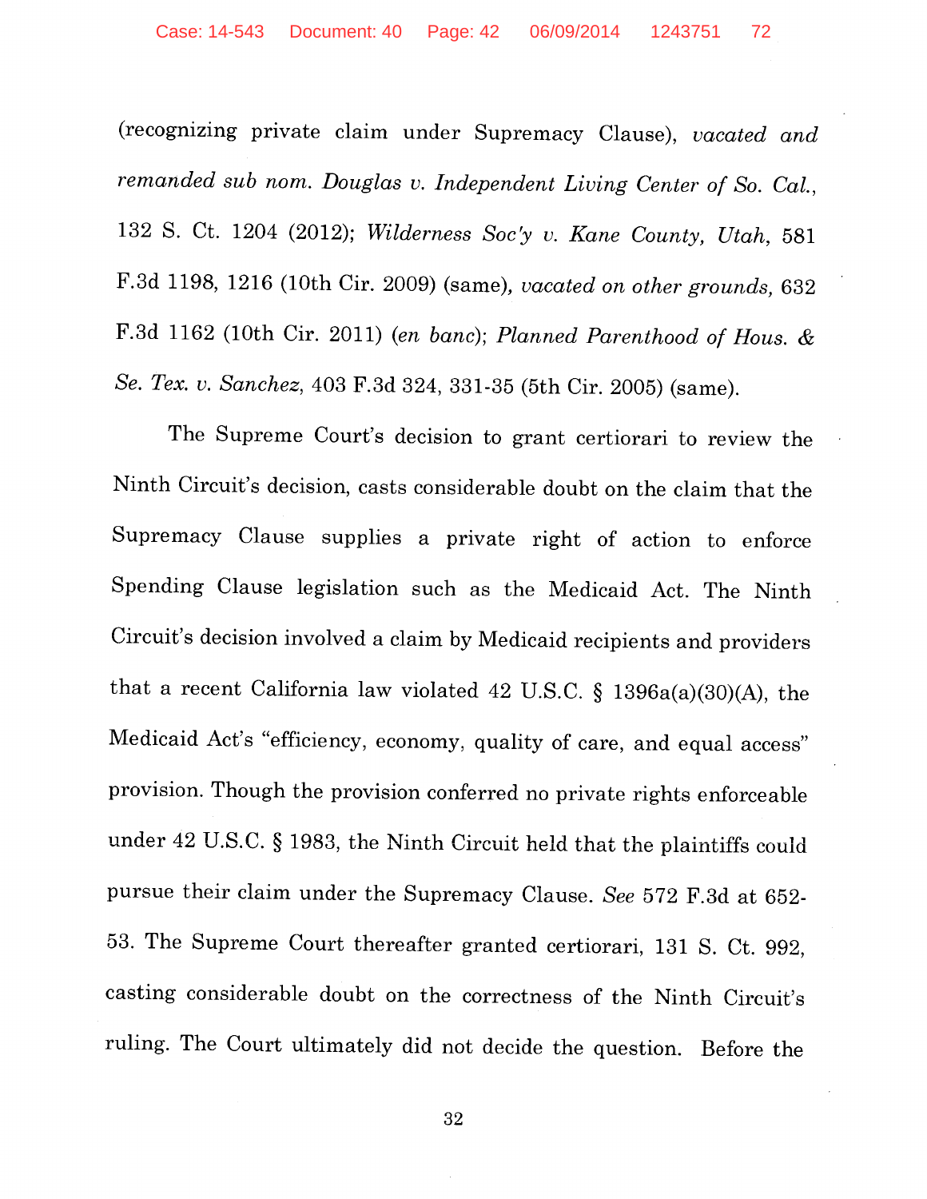(recognizing private claim under Supremacy Clause), *vacated and remanded sub nom. Douglas v. Independent Living Center of So. Cal.*, 132 S. Ct. 1204 (2012); *Wilderness Soc'y v. Kane County, Utah*, 581 F.3d 1198, 1216 (10th Cir. 2009) (same), *vacated on other grounds*, 632 F.3d 1162 (10th Cir. 2011) (*en banc*); *Planned Parenthood of Hous. & Se. Tex. v. Sanchez*, 403 F.3d 324, 331-35 (5th Cir. 2005) (same).

The Supreme Court's decision to grant certiorari to review the Ninth Circuit's decision, casts considerable doubt on the claim that the Supremacy Clause supplies a private right of action to enforce Spending Clause legislation such as the Medicaid Act. The Ninth Circuit's decision involved a claim by Medicaid recipients and providers that a recent California law violated 42 U.S.C. § 1396a(a)(30)(A), the Medicaid Act's "efficiency, economy, quality of care, and equal access" provision. Though the provision conferred no private rights enforceable under 42 U.S.C. § 1983, the Ninth Circuit held that the plaintiffs could pursue their claim under the Supremacy Clause. *See* 572 F.3d at 652-53. The Supreme Court thereafter granted certiorari, 131 S. Ct. 992, casting considerable doubt on the correctness of the Ninth Circuit's ruling. The Court ultimately did not decide the question. Before the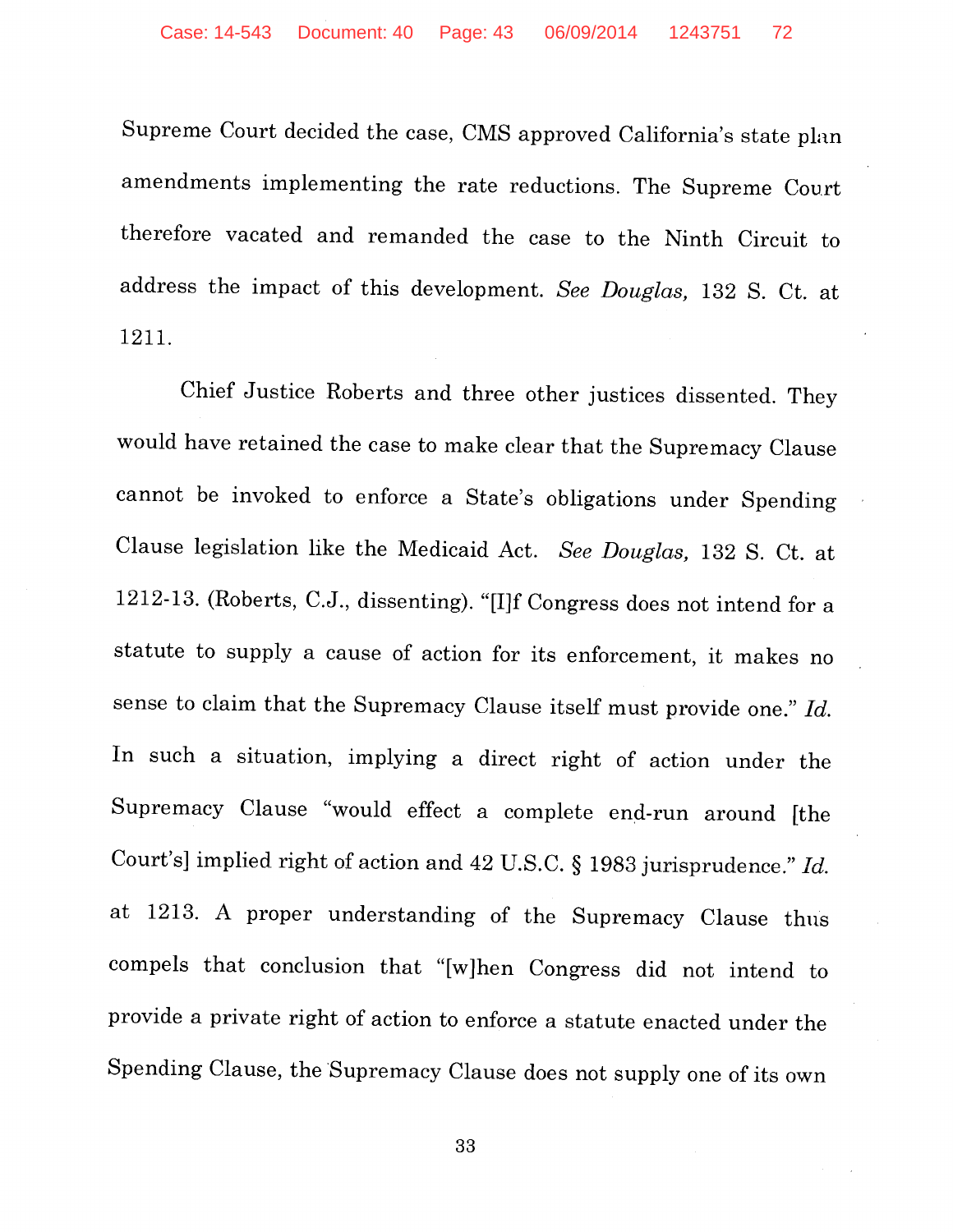Supreme Court decided the case, CMS approved California's state plan amendments implementing the rate reductions. The Supreme Court therefore vacated and remanded the case to the Ninth Circuit to address the impact of this development. *See Douglas,* 132 S. Ct. at 1211.

Chief Justice Roberts and three other justices dissented. They would have retained the case to make clear that the Supremacy Clause cannot be invoked to enforce a State's obligations under Spending Clause legislation like the Medicaid Act. *See Douglas,* 132 S. Ct. at 1212-13. (Roberts, C.J., dissenting). "[I]f Congress does not intend for a statute to supply a cause of action for its enforcement, it makes no sense to claim that the Supremacy Clause itself must provide one." *Id.* In such a situation, implying a direct right of action under the Supremacy Clause "would effect a complete end-run around [the Court's] implied right of action and 42 U.S.C. § 1983 jurisprudence." *Id.* at 1213. A proper understanding of the Supremacy Clause thus compels that conclusion that "[w]hen Congress did not intend to provide a private right of action to enforce a statute enacted under the Spending Clause, the Supremacy Clause does not supply one of its own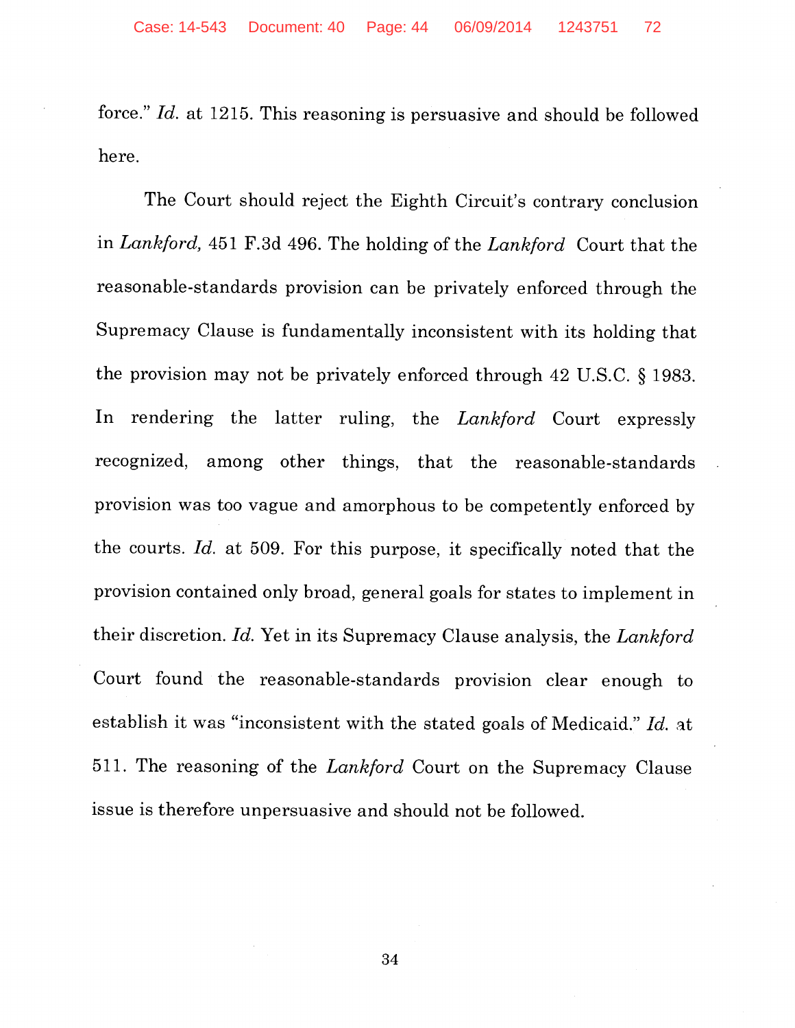force." *Id.* at 1215. This reasoning is persuasive and should be followed here.

The Court should reject the Eighth Circuit's contrary conclusion in *Lankford,* 451 F.3d 496. The holding of the *Lankford* Court that the reasonable-standards provision can be privately enforced through the Supremacy Clause is fundamentally inconsistent with its holding that the provision may not be privately enforced through 42 U.S.C. § 1983. In rendering the latter ruling, the *Lankford* Court expressly recognized, among other things, that the reasonable-standards provision was too vague and amorphous to be competently enforced by the courts. *Id.* at 509. For this purpose, it specifically noted that the provision contained only broad, general goals for states to implement in their discretion. *Id.* Yet in its Supremacy Clause analysis, the *Lankford* Court found the reasonable-standards provision clear enough to establish it was "inconsistent with the stated goals of Medicaid." *Id.* at 511. The reasoning of the *Lankford* Court on the Supremacy Clause issue is therefore unpersuasive and should not be followed.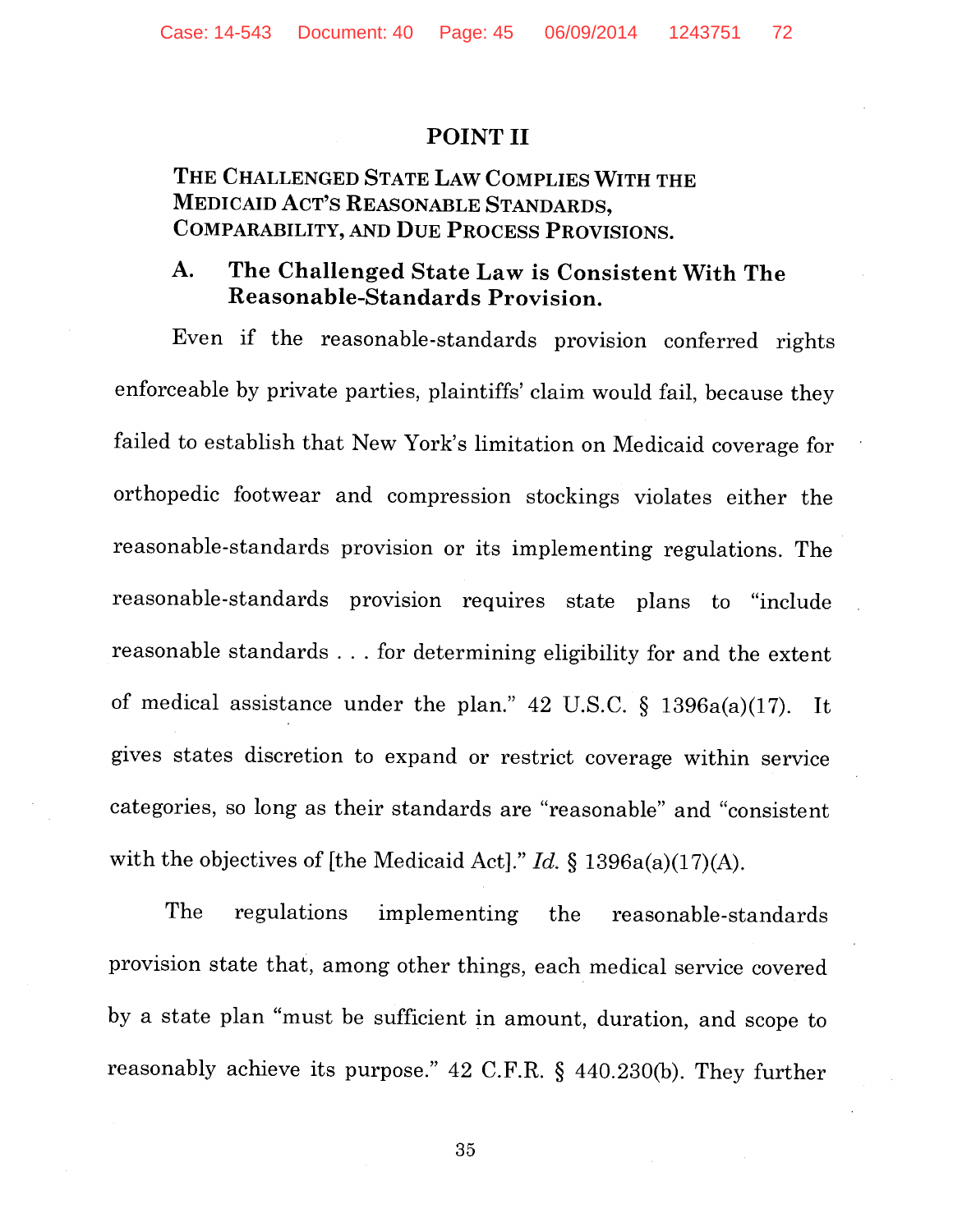## POINT II

### THE CHALLENGED STATE LAW COMPLIES WITH THE MEDICAID ACT'S REASONABLE STANDARDS, COMPARABILITY, AND DUE PROCESS PROVISIONS.

### A. The Challenged State Law is Consistent With The Reasonable-Standards Provision.

Even if the reasonable-standards provision conferred rights enforceable by private parties, plaintiffs' claim would fail, because they failed to establish that New York's limitation on Medicaid coverage for orthopedic footwear and compression stockings violates either the reasonable-standards provision or its implementing regulations. The reasonable-standards provision requires state plans to "include reasonable standards . . . for determining eligibility for and the extent of medical assistance under the plan." 42 U.S.C. § 1396a(a)(17). It gives states discretion to expand or restrict coverage within service categories, so long as their standards are "reasonable" and "consistent with the objectives of [the Medicaid Act]." *Id.* § 1396a(a)(17)(A).

The regulations implementing the reasonable-standards provision state that, among other things, each medical service covered by a state plan "must be sufficient in amount, duration, and scope to reasonably achieve its purpose." 42 C.F.R. § 440.230(b). They further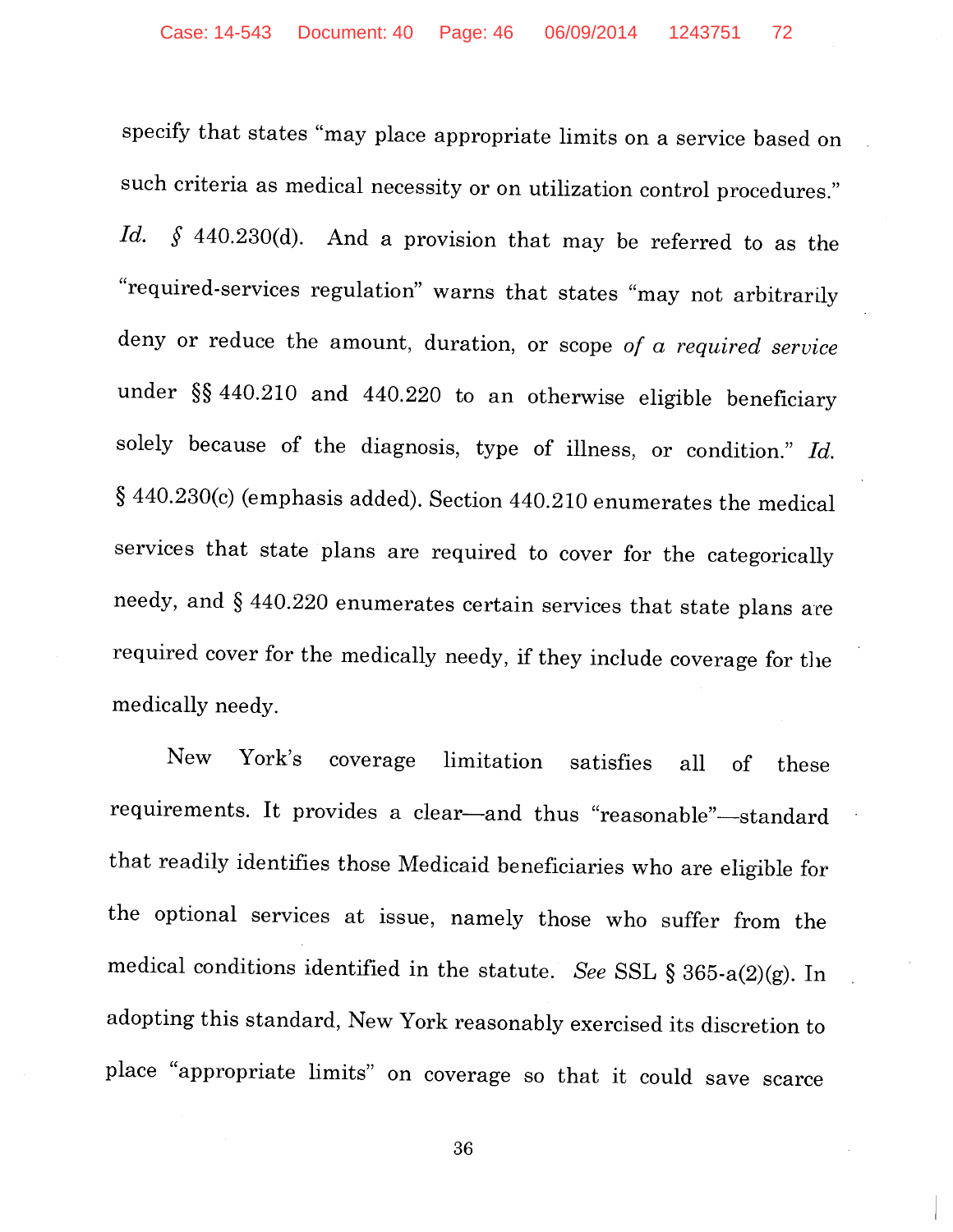specify that states "may place appropriate limits on a service based on such criteria as medical necessity or on utilization control procedures." *Id.* § 440.230(d). And a provision that may be referred to as the "required-services regulation" warns that states "may not arbitrarily deny or reduce the amount, duration, or scope *of a required service* under §§ 440.210 and 440.220 to an otherwise eligible beneficiary solely because of the diagnosis, type of illness, or condition." *Id.* § 440.230(c) (emphasis added). Section 440.210 enumerates the medical services that state plans are required to cover for the categorically needy, and § 440.220 enumerates certain services that state plans are required cover for the medically needy, if they include coverage for the medically needy.

New York's coverage limitation satisfies all of these requirements. It provides a clear—and thus "reasonable"—standard that readily identifies those Medicaid beneficiaries who are eligible for the optional services at issue, namely those who suffer from the medical conditions identified in the statute. *See* SSL § 365-a(2)(g). In adopting this standard, New York reasonably exercised its discretion to place "appropriate limits" on coverage so that it could save scarce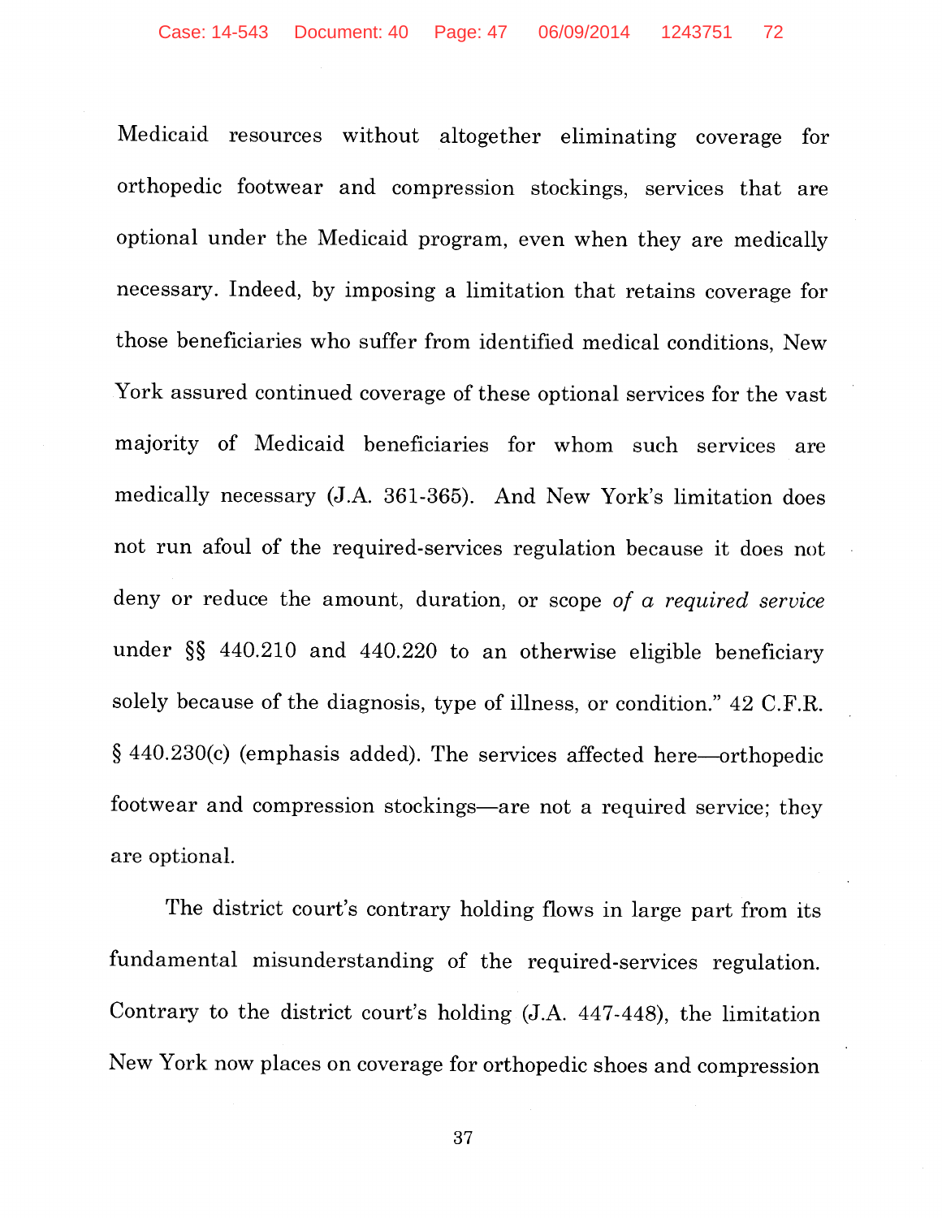Medicaid resources without altogether eliminating coverage for orthopedic footwear and compression stockings, services that are optional under the Medicaid program, even when they are medically necessary. Indeed, by imposing a limitation that retains coverage for those beneficiaries who suffer from identified medical conditions, New York assured continued coverage of these optional services for the vast majority of Medicaid beneficiaries for whom such services are medically necessary (J.A. 361-365). And New York's limitation does not run afoul of the required-services regulation because it does not deny or reduce the amount, duration, or scope *of a required service* under §§ 440.210 and 440.220 to an otherwise eligible beneficiary solely because of the diagnosis, type of illness, or condition." 42 C.F.R. § 440.230(c) (emphasis added). The services affected here—orthopedic footwear and compression stockings—are not a required service; they are optional.

The district court's contrary holding flows in large part from its fundamental misunderstanding of the required-services regulation. Contrary to the district court's holding (J.A. 447-448), the limitation New York now places on coverage for orthopedic shoes and compression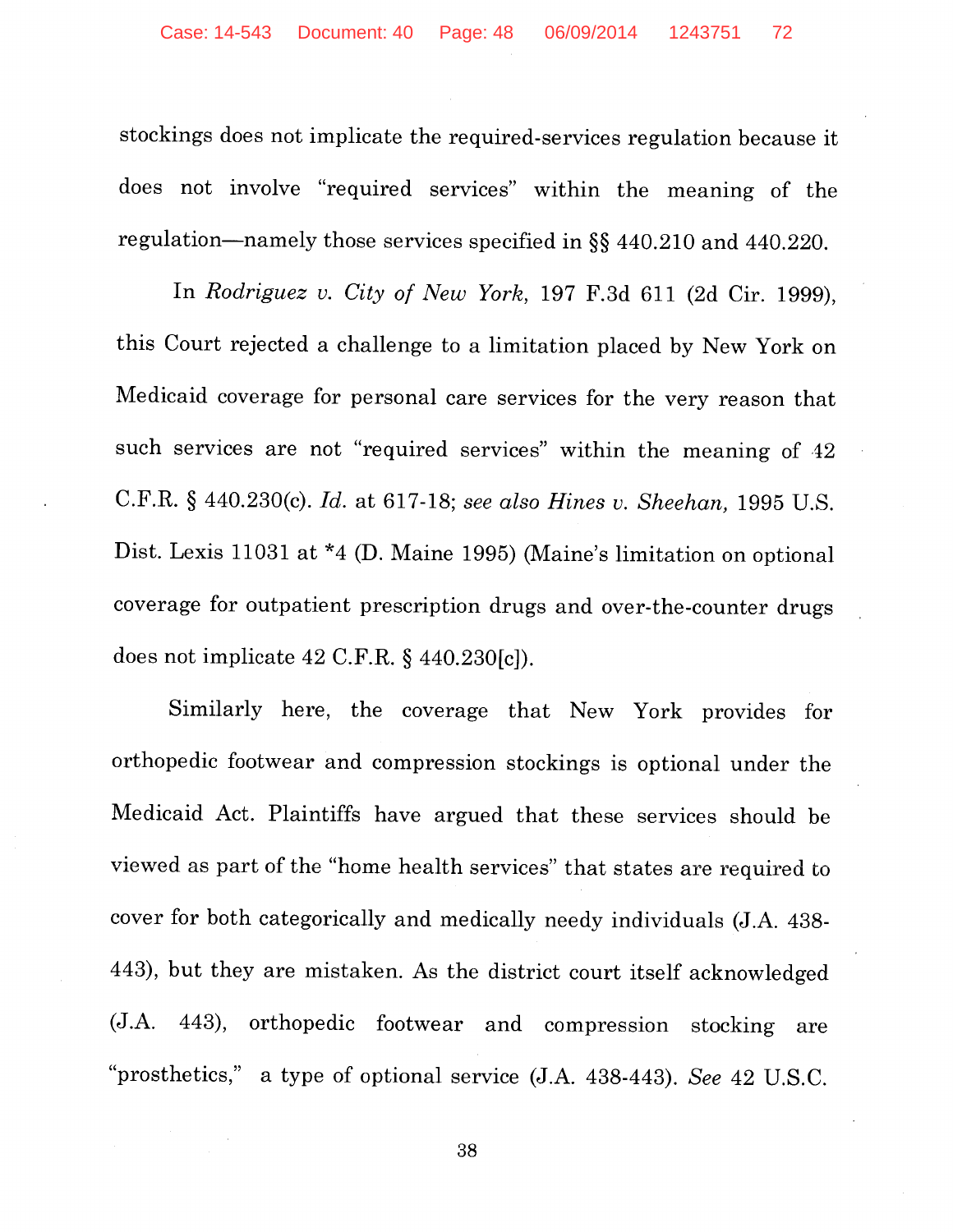stockings does not implicate the required-services regulation because it does not involve "required services" within the meaning of the regulation—namely those services specified in §§ 440.210 and 440.220.

In *Rodriguez v. City of New York*, 197 F.3d 611 (2d Cir. 1999), this Court rejected a challenge to a limitation placed by New York on Medicaid coverage for personal care services for the very reason that such services are not "required services" within the meaning of 42 C.F.R. § 440.230(c). *Id.* at 617-18; *see also Hines v. Sheehan,* 1995 U.S. Dist. Lexis 11031 at *4 (D. Maine 1995) (Maine's limitation on optional coverage for outpatient prescription drugs and over-the-counter drugs does not implicate 42 C.F.R. § 440.230[c]).

Similarly here, the coverage that New York provides for orthopedic footwear and compression stockings is optional under the Medicaid Act. Plaintiffs have argued that these services should be viewed as part of the "home health services" that states are required to cover for both categorically and medically needy individuals (J.A. 438-443), but they are mistaken. As the district court itself acknowledged (J.A. 443), orthopedic footwear and compression stocking are "prosthetics," a type of optional service (J.A. 438-443). *See* 42 U.S.C.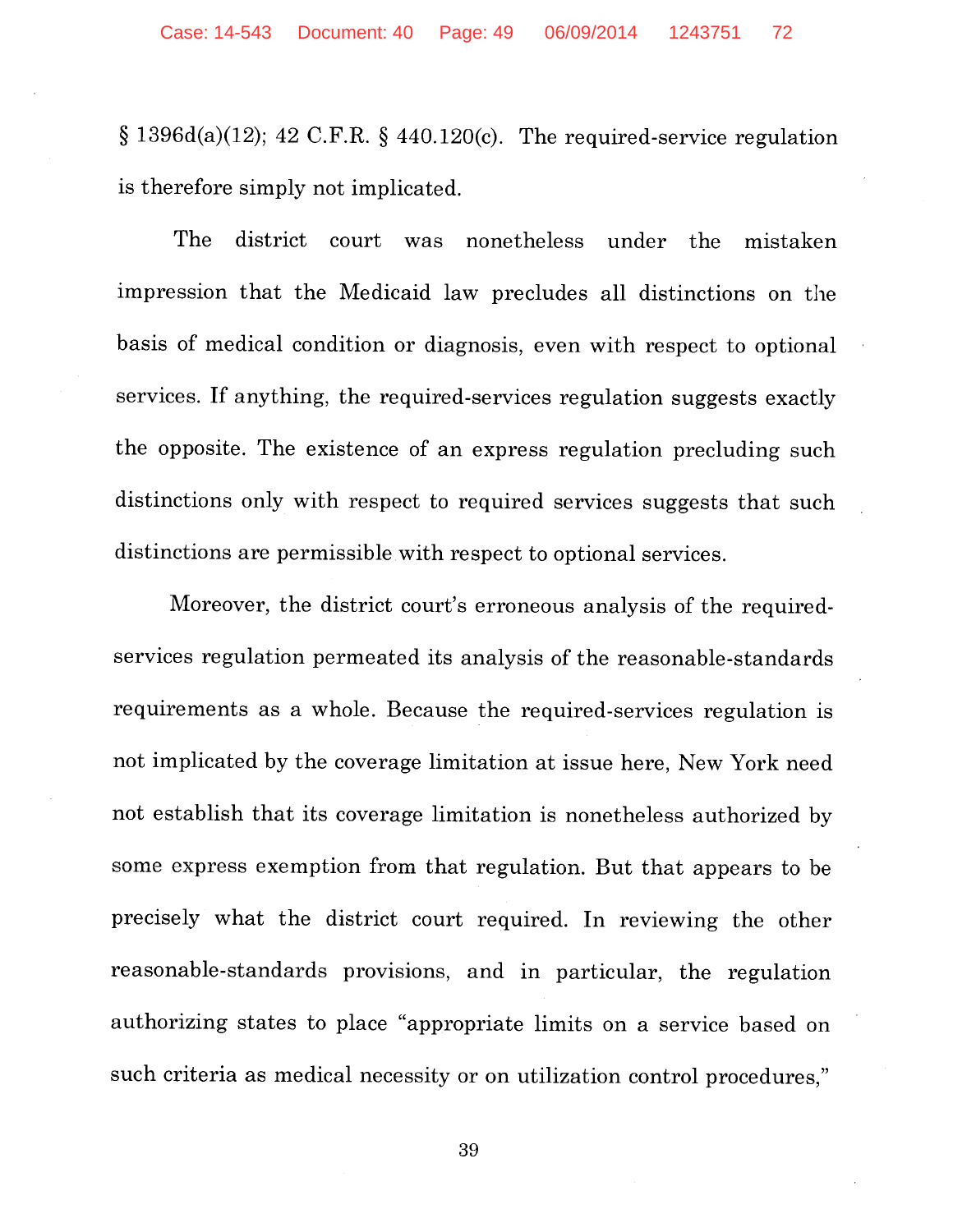§ 1396d(a)(12); 42 C.F.R. § 440.120(c). The required-service regulation is therefore simply not implicated.

The district court was nonetheless under the mistaken impression that the Medicaid law precludes all distinctions on the basis of medical condition or diagnosis, even with respect to optional services. If anything, the required-services regulation suggests exactly the opposite. The existence of an express regulation precluding such distinctions only with respect to required services suggests that such distinctions are permissible with respect to optional services.

Moreover, the district court's erroneous analysis of the required-services regulation permeated its analysis of the reasonable-standards requirements as a whole. Because the required-services regulation is not implicated by the coverage limitation at issue here, New York need not establish that its coverage limitation is nonetheless authorized by some express exemption from that regulation. But that appears to be precisely what the district court required. In reviewing the other reasonable-standards provisions, and in particular, the regulation authorizing states to place "appropriate limits on a service based on such criteria as medical necessity or on utilization control procedures,"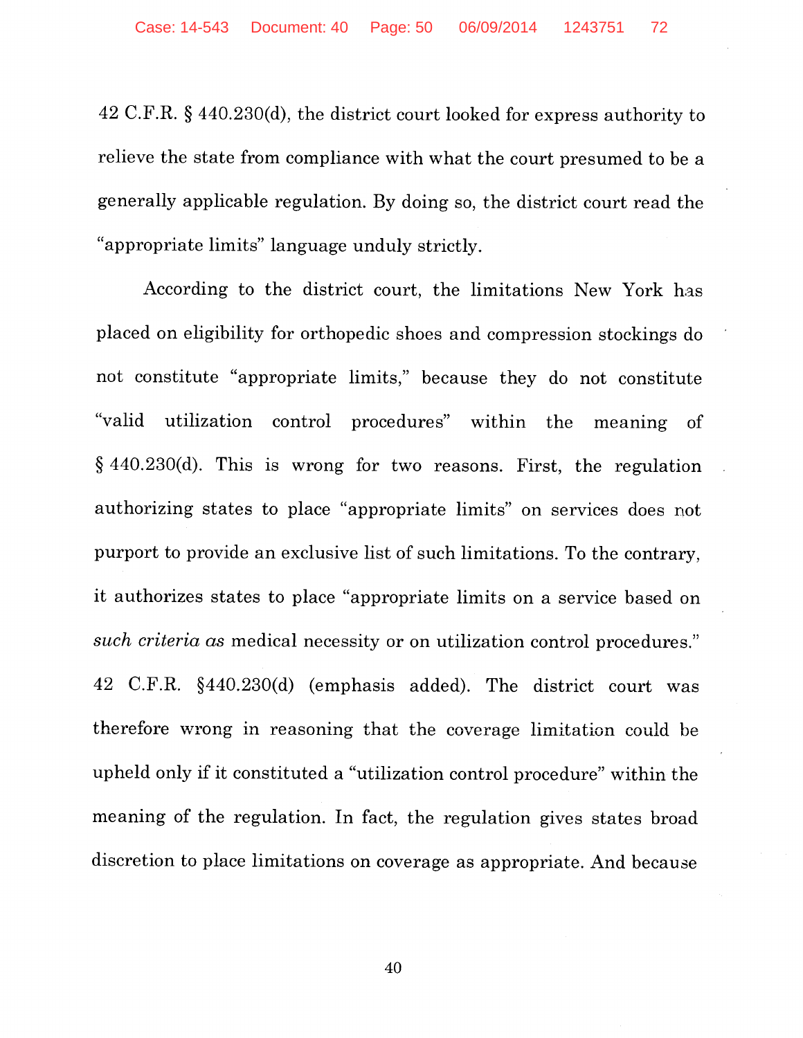42 C.F.R. § 440.230(d), the district court looked for express authority to relieve the state from compliance with what the court presumed to be a generally applicable regulation. By doing so, the district court read the "appropriate limits" language unduly strictly.

According to the district court, the limitations New York has placed on eligibility for orthopedic shoes and compression stockings do not constitute "appropriate limits," because they do not constitute "valid utilization control procedures" within the meaning of § 440.230(d). This is wrong for two reasons. First, the regulation authorizing states to place "appropriate limits" on services does not purport to provide an exclusive list of such limitations. To the contrary, it authorizes states to place "appropriate limits on a service based on *such criteria as* medical necessity or on utilization control procedures." 42 C.F.R. §440.230(d) (emphasis added). The district court was therefore wrong in reasoning that the coverage limitation could be upheld only if it constituted a "utilization control procedure" within the meaning of the regulation. In fact, the regulation gives states broad discretion to place limitations on coverage as appropriate. And because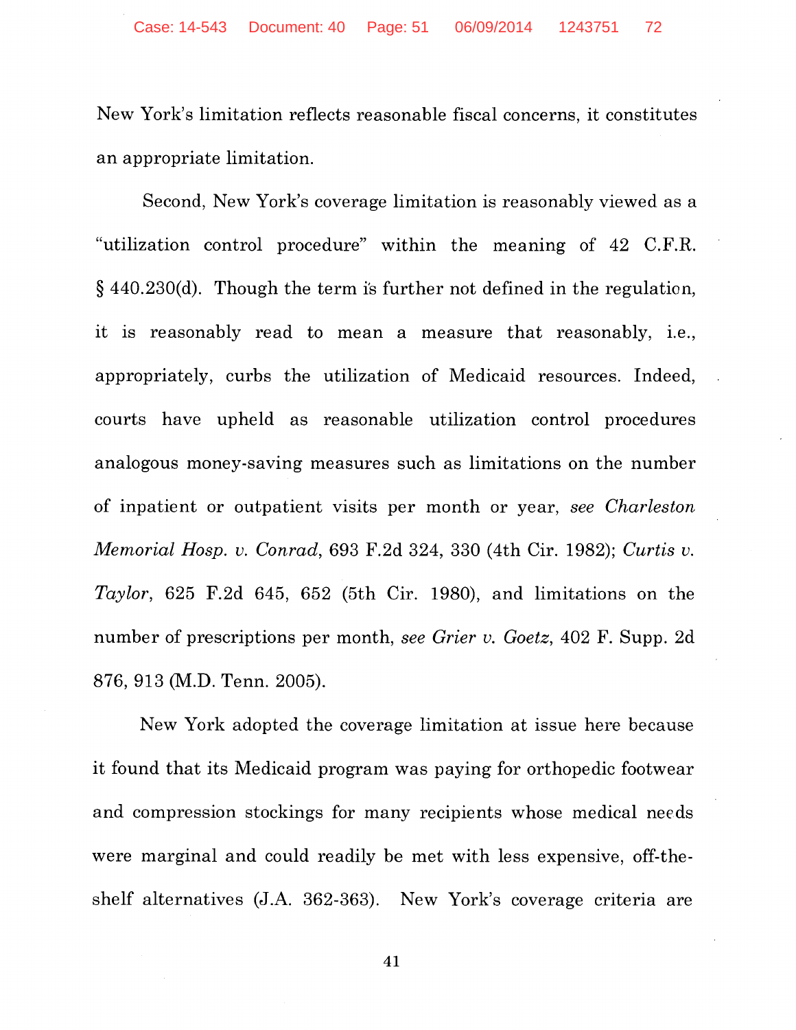New York's limitation reflects reasonable fiscal concerns, it constitutes an appropriate limitation.

Second, New York's coverage limitation is reasonably viewed as a "utilization control procedure" within the meaning of 42 C.F.R. § 440.230(d). Though the term is further not defined in the regulation, it is reasonably read to mean a measure that reasonably, i.e., appropriately, curbs the utilization of Medicaid resources. Indeed, courts have upheld as reasonable utilization control procedures analogous money-saving measures such as limitations on the number of inpatient or outpatient visits per month or year, *see Charleston Memorial Hosp. v. Conrad*, 693 F.2d 324, 330 (4th Cir. 1982); *Curtis v. Taylor*, 625 F.2d 645, 652 (5th Cir. 1980), and limitations on the number of prescriptions per month, *see Grier v. Goetz*, 402 F. Supp. 2d 876, 913 (M.D. Tenn. 2005).

New York adopted the coverage limitation at issue here because it found that its Medicaid program was paying for orthopedic footwear and compression stockings for many recipients whose medical needs were marginal and could readily be met with less expensive, off-the-shelf alternatives (J.A. 362-363). New York's coverage criteria are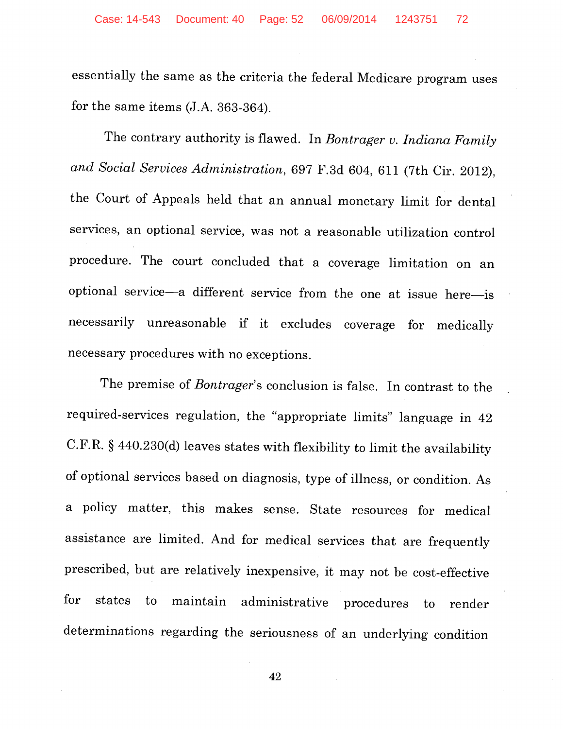essentially the same as the criteria the federal Medicare program uses for the same items (J.A. 363-364).

The contrary authority is flawed. In *Bontrager v. Indiana Family and Social Services Administration*, 697 F.3d 604, 611 (7th Cir. 2012), the Court of Appeals held that an annual monetary limit for dental services, an optional service, was not a reasonable utilization control procedure. The court concluded that a coverage limitation on an optional service—a different service from the one at issue here—is necessarily unreasonable if it excludes coverage for medically necessary procedures with no exceptions.

The premise of *Bontrager*'s conclusion is false. In contrast to the required-services regulation, the "appropriate limits" language in 42 C.F.R. § 440.230(d) leaves states with flexibility to limit the availability of optional services based on diagnosis, type of illness, or condition. As a policy matter, this makes sense. State resources for medical assistance are limited. And for medical services that are frequently prescribed, but are relatively inexpensive, it may not be cost-effective for states to maintain administrative procedures to render determinations regarding the seriousness of an underlying condition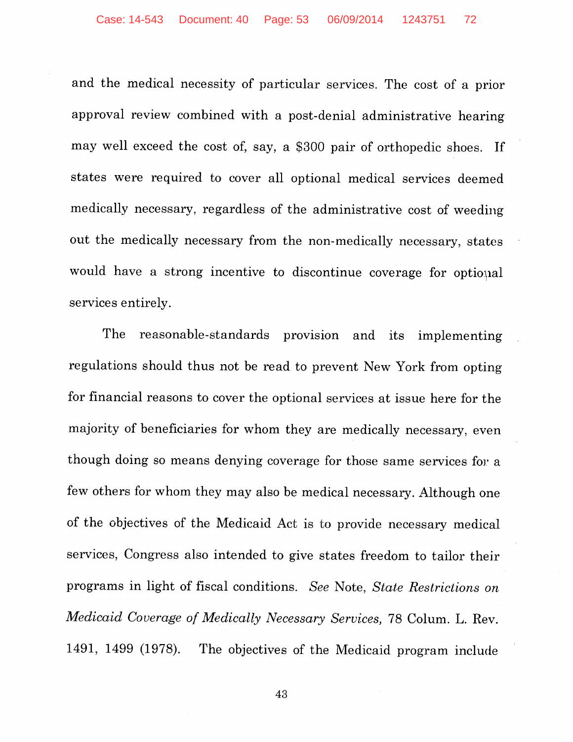and the medical necessity of particular services. The cost of a prior approval review combined with a post-denial administrative hearing may well exceed the cost of, say, a $300 pair of orthopedic shoes. If states were required to cover all optional medical services deemed medically necessary, regardless of the administrative cost of weeding out the medically necessary from the non-medically necessary, states would have a strong incentive to discontinue coverage for optional services entirely.

The reasonable-standards provision and its implementing regulations should thus not be read to prevent New York from opting for financial reasons to cover the optional services at issue here for the majority of beneficiaries for whom they are medically necessary, even though doing so means denying coverage for those same services for a few others for whom they may also be medical necessary. Although one of the objectives of the Medicaid Act is to provide necessary medical services, Congress also intended to give states freedom to tailor their programs in light of fiscal conditions. *See* Note, *State Restrictions on Medicaid Coverage of Medically Necessary Services,* 78 Colum. L. Rev. 1491, 1499 (1978). The objectives of the Medicaid program include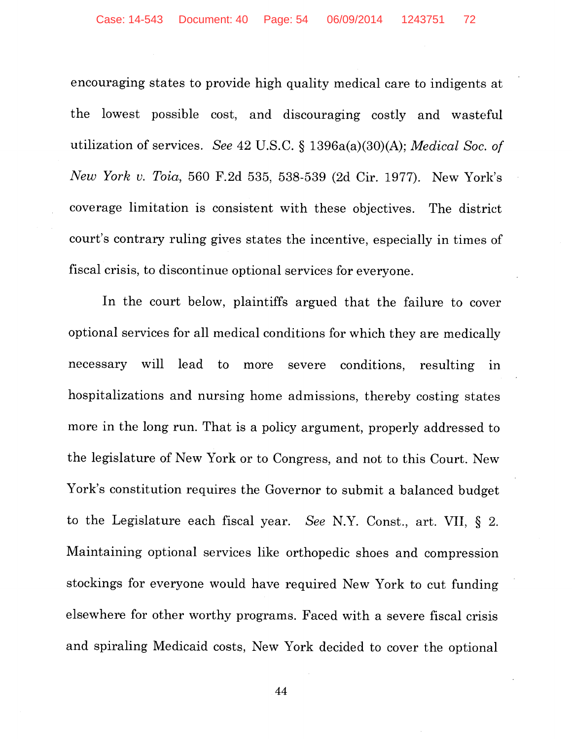encouraging states to provide high quality medical care to indigents at the lowest possible cost, and discouraging costly and wasteful utilization of services. *See* 42 U.S.C. § 1396a(a)(30)(A); *Medical Soc. of New York v. Toia*, 560 F.2d 535, 538-539 (2d Cir. 1977). New York's coverage limitation is consistent with these objectives. The district court's contrary ruling gives states the incentive, especially in times of fiscal crisis, to discontinue optional services for everyone.

In the court below, plaintiffs argued that the failure to cover optional services for all medical conditions for which they are medically necessary will lead to more severe conditions, resulting in hospitalizations and nursing home admissions, thereby costing states more in the long run. That is a policy argument, properly addressed to the legislature of New York or to Congress, and not to this Court. New York's constitution requires the Governor to submit a balanced budget to the Legislature each fiscal year. *See* N.Y. Const., art. VII, § 2. Maintaining optional services like orthopedic shoes and compression stockings for everyone would have required New York to cut funding elsewhere for other worthy programs. Faced with a severe fiscal crisis and spiraling Medicaid costs, New York decided to cover the optional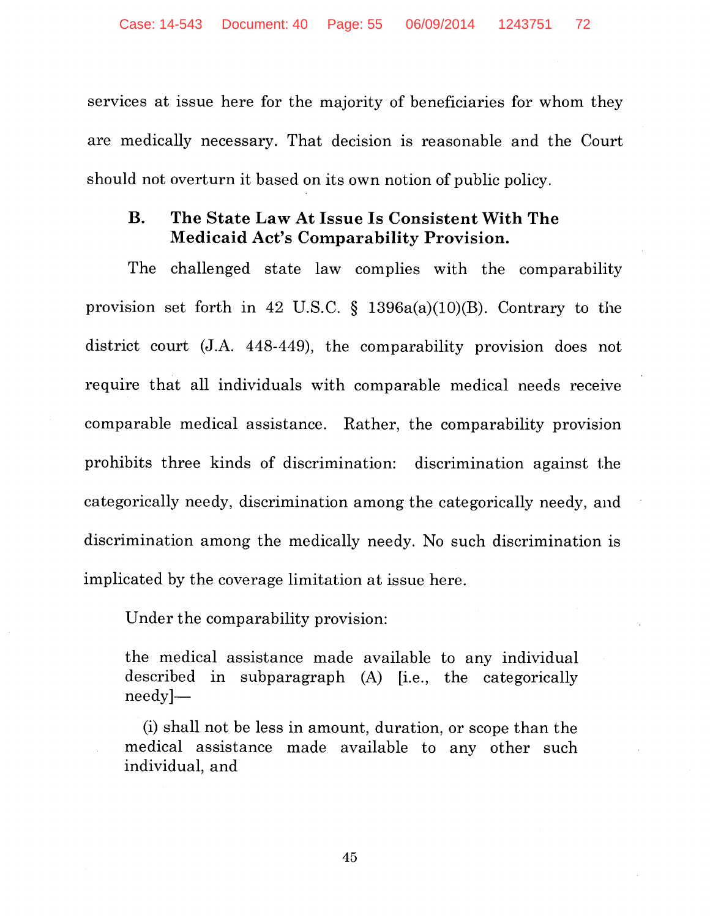services at issue here for the majority of beneficiaries for whom they are medically necessary. That decision is reasonable and the Court should not overturn it based on its own notion of public policy.

### B. The State Law At Issue Is Consistent With The Medicaid Act's Comparability Provision.

The challenged state law complies with the comparability provision set forth in 42 U.S.C. § 1396a(a)(10)(B). Contrary to the district court (J.A. 448-449), the comparability provision does not require that all individuals with comparable medical needs receive comparable medical assistance. Rather, the comparability provision prohibits three kinds of discrimination: discrimination against the categorically needy, discrimination among the categorically needy, and discrimination among the medically needy. No such discrimination is implicated by the coverage limitation at issue here.

Under the comparability provision:

> the medical assistance made available to any individual described in subparagraph (A) [i.e., the categorically needy]—
>
> (i) shall not be less in amount, duration, or scope than the medical assistance made available to any other such individual, and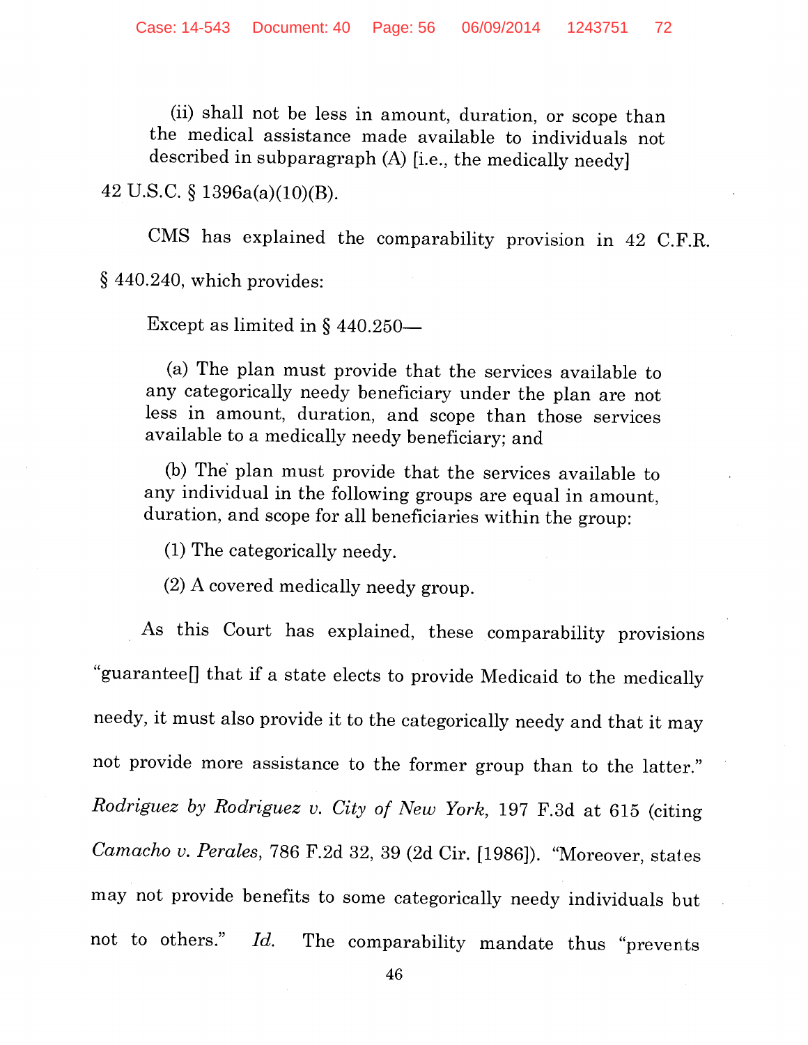> (ii) shall not be less in amount, duration, or scope than the medical assistance made available to individuals not described in subparagraph (A) [i.e., the medically needy]

42 U.S.C. § 1396a(a)(10)(B).

CMS has explained the comparability provision in 42 C.F.R. § 440.240, which provides:

> Except as limited in § 440.250—
>
> (a) The plan must provide that the services available to any categorically needy beneficiary under the plan are not less in amount, duration, and scope than those services available to a medically needy beneficiary; and
>
> (b) The plan must provide that the services available to any individual in the following groups are equal in amount, duration, and scope for all beneficiaries within the group:
>
> (1) The categorically needy.
>
> (2) A covered medically needy group.

As this Court has explained, these comparability provisions "guarantee[] that if a state elects to provide Medicaid to the medically needy, it must also provide it to the categorically needy and that it may not provide more assistance to the former group than to the latter." *Rodriguez by Rodriguez v. City of New York*, 197 F.3d at 615 (citing *Camacho v. Perales*, 786 F.2d 32, 39 (2d Cir. [1986]). "Moreover, states may not provide benefits to some categorically needy individuals but not to others." *Id.* The comparability mandate thus "prevents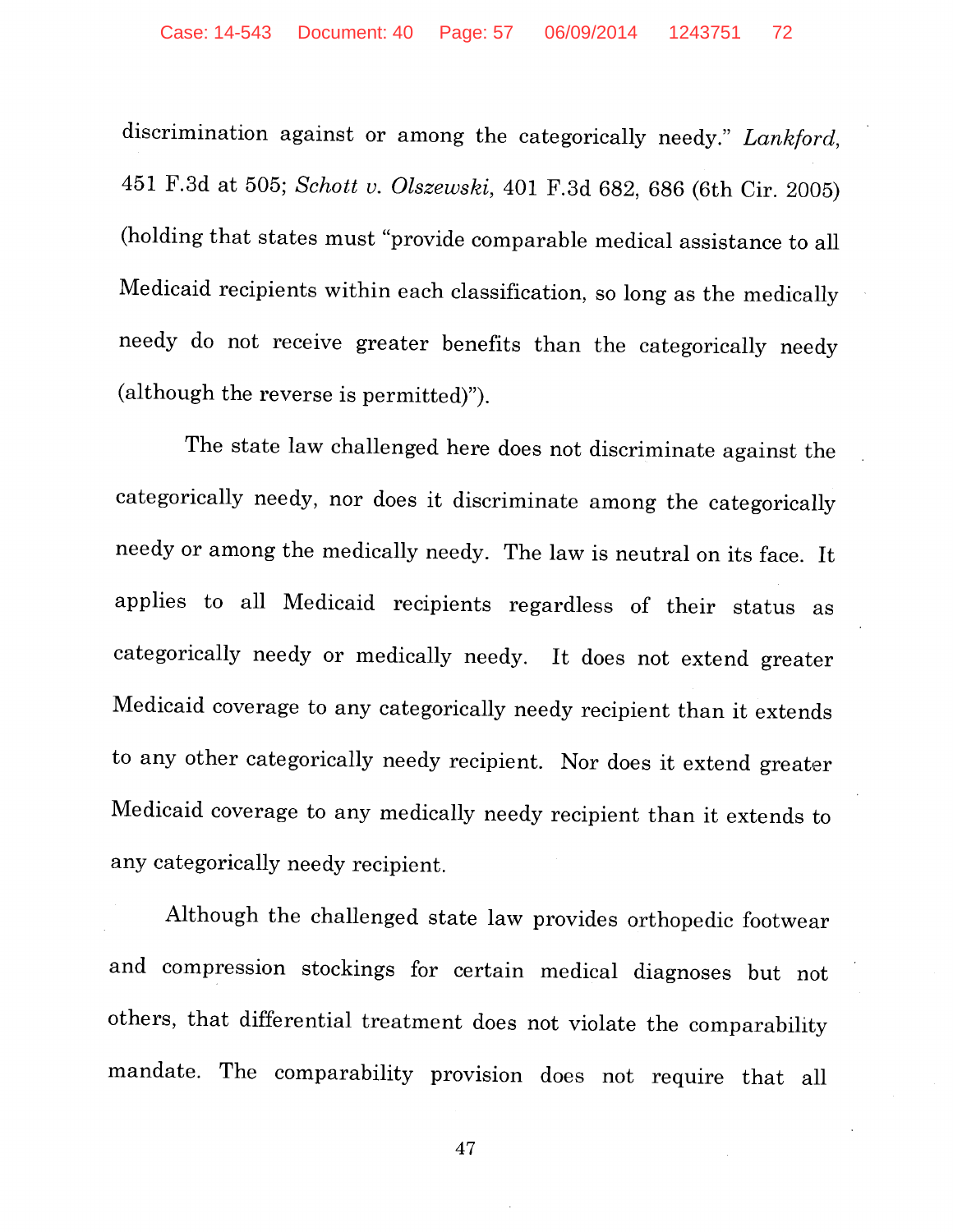discrimination against or among the categorically needy." *Lankford*, 451 F.3d at 505; *Schott v. Olszewski*, 401 F.3d 682, 686 (6th Cir. 2005) (holding that states must "provide comparable medical assistance to all Medicaid recipients within each classification, so long as the medically needy do not receive greater benefits than the categorically needy (although the reverse is permitted)").

The state law challenged here does not discriminate against the categorically needy, nor does it discriminate among the categorically needy or among the medically needy. The law is neutral on its face. It applies to all Medicaid recipients regardless of their status as categorically needy or medically needy. It does not extend greater Medicaid coverage to any categorically needy recipient than it extends to any other categorically needy recipient. Nor does it extend greater Medicaid coverage to any medically needy recipient than it extends to any categorically needy recipient.

Although the challenged state law provides orthopedic footwear and compression stockings for certain medical diagnoses but not others, that differential treatment does not violate the comparability mandate. The comparability provision does not require that all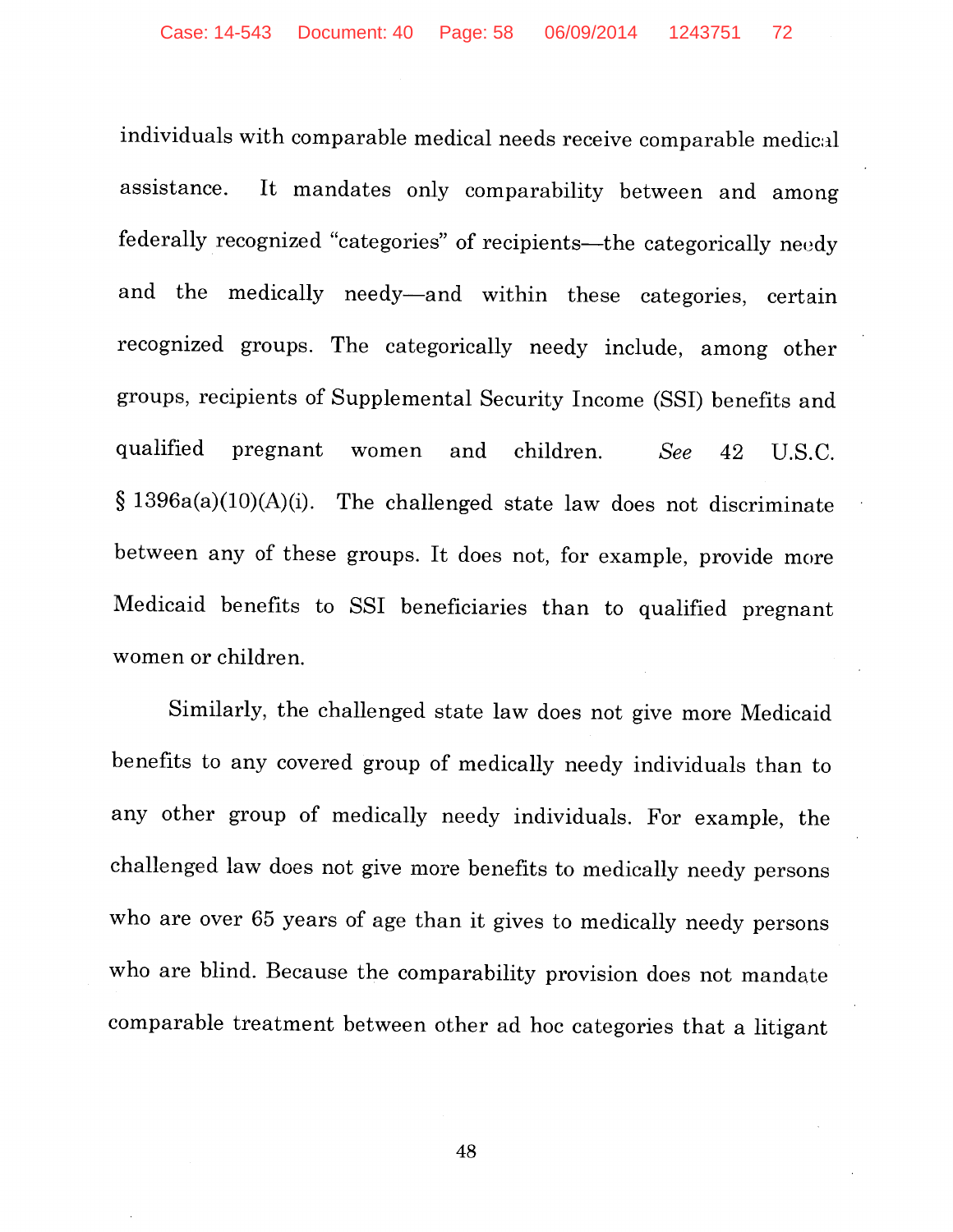individuals with comparable medical needs receive comparable medical assistance. It mandates only comparability between and among federally recognized "categories" of recipients—the categorically needy and the medically needy—and within these categories, certain recognized groups. The categorically needy include, among other groups, recipients of Supplemental Security Income (SSI) benefits and qualified pregnant women and children. *See* 42 U.S.C. § 1396a(a)(10)(A)(i). The challenged state law does not discriminate between any of these groups. It does not, for example, provide more Medicaid benefits to SSI beneficiaries than to qualified pregnant women or children.

Similarly, the challenged state law does not give more Medicaid benefits to any covered group of medically needy individuals than to any other group of medically needy individuals. For example, the challenged law does not give more benefits to medically needy persons who are over 65 years of age than it gives to medically needy persons who are blind. Because the comparability provision does not mandate comparable treatment between other ad hoc categories that a litigant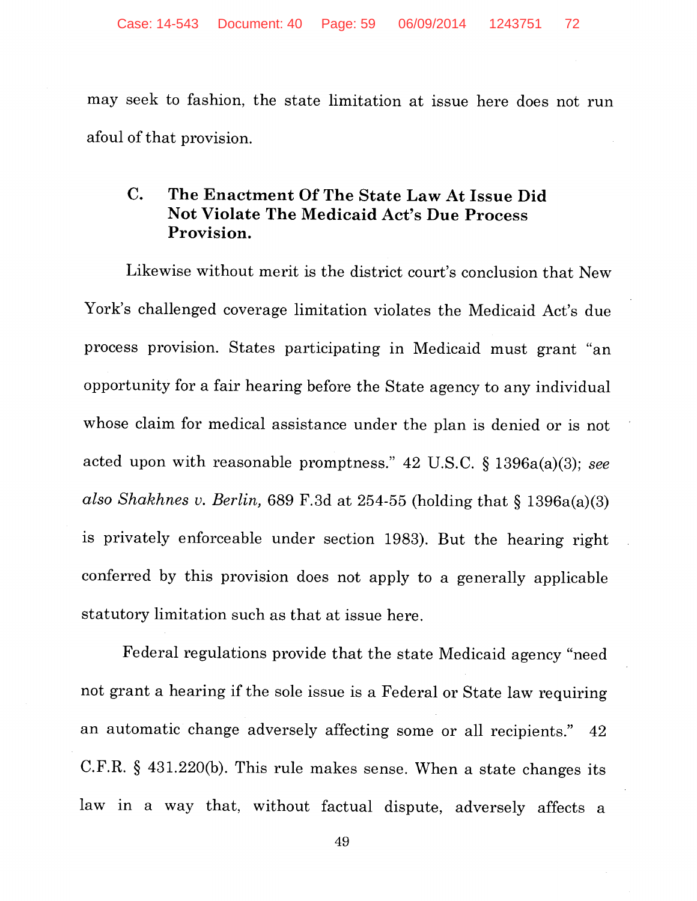may seek to fashion, the state limitation at issue here does not run afoul of that provision.

### C. The Enactment Of The State Law At Issue Did Not Violate The Medicaid Act's Due Process Provision.

Likewise without merit is the district court's conclusion that New York's challenged coverage limitation violates the Medicaid Act's due process provision. States participating in Medicaid must grant "an opportunity for a fair hearing before the State agency to any individual whose claim for medical assistance under the plan is denied or is not acted upon with reasonable promptness." 42 U.S.C. § 1396a(a)(3); *see also Shakhnes v. Berlin,* 689 F.3d at 254-55 (holding that § 1396a(a)(3) is privately enforceable under section 1983). But the hearing right conferred by this provision does not apply to a generally applicable statutory limitation such as that at issue here.

Federal regulations provide that the state Medicaid agency "need not grant a hearing if the sole issue is a Federal or State law requiring an automatic change adversely affecting some or all recipients." 42 C.F.R. § 431.220(b). This rule makes sense. When a state changes its law in a way that, without factual dispute, adversely affects a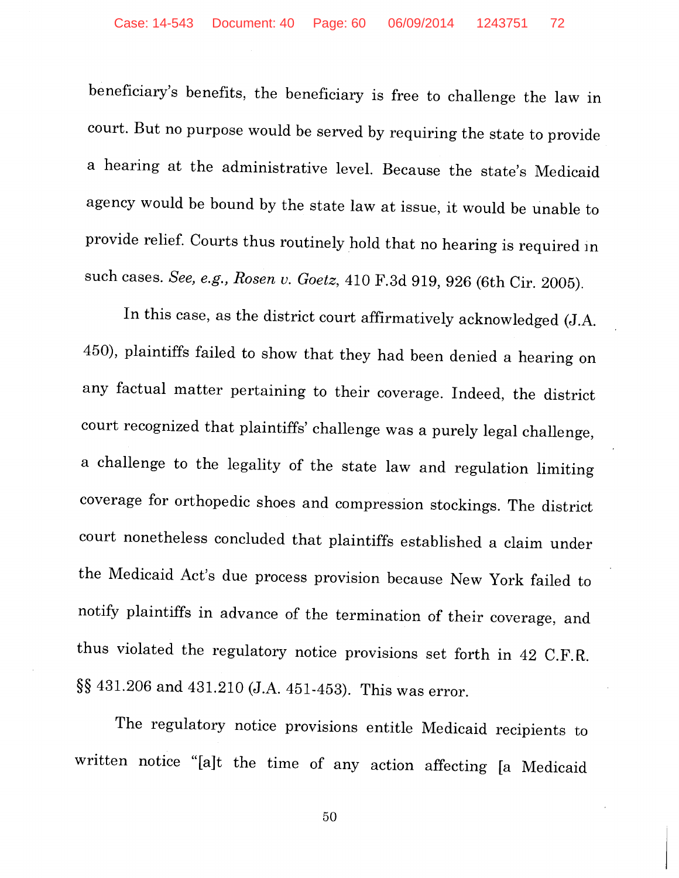beneficiary's benefits, the beneficiary is free to challenge the law in court. But no purpose would be served by requiring the state to provide a hearing at the administrative level. Because the state's Medicaid agency would be bound by the state law at issue, it would be unable to provide relief. Courts thus routinely hold that no hearing is required in such cases. *See, e.g., Rosen v. Goetz*, 410 F.3d 919, 926 (6th Cir. 2005).

In this case, as the district court affirmatively acknowledged (J.A. 450), plaintiffs failed to show that they had been denied a hearing on any factual matter pertaining to their coverage. Indeed, the district court recognized that plaintiffs' challenge was a purely legal challenge, a challenge to the legality of the state law and regulation limiting coverage for orthopedic shoes and compression stockings. The district court nonetheless concluded that plaintiffs established a claim under the Medicaid Act's due process provision because New York failed to notify plaintiffs in advance of the termination of their coverage, and thus violated the regulatory notice provisions set forth in 42 C.F.R. §§ 431.206 and 431.210 (J.A. 451-453). This was error.

The regulatory notice provisions entitle Medicaid recipients to written notice "[a]t the time of any action affecting [a Medicaid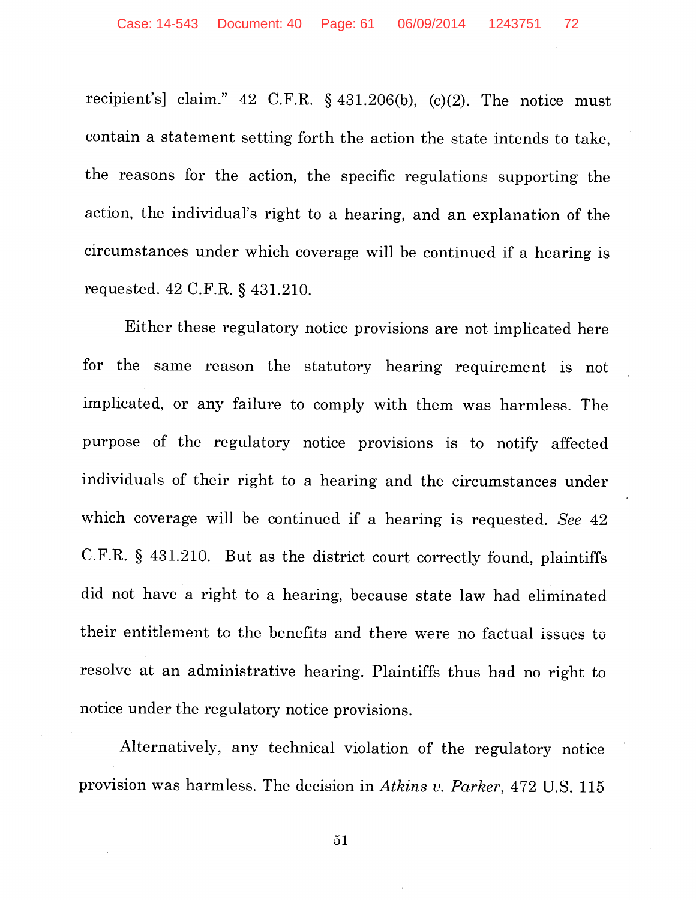recipient's] claim." 42 C.F.R. § 431.206(b), (c)(2). The notice must contain a statement setting forth the action the state intends to take, the reasons for the action, the specific regulations supporting the action, the individual's right to a hearing, and an explanation of the circumstances under which coverage will be continued if a hearing is requested. 42 C.F.R. § 431.210.

Either these regulatory notice provisions are not implicated here for the same reason the statutory hearing requirement is not implicated, or any failure to comply with them was harmless. The purpose of the regulatory notice provisions is to notify affected individuals of their right to a hearing and the circumstances under which coverage will be continued if a hearing is requested. *See* 42 C.F.R. § 431.210. But as the district court correctly found, plaintiffs did not have a right to a hearing, because state law had eliminated their entitlement to the benefits and there were no factual issues to resolve at an administrative hearing. Plaintiffs thus had no right to notice under the regulatory notice provisions.

Alternatively, any technical violation of the regulatory notice provision was harmless. The decision in *Atkins v. Parker*, 472 U.S. 115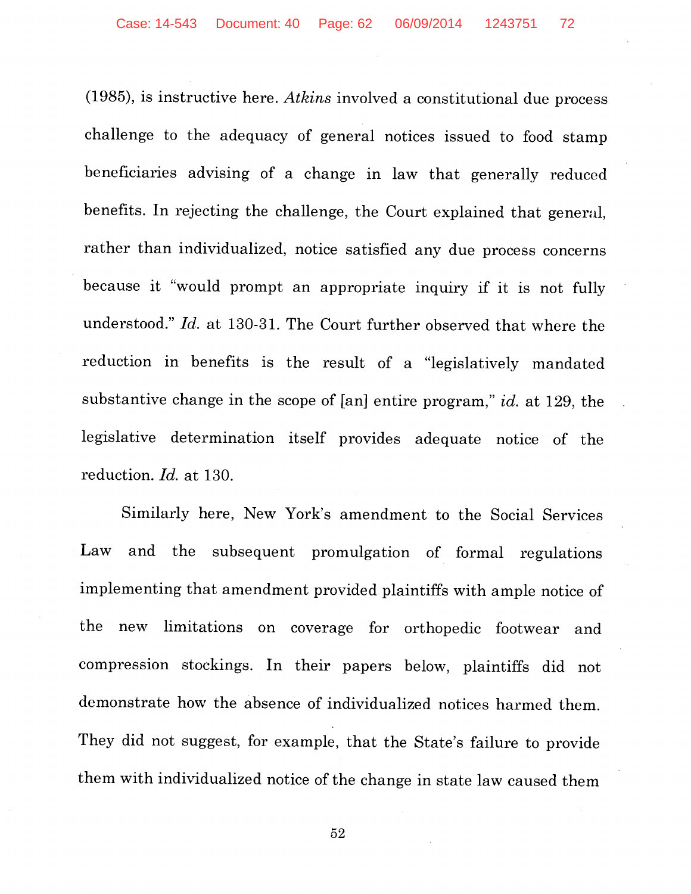(1985), is instructive here. *Atkins* involved a constitutional due process challenge to the adequacy of general notices issued to food stamp beneficiaries advising of a change in law that generally reduced benefits. In rejecting the challenge, the Court explained that general, rather than individualized, notice satisfied any due process concerns because it "would prompt an appropriate inquiry if it is not fully understood." *Id.* at 130-31. The Court further observed that where the reduction in benefits is the result of a "legislatively mandated substantive change in the scope of [an] entire program," *id.* at 129, the legislative determination itself provides adequate notice of the reduction. *Id.* at 130.

Similarly here, New York's amendment to the Social Services Law and the subsequent promulgation of formal regulations implementing that amendment provided plaintiffs with ample notice of the new limitations on coverage for orthopedic footwear and compression stockings. In their papers below, plaintiffs did not demonstrate how the absence of individualized notices harmed them. They did not suggest, for example, that the State's failure to provide them with individualized notice of the change in state law caused them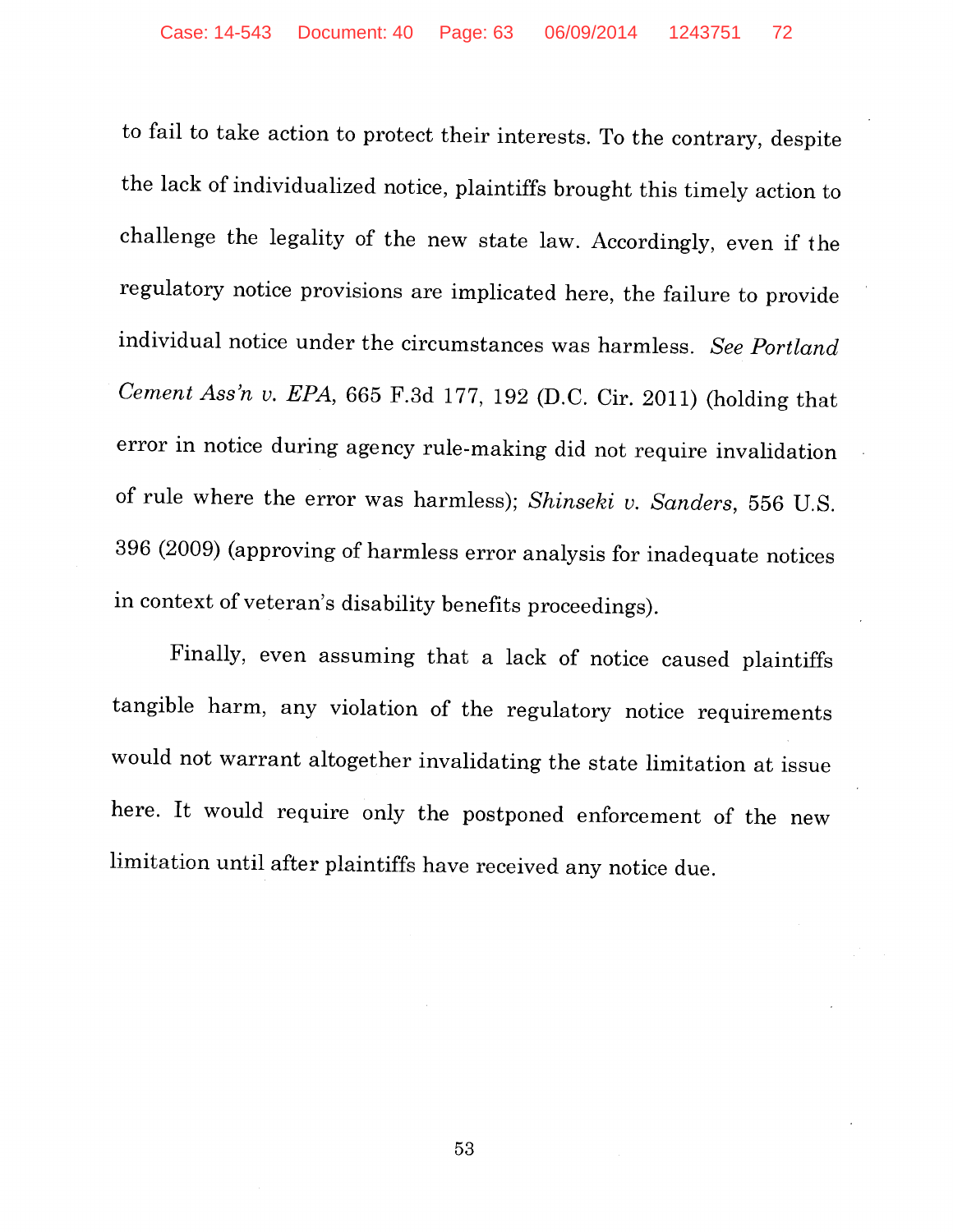to fail to take action to protect their interests. To the contrary, despite the lack of individualized notice, plaintiffs brought this timely action to challenge the legality of the new state law. Accordingly, even if the regulatory notice provisions are implicated here, the failure to provide individual notice under the circumstances was harmless. *See Portland Cement Ass'n v. EPA*, 665 F.3d 177, 192 (D.C. Cir. 2011) (holding that error in notice during agency rule-making did not require invalidation of rule where the error was harmless); *Shinseki v. Sanders*, 556 U.S. 396 (2009) (approving of harmless error analysis for inadequate notices in context of veteran's disability benefits proceedings).

Finally, even assuming that a lack of notice caused plaintiffs tangible harm, any violation of the regulatory notice requirements would not warrant altogether invalidating the state limitation at issue here. It would require only the postponed enforcement of the new limitation until after plaintiffs have received any notice due.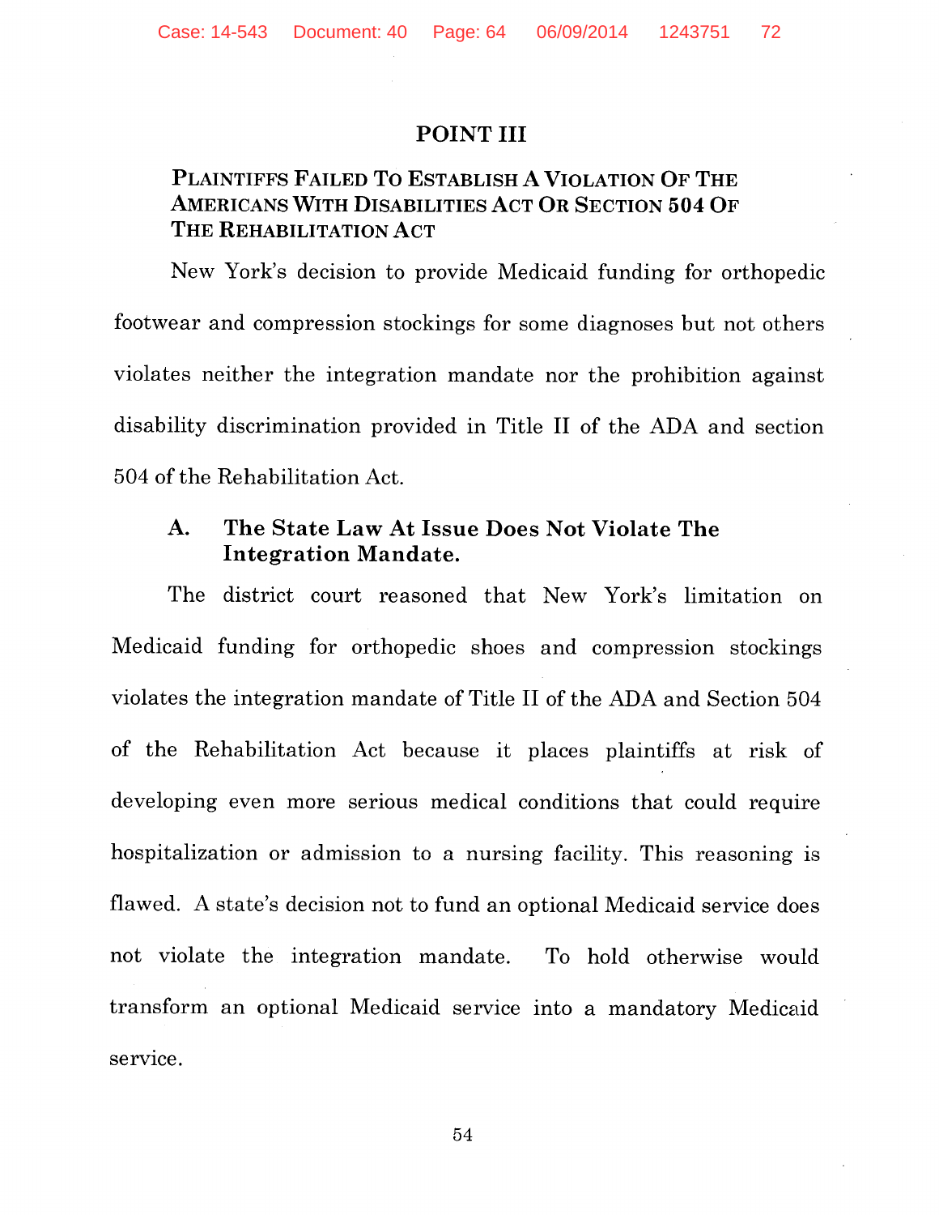# POINT III

## PLAINTIFFS FAILED TO ESTABLISH A VIOLATION OF THE AMERICANS WITH DISABILITIES ACT OR SECTION 504 OF THE REHABILITATION ACT

New York's decision to provide Medicaid funding for orthopedic footwear and compression stockings for some diagnoses but not others violates neither the integration mandate nor the prohibition against disability discrimination provided in Title II of the ADA and section 504 of the Rehabilitation Act.

### A. The State Law At Issue Does Not Violate The Integration Mandate.

The district court reasoned that New York's limitation on Medicaid funding for orthopedic shoes and compression stockings violates the integration mandate of Title II of the ADA and Section 504 of the Rehabilitation Act because it places plaintiffs at risk of developing even more serious medical conditions that could require hospitalization or admission to a nursing facility. This reasoning is flawed. A state's decision not to fund an optional Medicaid service does not violate the integration mandate. To hold otherwise would transform an optional Medicaid service into a mandatory Medicaid service.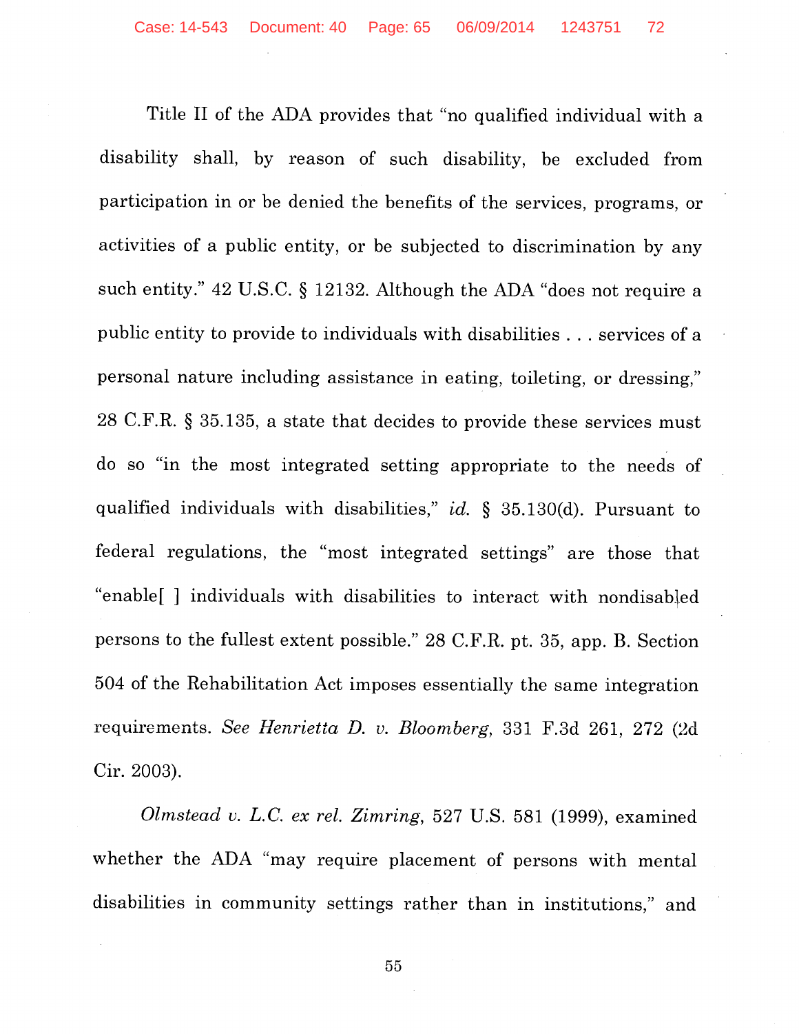Title II of the ADA provides that "no qualified individual with a disability shall, by reason of such disability, be excluded from participation in or be denied the benefits of the services, programs, or activities of a public entity, or be subjected to discrimination by any such entity." 42 U.S.C. § 12132. Although the ADA "does not require a public entity to provide to individuals with disabilities . . . services of a personal nature including assistance in eating, toileting, or dressing," 28 C.F.R. § 35.135, a state that decides to provide these services must do so "in the most integrated setting appropriate to the needs of qualified individuals with disabilities," *id.* § 35.130(d). Pursuant to federal regulations, the "most integrated settings" are those that "enable[ ] individuals with disabilities to interact with nondisabled persons to the fullest extent possible." 28 C.F.R. pt. 35, app. B. Section 504 of the Rehabilitation Act imposes essentially the same integration requirements. *See Henrietta D. v. Bloomberg*, 331 F.3d 261, 272 (2d Cir. 2003).

*Olmstead v. L.C. ex rel. Zimring*, 527 U.S. 581 (1999), examined whether the ADA "may require placement of persons with mental disabilities in community settings rather than in institutions," and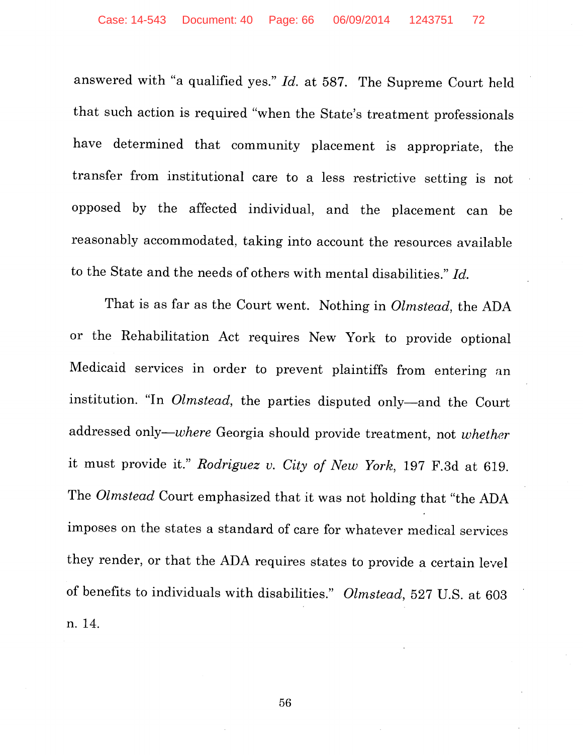answered with "a qualified yes." *Id.* at 587. The Supreme Court held that such action is required "when the State's treatment professionals have determined that community placement is appropriate, the transfer from institutional care to a less restrictive setting is not opposed by the affected individual, and the placement can be reasonably accommodated, taking into account the resources available to the State and the needs of others with mental disabilities." *Id.*

That is as far as the Court went. Nothing in *Olmstead*, the ADA or the Rehabilitation Act requires New York to provide optional Medicaid services in order to prevent plaintiffs from entering an institution. "In *Olmstead*, the parties disputed only—and the Court addressed only—*where* Georgia should provide treatment, not *whether* it must provide it." *Rodriguez v. City of New York*, 197 F.3d at 619. The *Olmstead* Court emphasized that it was not holding that "the ADA imposes on the states a standard of care for whatever medical services they render, or that the ADA requires states to provide a certain level of benefits to individuals with disabilities." *Olmstead*, 527 U.S. at 603 n. 14.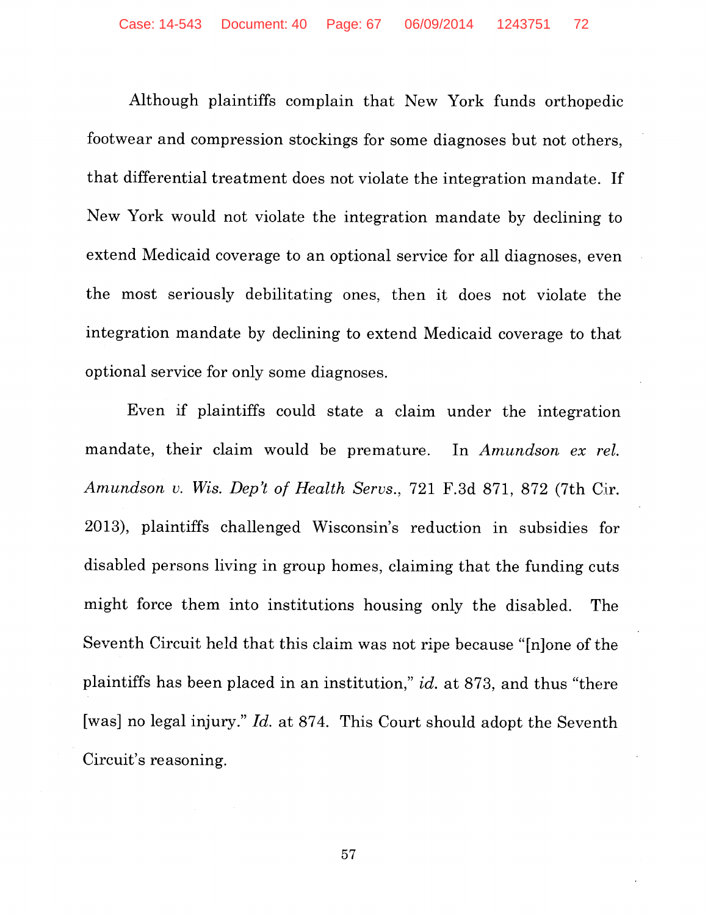Although plaintiffs complain that New York funds orthopedic footwear and compression stockings for some diagnoses but not others, that differential treatment does not violate the integration mandate. If New York would not violate the integration mandate by declining to extend Medicaid coverage to an optional service for all diagnoses, even the most seriously debilitating ones, then it does not violate the integration mandate by declining to extend Medicaid coverage to that optional service for only some diagnoses.

Even if plaintiffs could state a claim under the integration mandate, their claim would be premature. In *Amundson ex rel. Amundson v. Wis. Dep't of Health Servs.*, 721 F.3d 871, 872 (7th Cir. 2013), plaintiffs challenged Wisconsin's reduction in subsidies for disabled persons living in group homes, claiming that the funding cuts might force them into institutions housing only the disabled. The Seventh Circuit held that this claim was not ripe because "[n]one of the plaintiffs has been placed in an institution," *id.* at 873, and thus "there [was] no legal injury." *Id.* at 874. This Court should adopt the Seventh Circuit's reasoning.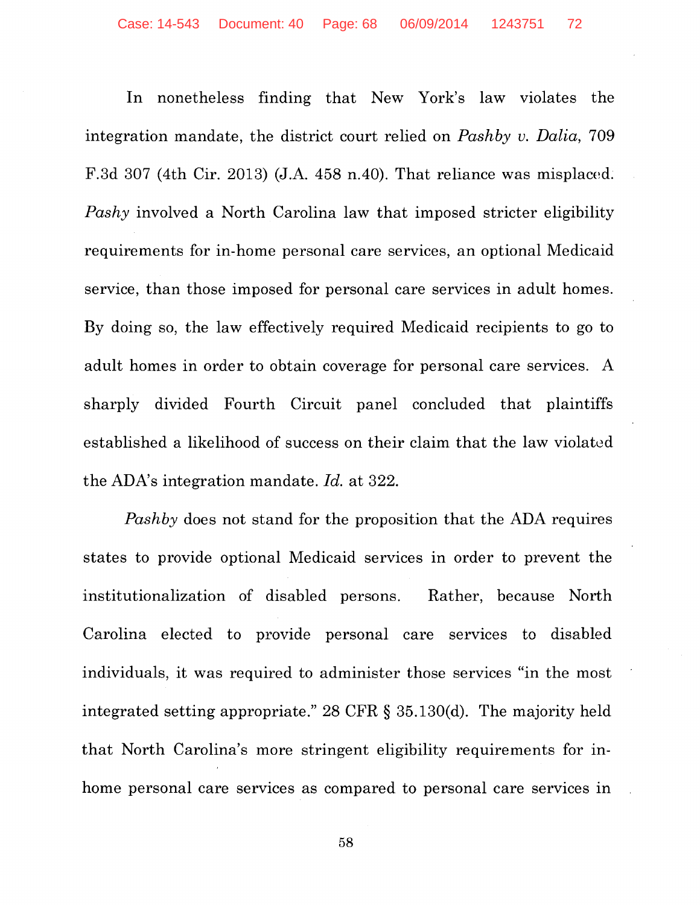In nonetheless finding that New York's law violates the integration mandate, the district court relied on *Pashby v. Dalia*, 709 F.3d 307 (4th Cir. 2013) (J.A. 458 n.40). That reliance was misplaced. *Pashy* involved a North Carolina law that imposed stricter eligibility requirements for in-home personal care services, an optional Medicaid service, than those imposed for personal care services in adult homes. By doing so, the law effectively required Medicaid recipients to go to adult homes in order to obtain coverage for personal care services. A sharply divided Fourth Circuit panel concluded that plaintiffs established a likelihood of success on their claim that the law violated the ADA's integration mandate. *Id.* at 322.

*Pashby* does not stand for the proposition that the ADA requires states to provide optional Medicaid services in order to prevent the institutionalization of disabled persons. Rather, because North Carolina elected to provide personal care services to disabled individuals, it was required to administer those services "in the most integrated setting appropriate." 28 CFR § 35.130(d). The majority held that North Carolina's more stringent eligibility requirements for in-home personal care services as compared to personal care services in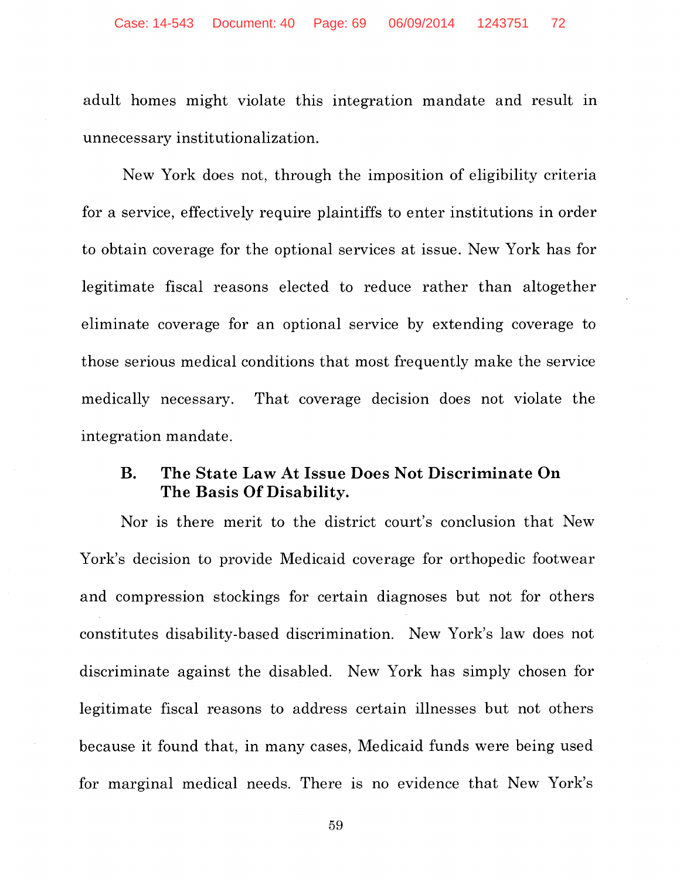adult homes might violate this integration mandate and result in unnecessary institutionalization.

New York does not, through the imposition of eligibility criteria for a service, effectively require plaintiffs to enter institutions in order to obtain coverage for the optional services at issue. New York has for legitimate fiscal reasons elected to reduce rather than altogether eliminate coverage for an optional service by extending coverage to those serious medical conditions that most frequently make the service medically necessary. That coverage decision does not violate the integration mandate.

### B. The State Law At Issue Does Not Discriminate On The Basis Of Disability.

Nor is there merit to the district court's conclusion that New York's decision to provide Medicaid coverage for orthopedic footwear and compression stockings for certain diagnoses but not for others constitutes disability-based discrimination. New York's law does not discriminate against the disabled. New York has simply chosen for legitimate fiscal reasons to address certain illnesses but not others because it found that, in many cases, Medicaid funds were being used for marginal medical needs. There is no evidence that New York's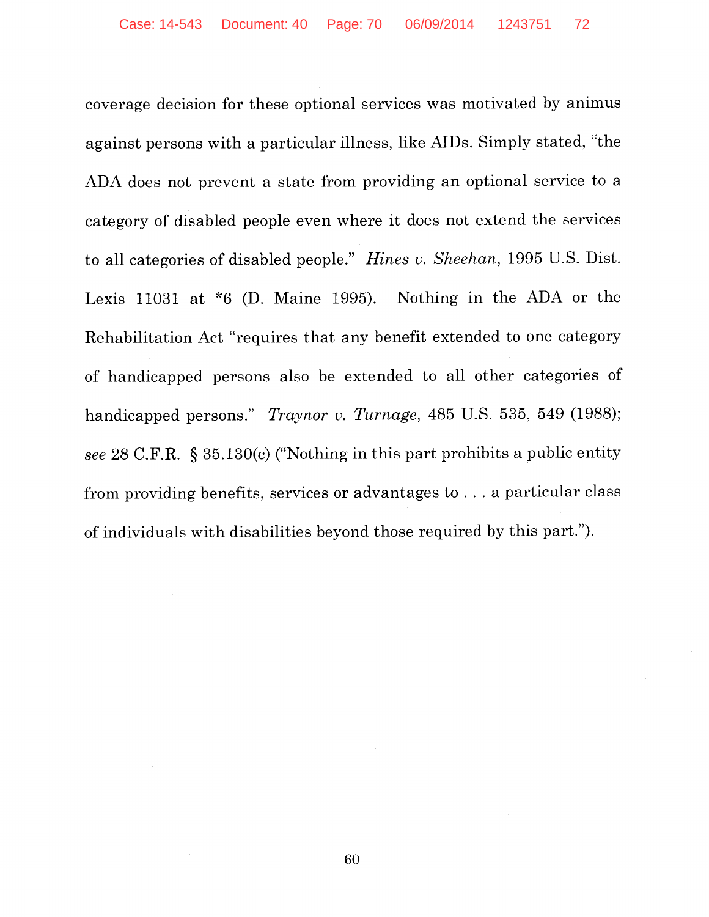coverage decision for these optional services was motivated by animus against persons with a particular illness, like AIDs. Simply stated, "the ADA does not prevent a state from providing an optional service to a category of disabled people even where it does not extend the services to all categories of disabled people." *Hines v. Sheehan*, 1995 U.S. Dist. Lexis 11031 at *6 (D. Maine 1995). Nothing in the ADA or the Rehabilitation Act "requires that any benefit extended to one category of handicapped persons also be extended to all other categories of handicapped persons." *Traynor v. Turnage*, 485 U.S. 535, 549 (1988); *see* 28 C.F.R. § 35.130(c) ("Nothing in this part prohibits a public entity from providing benefits, services or advantages to . . . a particular class of individuals with disabilities beyond those required by this part.").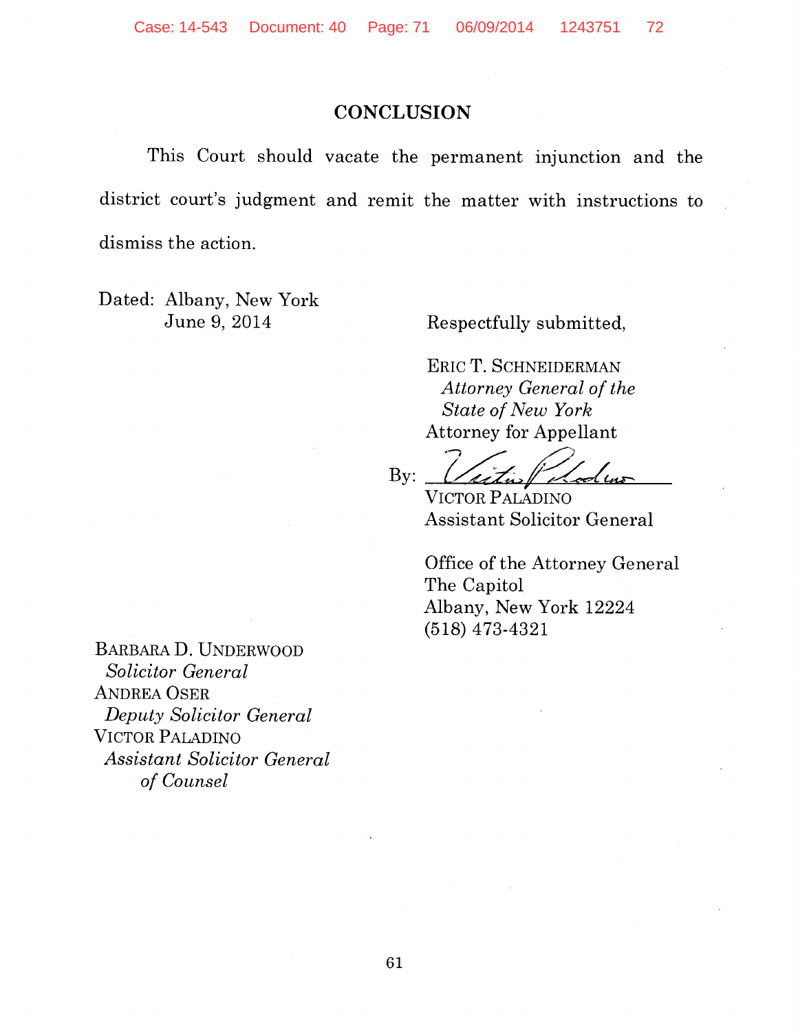## CONCLUSION

This Court should vacate the permanent injunction and the district court's judgment and remit the matter with instructions to dismiss the action.

Dated: Albany, New York
June 9, 2014

Respectfully submitted,

ERIC T. SCHNEIDERMAN
*Attorney General of the State of New York*
Attorney for Appellant

By: ______________________
VICTOR PALADINO
Assistant Solicitor General

Office of the Attorney General
The Capitol
Albany, New York 12224
(518) 473-4321

BARBARA D. UNDERWOOD
*Solicitor General*
ANDREA OSER
*Deputy Solicitor General*
VICTOR PALADINO
*Assistant Solicitor General of Counsel*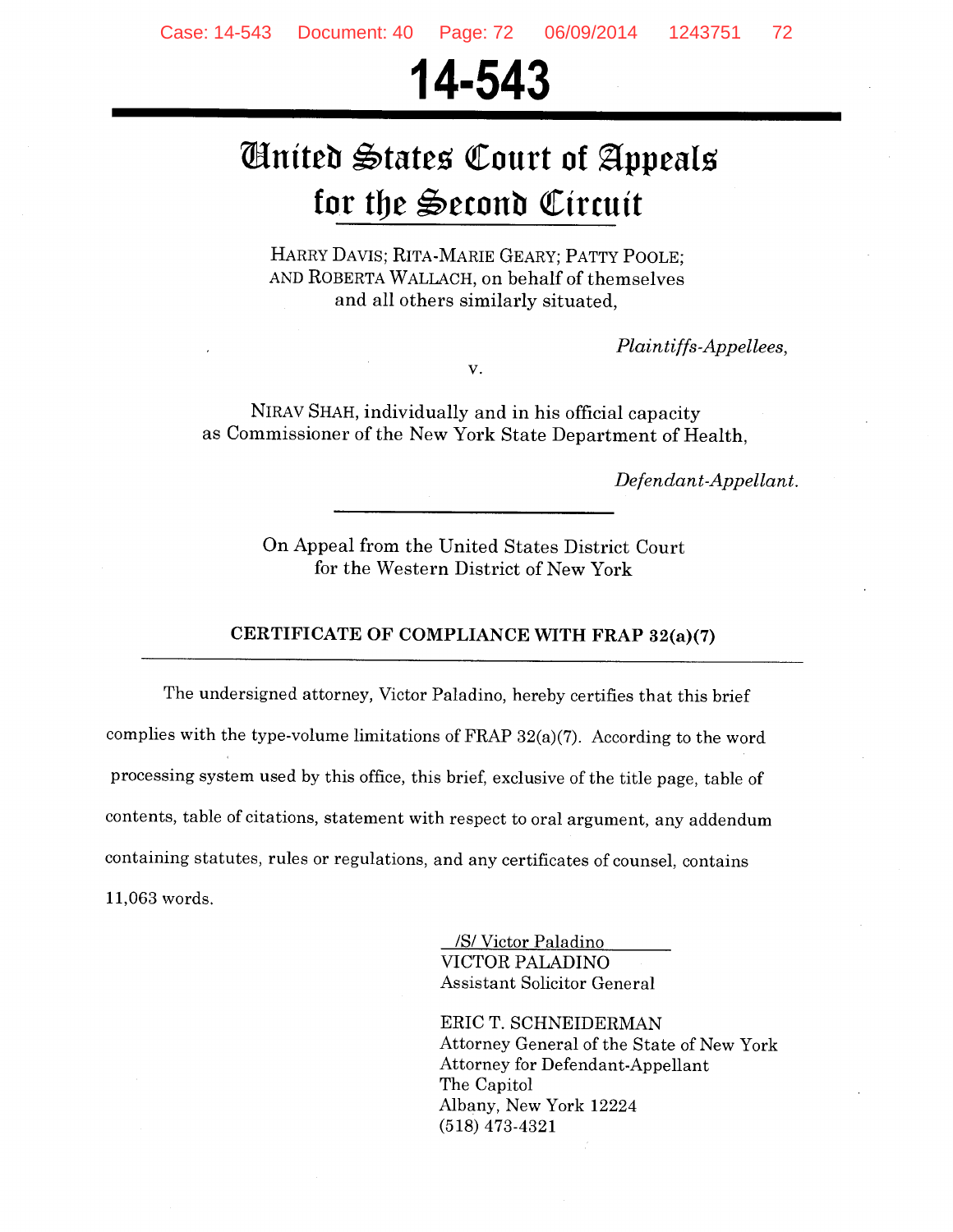# 14-543

# United States Court of Appeals for the Second Circuit

HARRY DAVIS; RITA-MARIE GEARY; PATTY POOLE; AND ROBERTA WALLACH, on behalf of themselves and all others similarly situated,

*Plaintiffs-Appellees,*

v.

NIRAV SHAH, individually and in his official capacity as Commissioner of the New York State Department of Health,

*Defendant-Appellant.*

On Appeal from the United States District Court for the Western District of New York

## CERTIFICATE OF COMPLIANCE WITH FRAP 32(a)(7)

The undersigned attorney, Victor Paladino, hereby certifies that this brief complies with the type-volume limitations of FRAP 32(a)(7). According to the word processing system used by this office, this brief, exclusive of the title page, table of contents, table of citations, statement with respect to oral argument, any addendum containing statutes, rules or regulations, and any certificates of counsel, contains 11,063 words.

/S/ Victor Paladino
VICTOR PALADINO
Assistant Solicitor General

ERIC T. SCHNEIDERMAN
Attorney General of the State of New York
Attorney for Defendant-Appellant
The Capitol
Albany, New York 12224
(518) 473-4321